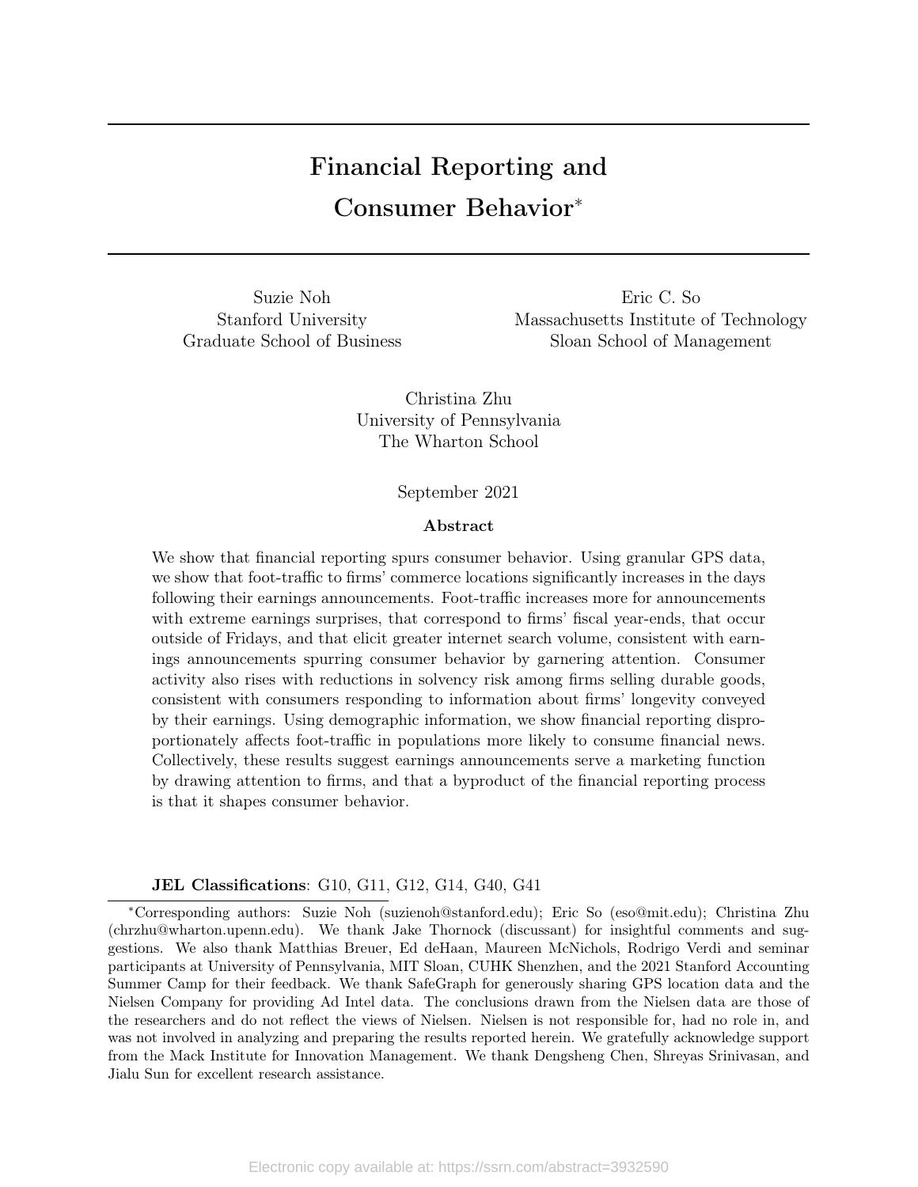# Financial Reporting and Consumer Behavior*

Suzie Noh
Stanford University
Graduate School of Business

Eric C. So
Massachusetts Institute of Technology
Sloan School of Management

Christina Zhu
University of Pennsylvania
The Wharton School

September 2021

### Abstract

We show that financial reporting spurs consumer behavior. Using granular GPS data, we show that foot-traffic to firms' commerce locations significantly increases in the days following their earnings announcements. Foot-traffic increases more for announcements with extreme earnings surprises, that correspond to firms' fiscal year-ends, that occur outside of Fridays, and that elicit greater internet search volume, consistent with earnings announcements spurring consumer behavior by garnering attention. Consumer activity also rises with reductions in solvency risk among firms selling durable goods, consistent with consumers responding to information about firms' longevity conveyed by their earnings. Using demographic information, we show financial reporting disproportionately affects foot-traffic in populations more likely to consume financial news. Collectively, these results suggest earnings announcements serve a marketing function by drawing attention to firms, and that a byproduct of the financial reporting process is that it shapes consumer behavior.

**JEL Classifications**: G10, G11, G12, G14, G40, G41

*Corresponding authors: Suzie Noh (suzienoh@stanford.edu); Eric So (eso@mit.edu); Christina Zhu (chrzhu@wharton.upenn.edu). We thank Jake Thornock (discussant) for insightful comments and suggestions. We also thank Matthias Breuer, Ed deHaan, Maureen McNichols, Rodrigo Verdi and seminar participants at University of Pennsylvania, MIT Sloan, CUHK Shenzhen, and the 2021 Stanford Accounting Summer Camp for their feedback. We thank SafeGraph for generously sharing GPS location data and the Nielsen Company for providing Ad Intel data. The conclusions drawn from the Nielsen data are those of the researchers and do not reflect the views of Nielsen. Nielsen is not responsible for, had no role in, and was not involved in analyzing and preparing the results reported herein. We gratefully acknowledge support from the Mack Institute for Innovation Management. We thank Dengsheng Chen, Shreyas Srinivasan, and Jialu Sun for excellent research assistance.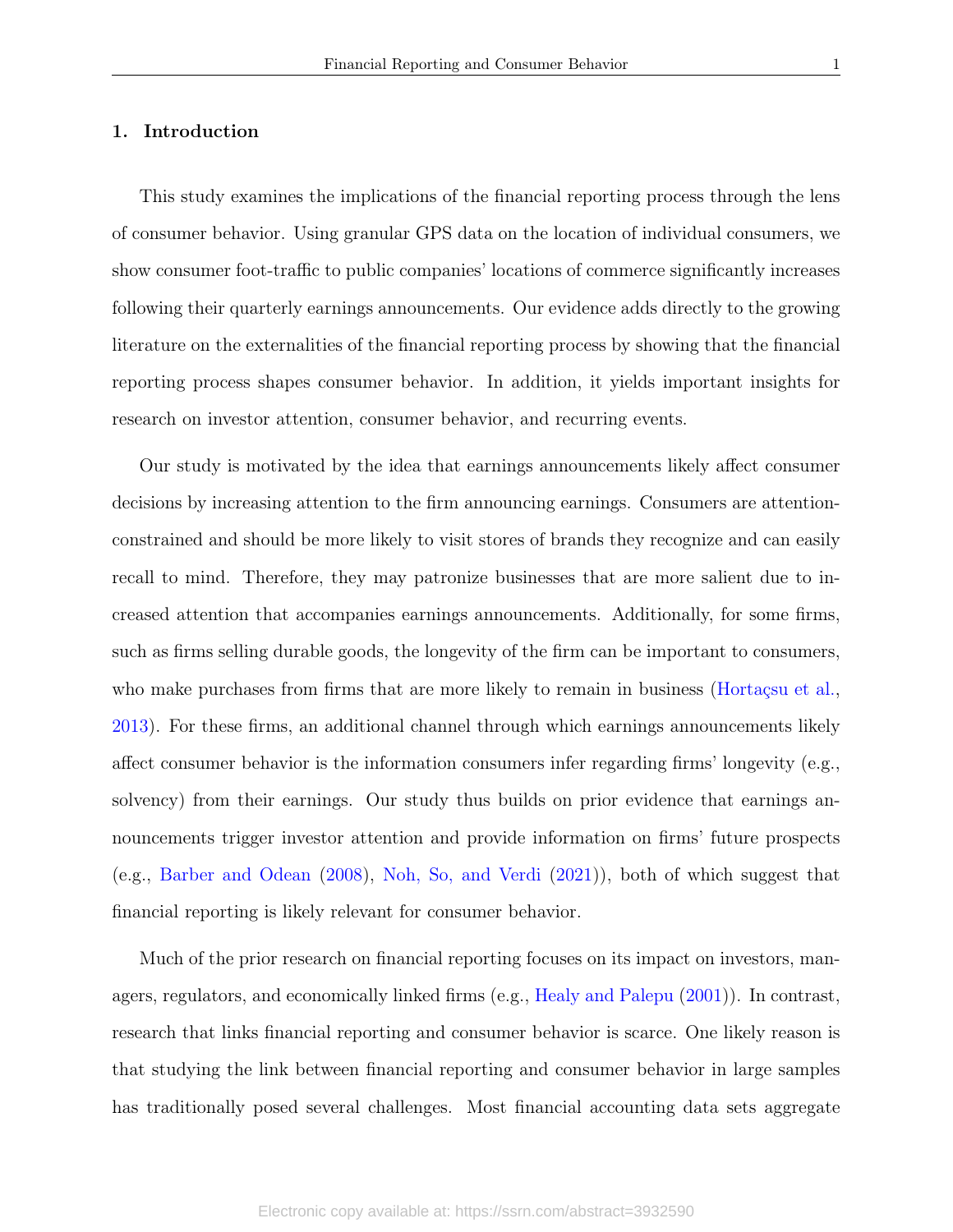## 1. Introduction

This study examines the implications of the financial reporting process through the lens of consumer behavior. Using granular GPS data on the location of individual consumers, we show consumer foot-traffic to public companies' locations of commerce significantly increases following their quarterly earnings announcements. Our evidence adds directly to the growing literature on the externalities of the financial reporting process by showing that the financial reporting process shapes consumer behavior. In addition, it yields important insights for research on investor attention, consumer behavior, and recurring events.

Our study is motivated by the idea that earnings announcements likely affect consumer decisions by increasing attention to the firm announcing earnings. Consumers are attention-constrained and should be more likely to visit stores of brands they recognize and can easily recall to mind. Therefore, they may patronize businesses that are more salient due to increased attention that accompanies earnings announcements. Additionally, for some firms, such as firms selling durable goods, the longevity of the firm can be important to consumers, who make purchases from firms that are more likely to remain in business (Hortaçsu et al., 2013). For these firms, an additional channel through which earnings announcements likely affect consumer behavior is the information consumers infer regarding firms' longevity (e.g., solvency) from their earnings. Our study thus builds on prior evidence that earnings announcements trigger investor attention and provide information on firms' future prospects (e.g., Barber and Odean (2008), Noh, So, and Verdi (2021)), both of which suggest that financial reporting is likely relevant for consumer behavior.

Much of the prior research on financial reporting focuses on its impact on investors, managers, regulators, and economically linked firms (e.g., Healy and Palepu (2001)). In contrast, research that links financial reporting and consumer behavior is scarce. One likely reason is that studying the link between financial reporting and consumer behavior in large samples has traditionally posed several challenges. Most financial accounting data sets aggregate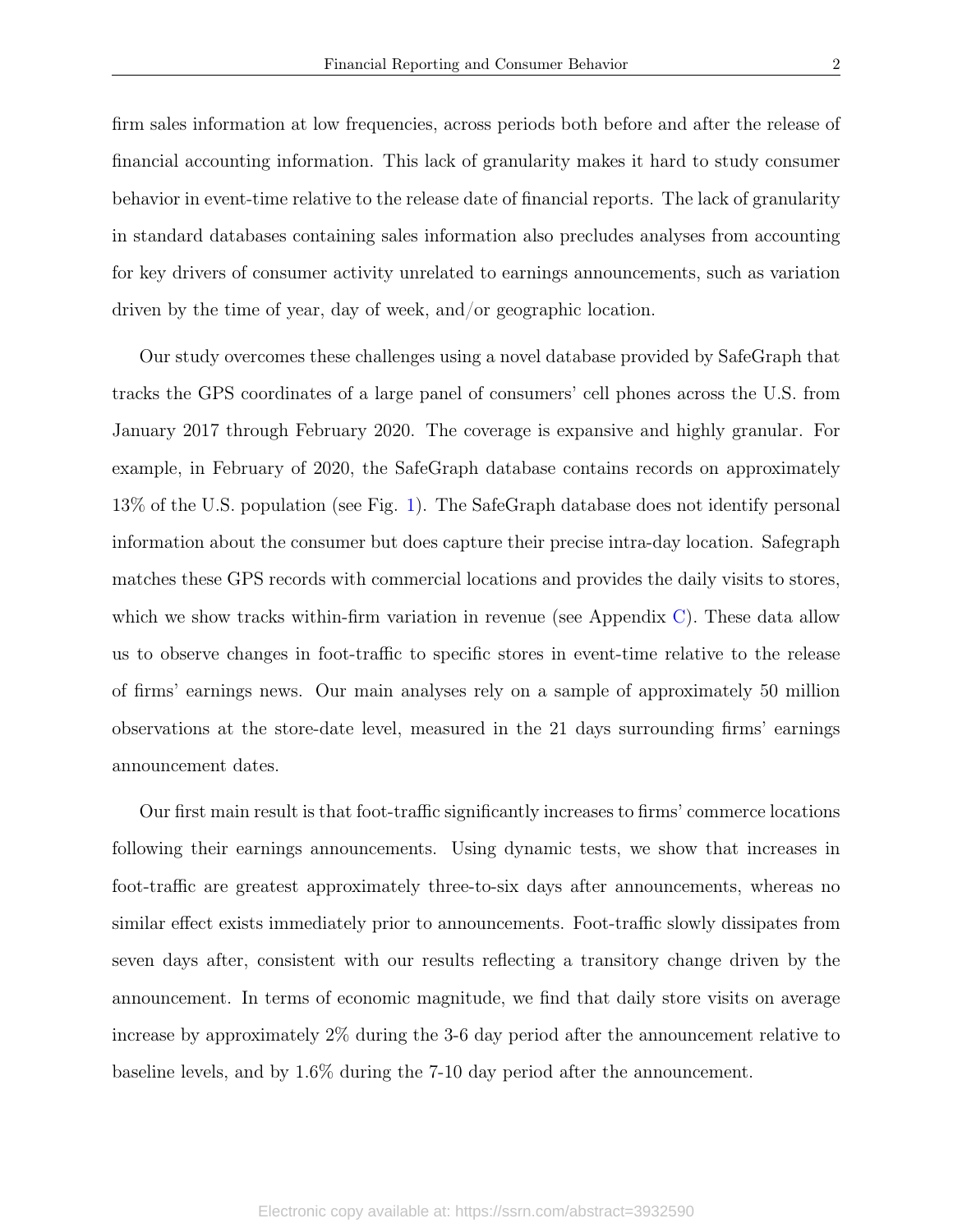firm sales information at low frequencies, across periods both before and after the release of financial accounting information. This lack of granularity makes it hard to study consumer behavior in event-time relative to the release date of financial reports. The lack of granularity in standard databases containing sales information also precludes analyses from accounting for key drivers of consumer activity unrelated to earnings announcements, such as variation driven by the time of year, day of week, and/or geographic location.

Our study overcomes these challenges using a novel database provided by SafeGraph that tracks the GPS coordinates of a large panel of consumers' cell phones across the U.S. from January 2017 through February 2020. The coverage is expansive and highly granular. For example, in February of 2020, the SafeGraph database contains records on approximately 13% of the U.S. population (see Fig. 1). The SafeGraph database does not identify personal information about the consumer but does capture their precise intra-day location. Safegraph matches these GPS records with commercial locations and provides the daily visits to stores, which we show tracks within-firm variation in revenue (see Appendix C). These data allow us to observe changes in foot-traffic to specific stores in event-time relative to the release of firms' earnings news. Our main analyses rely on a sample of approximately 50 million observations at the store-date level, measured in the 21 days surrounding firms' earnings announcement dates.

Our first main result is that foot-traffic significantly increases to firms' commerce locations following their earnings announcements. Using dynamic tests, we show that increases in foot-traffic are greatest approximately three-to-six days after announcements, whereas no similar effect exists immediately prior to announcements. Foot-traffic slowly dissipates from seven days after, consistent with our results reflecting a transitory change driven by the announcement. In terms of economic magnitude, we find that daily store visits on average increase by approximately 2% during the 3-6 day period after the announcement relative to baseline levels, and by 1.6% during the 7-10 day period after the announcement.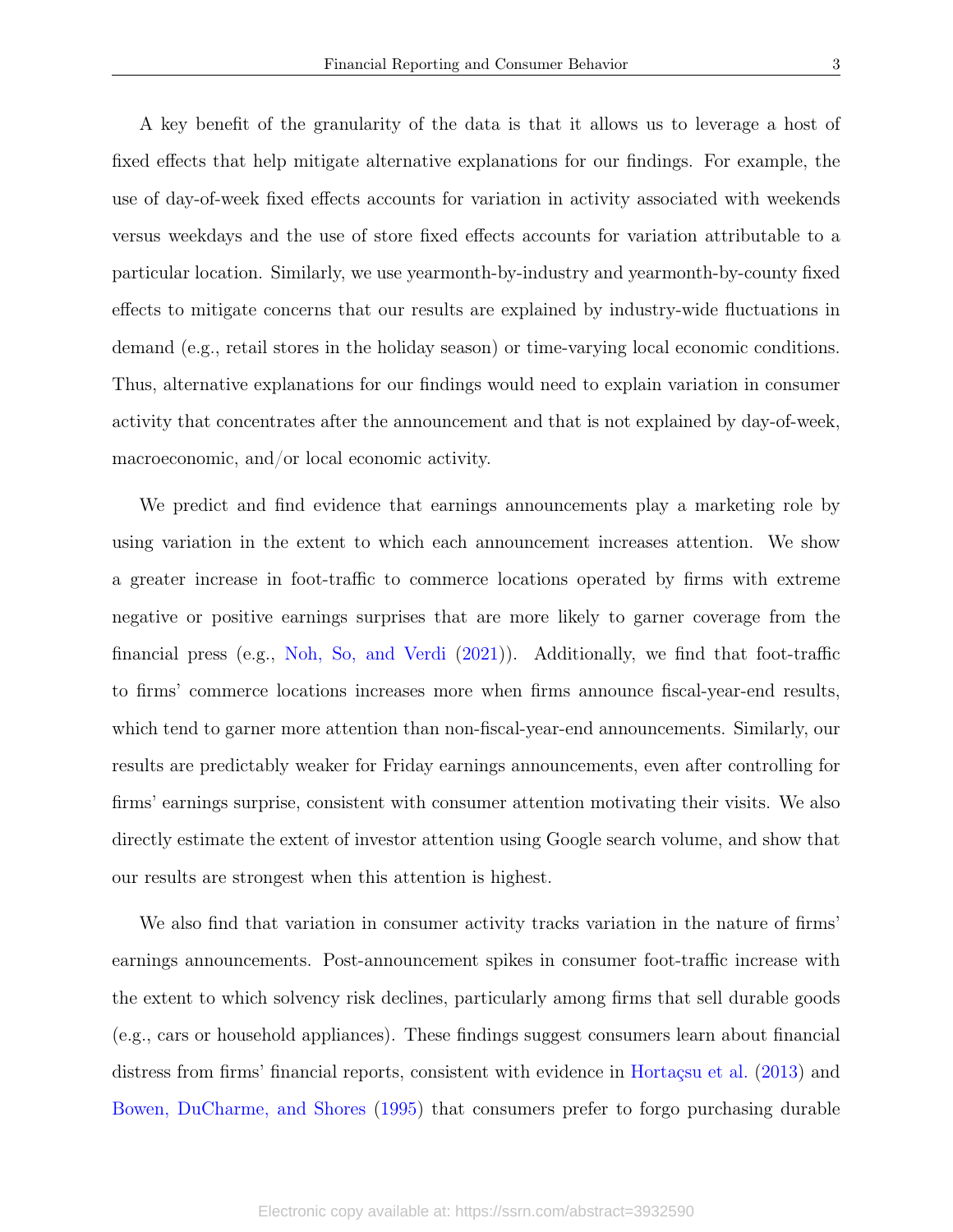A key benefit of the granularity of the data is that it allows us to leverage a host of fixed effects that help mitigate alternative explanations for our findings. For example, the use of day-of-week fixed effects accounts for variation in activity associated with weekends versus weekdays and the use of store fixed effects accounts for variation attributable to a particular location. Similarly, we use yearmonth-by-industry and yearmonth-by-county fixed effects to mitigate concerns that our results are explained by industry-wide fluctuations in demand (e.g., retail stores in the holiday season) or time-varying local economic conditions. Thus, alternative explanations for our findings would need to explain variation in consumer activity that concentrates after the announcement and that is not explained by day-of-week, macroeconomic, and/or local economic activity.

We predict and find evidence that earnings announcements play a marketing role by using variation in the extent to which each announcement increases attention. We show a greater increase in foot-traffic to commerce locations operated by firms with extreme negative or positive earnings surprises that are more likely to garner coverage from the financial press (e.g., Noh, So, and Verdi (2021)). Additionally, we find that foot-traffic to firms' commerce locations increases more when firms announce fiscal-year-end results, which tend to garner more attention than non-fiscal-year-end announcements. Similarly, our results are predictably weaker for Friday earnings announcements, even after controlling for firms' earnings surprise, consistent with consumer attention motivating their visits. We also directly estimate the extent of investor attention using Google search volume, and show that our results are strongest when this attention is highest.

We also find that variation in consumer activity tracks variation in the nature of firms' earnings announcements. Post-announcement spikes in consumer foot-traffic increase with the extent to which solvency risk declines, particularly among firms that sell durable goods (e.g., cars or household appliances). These findings suggest consumers learn about financial distress from firms' financial reports, consistent with evidence in Hortaçsu et al. (2013) and Bowen, DuCharme, and Shores (1995) that consumers prefer to forgo purchasing durable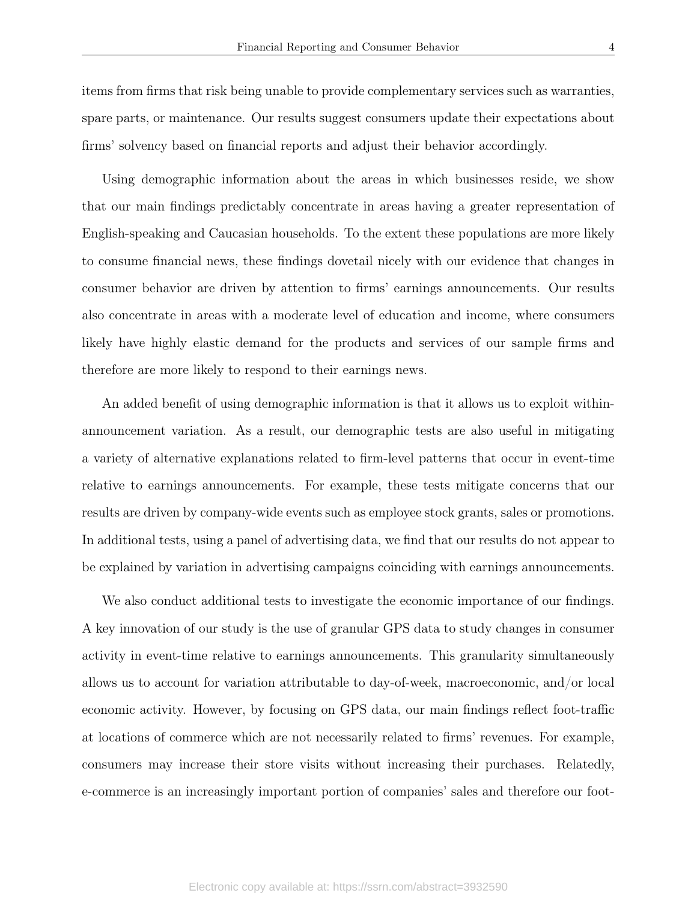items from firms that risk being unable to provide complementary services such as warranties, spare parts, or maintenance. Our results suggest consumers update their expectations about firms' solvency based on financial reports and adjust their behavior accordingly.

Using demographic information about the areas in which businesses reside, we show that our main findings predictably concentrate in areas having a greater representation of English-speaking and Caucasian households. To the extent these populations are more likely to consume financial news, these findings dovetail nicely with our evidence that changes in consumer behavior are driven by attention to firms' earnings announcements. Our results also concentrate in areas with a moderate level of education and income, where consumers likely have highly elastic demand for the products and services of our sample firms and therefore are more likely to respond to their earnings news.

An added benefit of using demographic information is that it allows us to exploit within-announcement variation. As a result, our demographic tests are also useful in mitigating a variety of alternative explanations related to firm-level patterns that occur in event-time relative to earnings announcements. For example, these tests mitigate concerns that our results are driven by company-wide events such as employee stock grants, sales or promotions. In additional tests, using a panel of advertising data, we find that our results do not appear to be explained by variation in advertising campaigns coinciding with earnings announcements.

We also conduct additional tests to investigate the economic importance of our findings. A key innovation of our study is the use of granular GPS data to study changes in consumer activity in event-time relative to earnings announcements. This granularity simultaneously allows us to account for variation attributable to day-of-week, macroeconomic, and/or local economic activity. However, by focusing on GPS data, our main findings reflect foot-traffic at locations of commerce which are not necessarily related to firms' revenues. For example, consumers may increase their store visits without increasing their purchases. Relatedly, e-commerce is an increasingly important portion of companies' sales and therefore our foot-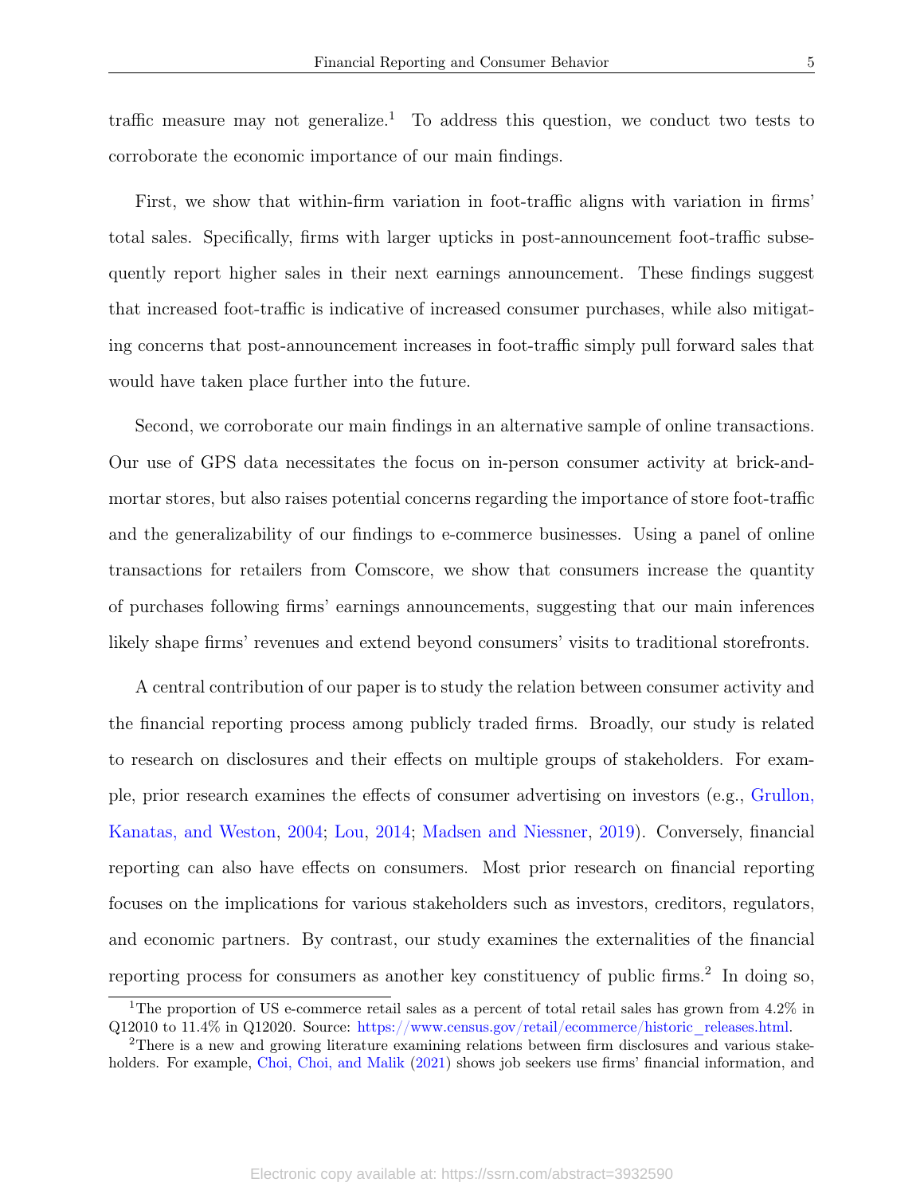traffic measure may not generalize.[1] To address this question, we conduct two tests to corroborate the economic importance of our main findings.

First, we show that within-firm variation in foot-traffic aligns with variation in firms' total sales. Specifically, firms with larger upticks in post-announcement foot-traffic subsequently report higher sales in their next earnings announcement. These findings suggest that increased foot-traffic is indicative of increased consumer purchases, while also mitigating concerns that post-announcement increases in foot-traffic simply pull forward sales that would have taken place further into the future.

Second, we corroborate our main findings in an alternative sample of online transactions. Our use of GPS data necessitates the focus on in-person consumer activity at brick-and-mortar stores, but also raises potential concerns regarding the importance of store foot-traffic and the generalizability of our findings to e-commerce businesses. Using a panel of online transactions for retailers from Comscore, we show that consumers increase the quantity of purchases following firms' earnings announcements, suggesting that our main inferences likely shape firms' revenues and extend beyond consumers' visits to traditional storefronts.

A central contribution of our paper is to study the relation between consumer activity and the financial reporting process among publicly traded firms. Broadly, our study is related to research on disclosures and their effects on multiple groups of stakeholders. For example, prior research examines the effects of consumer advertising on investors (e.g., Grullon, Kanatas, and Weston, 2004; Lou, 2014; Madsen and Niessner, 2019). Conversely, financial reporting can also have effects on consumers. Most prior research on financial reporting focuses on the implications for various stakeholders such as investors, creditors, regulators, and economic partners. By contrast, our study examines the externalities of the financial reporting process for consumers as another key constituency of public firms.[2] In doing so,

[1] The proportion of US e-commerce retail sales as a percent of total retail sales has grown from 4.2% in Q12010 to 11.4% in Q12020. Source: https://www.census.gov/retail/ecommerce/historic_releases.html.

[2] There is a new and growing literature examining relations between firm disclosures and various stakeholders. For example, Choi, Choi, and Malik (2021) shows job seekers use firms' financial information, and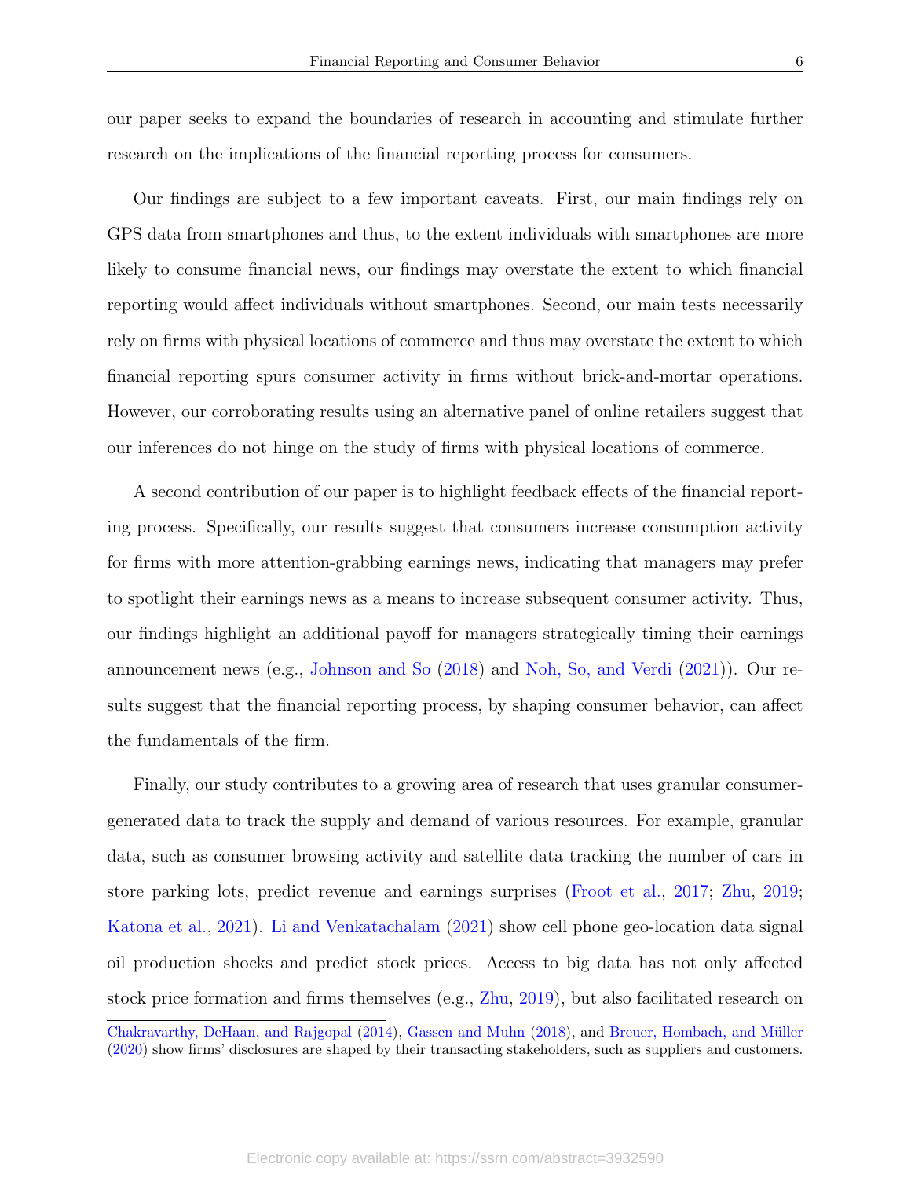our paper seeks to expand the boundaries of research in accounting and stimulate further research on the implications of the financial reporting process for consumers.

Our findings are subject to a few important caveats. First, our main findings rely on GPS data from smartphones and thus, to the extent individuals with smartphones are more likely to consume financial news, our findings may overstate the extent to which financial reporting would affect individuals without smartphones. Second, our main tests necessarily rely on firms with physical locations of commerce and thus may overstate the extent to which financial reporting spurs consumer activity in firms without brick-and-mortar operations. However, our corroborating results using an alternative panel of online retailers suggest that our inferences do not hinge on the study of firms with physical locations of commerce.

A second contribution of our paper is to highlight feedback effects of the financial reporting process. Specifically, our results suggest that consumers increase consumption activity for firms with more attention-grabbing earnings news, indicating that managers may prefer to spotlight their earnings news as a means to increase subsequent consumer activity. Thus, our findings highlight an additional payoff for managers strategically timing their earnings announcement news (e.g., Johnson and So (2018) and Noh, So, and Verdi (2021)). Our results suggest that the financial reporting process, by shaping consumer behavior, can affect the fundamentals of the firm.

Finally, our study contributes to a growing area of research that uses granular consumer-generated data to track the supply and demand of various resources. For example, granular data, such as consumer browsing activity and satellite data tracking the number of cars in store parking lots, predict revenue and earnings surprises (Froot et al., 2017; Zhu, 2019; Katona et al., 2021). Li and Venkatachalam (2021) show cell phone geo-location data signal oil production shocks and predict stock prices. Access to big data has not only affected stock price formation and firms themselves (e.g., Zhu, 2019), but also facilitated research on

Chakravarthy, DeHaan, and Rajgopal (2014), Gassen and Muhn (2018), and Breuer, Hombach, and Müller (2020) show firms' disclosures are shaped by their transacting stakeholders, such as suppliers and customers.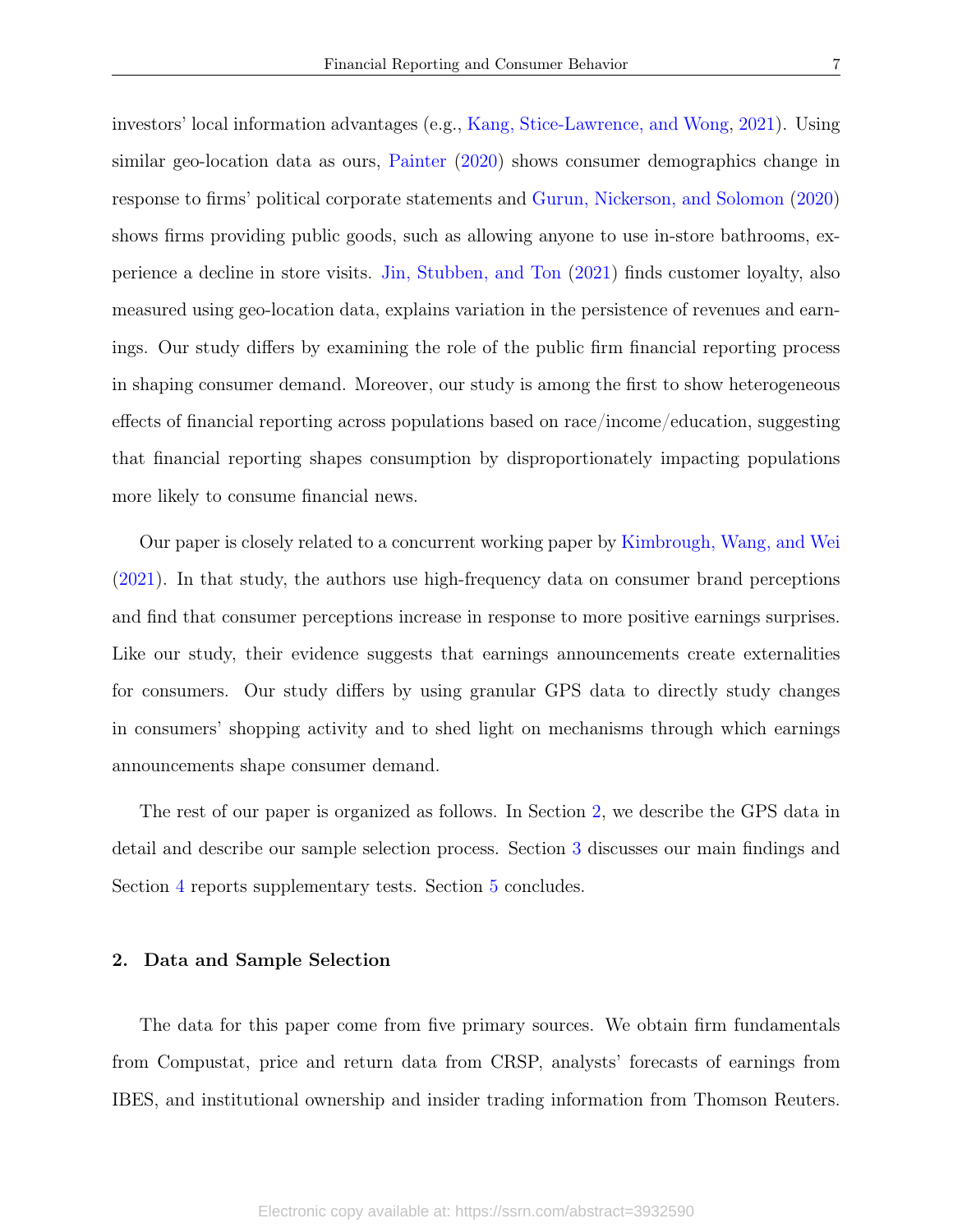investors' local information advantages (e.g., Kang, Stice-Lawrence, and Wong, 2021). Using similar geo-location data as ours, Painter (2020) shows consumer demographics change in response to firms' political corporate statements and Gurun, Nickerson, and Solomon (2020) shows firms providing public goods, such as allowing anyone to use in-store bathrooms, experience a decline in store visits. Jin, Stubben, and Ton (2021) finds customer loyalty, also measured using geo-location data, explains variation in the persistence of revenues and earnings. Our study differs by examining the role of the public firm financial reporting process in shaping consumer demand. Moreover, our study is among the first to show heterogeneous effects of financial reporting across populations based on race/income/education, suggesting that financial reporting shapes consumption by disproportionately impacting populations more likely to consume financial news.

Our paper is closely related to a concurrent working paper by Kimbrough, Wang, and Wei (2021). In that study, the authors use high-frequency data on consumer brand perceptions and find that consumer perceptions increase in response to more positive earnings surprises. Like our study, their evidence suggests that earnings announcements create externalities for consumers. Our study differs by using granular GPS data to directly study changes in consumers' shopping activity and to shed light on mechanisms through which earnings announcements shape consumer demand.

The rest of our paper is organized as follows. In Section 2, we describe the GPS data in detail and describe our sample selection process. Section 3 discusses our main findings and Section 4 reports supplementary tests. Section 5 concludes.

## 2. Data and Sample Selection

The data for this paper come from five primary sources. We obtain firm fundamentals from Compustat, price and return data from CRSP, analysts' forecasts of earnings from IBES, and institutional ownership and insider trading information from Thomson Reuters.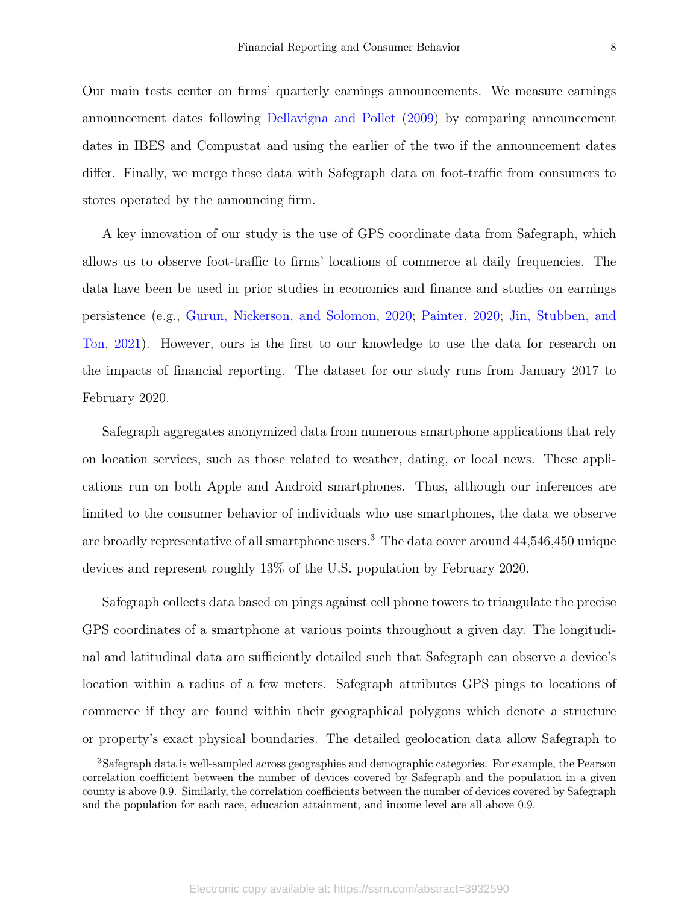Our main tests center on firms' quarterly earnings announcements. We measure earnings announcement dates following Dellavigna and Pollet (2009) by comparing announcement dates in IBES and Compustat and using the earlier of the two if the announcement dates differ. Finally, we merge these data with Safegraph data on foot-traffic from consumers to stores operated by the announcing firm.

A key innovation of our study is the use of GPS coordinate data from Safegraph, which allows us to observe foot-traffic to firms' locations of commerce at daily frequencies. The data have been be used in prior studies in economics and finance and studies on earnings persistence (e.g., Gurun, Nickerson, and Solomon, 2020; Painter, 2020; Jin, Stubben, and Ton, 2021). However, ours is the first to our knowledge to use the data for research on the impacts of financial reporting. The dataset for our study runs from January 2017 to February 2020.

Safegraph aggregates anonymized data from numerous smartphone applications that rely on location services, such as those related to weather, dating, or local news. These applications run on both Apple and Android smartphones. Thus, although our inferences are limited to the consumer behavior of individuals who use smartphones, the data we observe are broadly representative of all smartphone users.[3] The data cover around 44,546,450 unique devices and represent roughly 13% of the U.S. population by February 2020.

Safegraph collects data based on pings against cell phone towers to triangulate the precise GPS coordinates of a smartphone at various points throughout a given day. The longitudinal and latitudinal data are sufficiently detailed such that Safegraph can observe a device's location within a radius of a few meters. Safegraph attributes GPS pings to locations of commerce if they are found within their geographical polygons which denote a structure or property's exact physical boundaries. The detailed geolocation data allow Safegraph to

[3] Safegraph data is well-sampled across geographies and demographic categories. For example, the Pearson correlation coefficient between the number of devices covered by Safegraph and the population in a given county is above 0.9. Similarly, the correlation coefficients between the number of devices covered by Safegraph and the population for each race, education attainment, and income level are all above 0.9.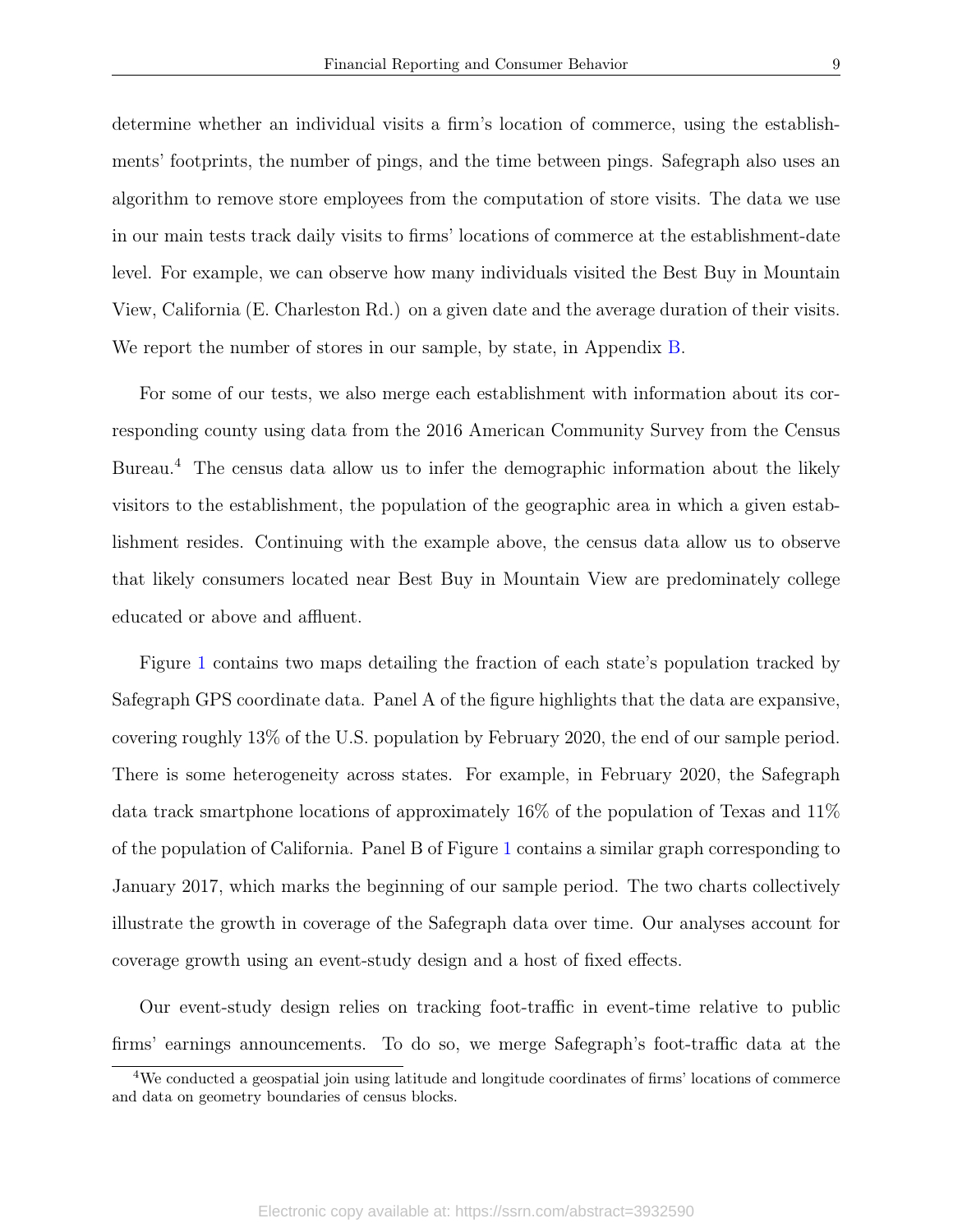determine whether an individual visits a firm's location of commerce, using the establishments' footprints, the number of pings, and the time between pings. Safegraph also uses an algorithm to remove store employees from the computation of store visits. The data we use in our main tests track daily visits to firms' locations of commerce at the establishment-date level. For example, we can observe how many individuals visited the Best Buy in Mountain View, California (E. Charleston Rd.) on a given date and the average duration of their visits. We report the number of stores in our sample, by state, in Appendix B.

For some of our tests, we also merge each establishment with information about its corresponding county using data from the 2016 American Community Survey from the Census Bureau.[4] The census data allow us to infer the demographic information about the likely visitors to the establishment, the population of the geographic area in which a given establishment resides. Continuing with the example above, the census data allow us to observe that likely consumers located near Best Buy in Mountain View are predominately college educated or above and affluent.

Figure 1 contains two maps detailing the fraction of each state's population tracked by Safegraph GPS coordinate data. Panel A of the figure highlights that the data are expansive, covering roughly 13% of the U.S. population by February 2020, the end of our sample period. There is some heterogeneity across states. For example, in February 2020, the Safegraph data track smartphone locations of approximately 16% of the population of Texas and 11% of the population of California. Panel B of Figure 1 contains a similar graph corresponding to January 2017, which marks the beginning of our sample period. The two charts collectively illustrate the growth in coverage of the Safegraph data over time. Our analyses account for coverage growth using an event-study design and a host of fixed effects.

Our event-study design relies on tracking foot-traffic in event-time relative to public firms' earnings announcements. To do so, we merge Safegraph's foot-traffic data at the

[4] We conducted a geospatial join using latitude and longitude coordinates of firms' locations of commerce and data on geometry boundaries of census blocks.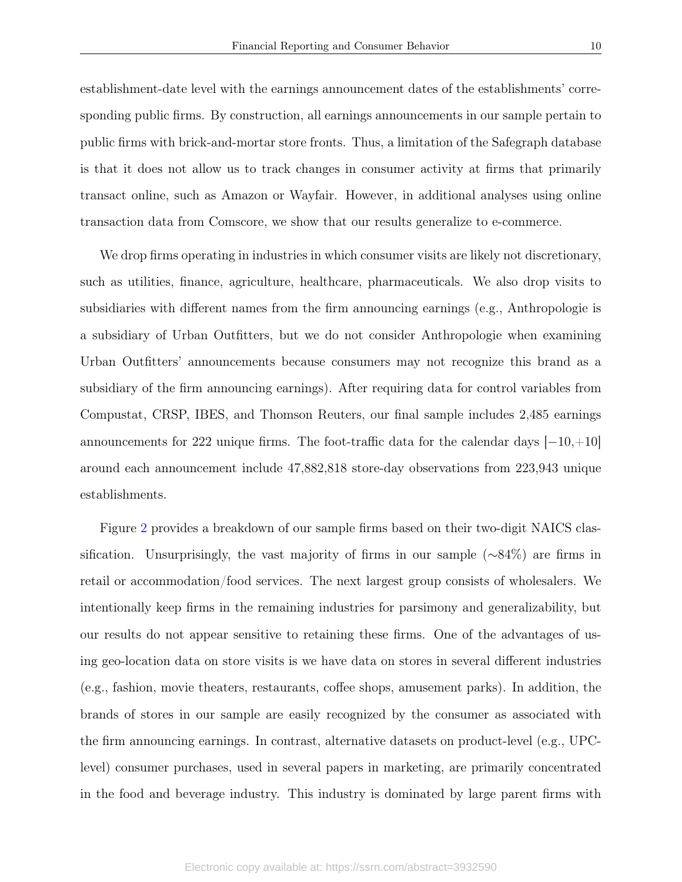establishment-date level with the earnings announcement dates of the establishments' corresponding public firms. By construction, all earnings announcements in our sample pertain to public firms with brick-and-mortar store fronts. Thus, a limitation of the Safegraph database is that it does not allow us to track changes in consumer activity at firms that primarily transact online, such as Amazon or Wayfair. However, in additional analyses using online transaction data from Comscore, we show that our results generalize to e-commerce.

We drop firms operating in industries in which consumer visits are likely not discretionary, such as utilities, finance, agriculture, healthcare, pharmaceuticals. We also drop visits to subsidiaries with different names from the firm announcing earnings (e.g., Anthropologie is a subsidiary of Urban Outfitters, but we do not consider Anthropologie when examining Urban Outfitters' announcements because consumers may not recognize this brand as a subsidiary of the firm announcing earnings). After requiring data for control variables from Compustat, CRSP, IBES, and Thomson Reuters, our final sample includes 2,485 earnings announcements for 222 unique firms. The foot-traffic data for the calendar days $[-10,+10]$ around each announcement include 47,882,818 store-day observations from 223,943 unique establishments.

Figure 2 provides a breakdown of our sample firms based on their two-digit NAICS classification. Unsurprisingly, the vast majority of firms in our sample ($\sim$84%) are firms in retail or accommodation/food services. The next largest group consists of wholesalers. We intentionally keep firms in the remaining industries for parsimony and generalizability, but our results do not appear sensitive to retaining these firms. One of the advantages of using geo-location data on store visits is we have data on stores in several different industries (e.g., fashion, movie theaters, restaurants, coffee shops, amusement parks). In addition, the brands of stores in our sample are easily recognized by the consumer as associated with the firm announcing earnings. In contrast, alternative datasets on product-level (e.g., UPC-level) consumer purchases, used in several papers in marketing, are primarily concentrated in the food and beverage industry. This industry is dominated by large parent firms with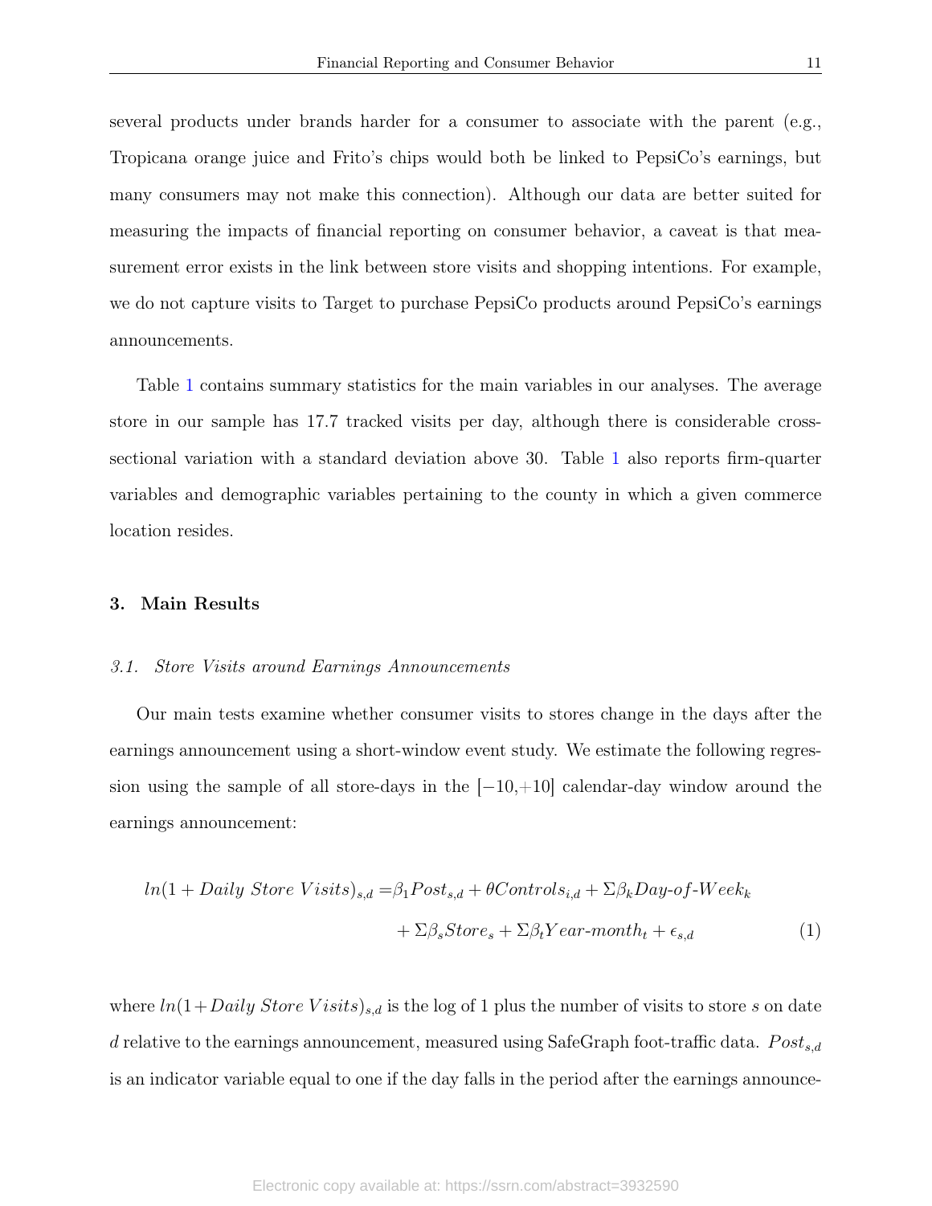several products under brands harder for a consumer to associate with the parent (e.g., Tropicana orange juice and Frito's chips would both be linked to PepsiCo's earnings, but many consumers may not make this connection). Although our data are better suited for measuring the impacts of financial reporting on consumer behavior, a caveat is that measurement error exists in the link between store visits and shopping intentions. For example, we do not capture visits to Target to purchase PepsiCo products around PepsiCo's earnings announcements.

Table 1 contains summary statistics for the main variables in our analyses. The average store in our sample has 17.7 tracked visits per day, although there is considerable cross-sectional variation with a standard deviation above 30. Table 1 also reports firm-quarter variables and demographic variables pertaining to the county in which a given commerce location resides.

## 3. Main Results

### *3.1. Store Visits around Earnings Announcements*

Our main tests examine whether consumer visits to stores change in the days after the earnings announcement using a short-window event study. We estimate the following regression using the sample of all store-days in the [−10,+10] calendar-day window around the earnings announcement:

$$
\begin{aligned}
ln(1 + Daily\ Store\ Visits)_{s,d} =& \beta_1 Post_{s,d} + \theta Controls_{i,d} + \Sigma\beta_k Day\text{-}of\text{-}Week_k \\
&+ \Sigma\beta_s Store_s + \Sigma\beta_t Year\text{-}month_t + \epsilon_{s,d} \qquad (1)
\end{aligned}
$$

where $ln(1+Daily\ Store\ Visits)_{s,d}$ is the log of 1 plus the number of visits to store $s$ on date $d$ relative to the earnings announcement, measured using SafeGraph foot-traffic data. $Post_{s,d}$ is an indicator variable equal to one if the day falls in the period after the earnings announce-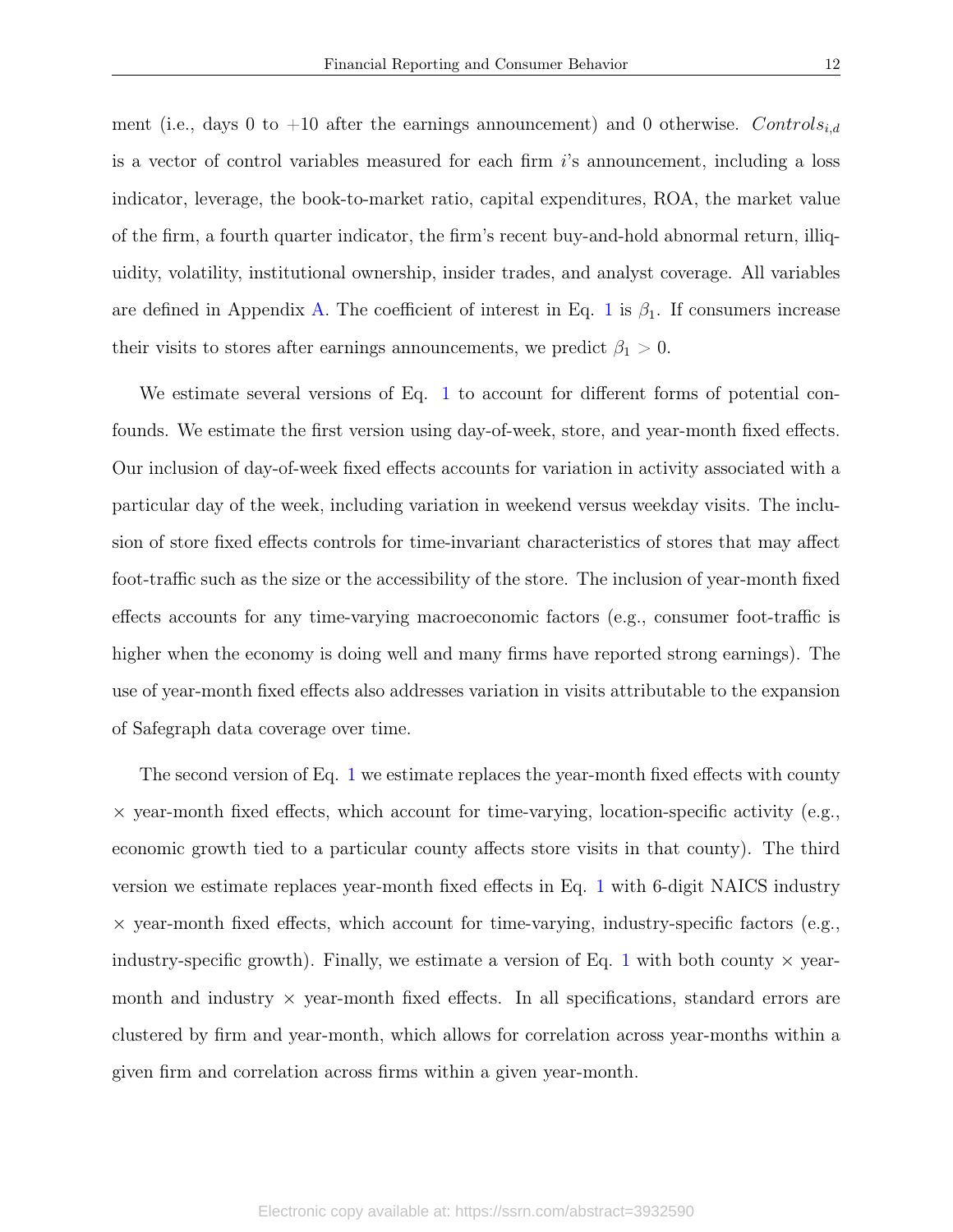ment (i.e., days 0 to +10 after the earnings announcement) and 0 otherwise. $Controls_{i,d}$ is a vector of control variables measured for each firm $i$'s announcement, including a loss indicator, leverage, the book-to-market ratio, capital expenditures, ROA, the market value of the firm, a fourth quarter indicator, the firm's recent buy-and-hold abnormal return, illiquidity, volatility, institutional ownership, insider trades, and analyst coverage. All variables are defined in Appendix A. The coefficient of interest in Eq. 1 is $\beta_1$. If consumers increase their visits to stores after earnings announcements, we predict $\beta_1 > 0$.

We estimate several versions of Eq. 1 to account for different forms of potential confounds. We estimate the first version using day-of-week, store, and year-month fixed effects. Our inclusion of day-of-week fixed effects accounts for variation in activity associated with a particular day of the week, including variation in weekend versus weekday visits. The inclusion of store fixed effects controls for time-invariant characteristics of stores that may affect foot-traffic such as the size or the accessibility of the store. The inclusion of year-month fixed effects accounts for any time-varying macroeconomic factors (e.g., consumer foot-traffic is higher when the economy is doing well and many firms have reported strong earnings). The use of year-month fixed effects also addresses variation in visits attributable to the expansion of Safegraph data coverage over time.

The second version of Eq. 1 we estimate replaces the year-month fixed effects with county $\times$ year-month fixed effects, which account for time-varying, location-specific activity (e.g., economic growth tied to a particular county affects store visits in that county). The third version we estimate replaces year-month fixed effects in Eq. 1 with 6-digit NAICS industry $\times$ year-month fixed effects, which account for time-varying, industry-specific factors (e.g., industry-specific growth). Finally, we estimate a version of Eq. 1 with both county $\times$ year-month and industry $\times$ year-month fixed effects. In all specifications, standard errors are clustered by firm and year-month, which allows for correlation across year-months within a given firm and correlation across firms within a given year-month.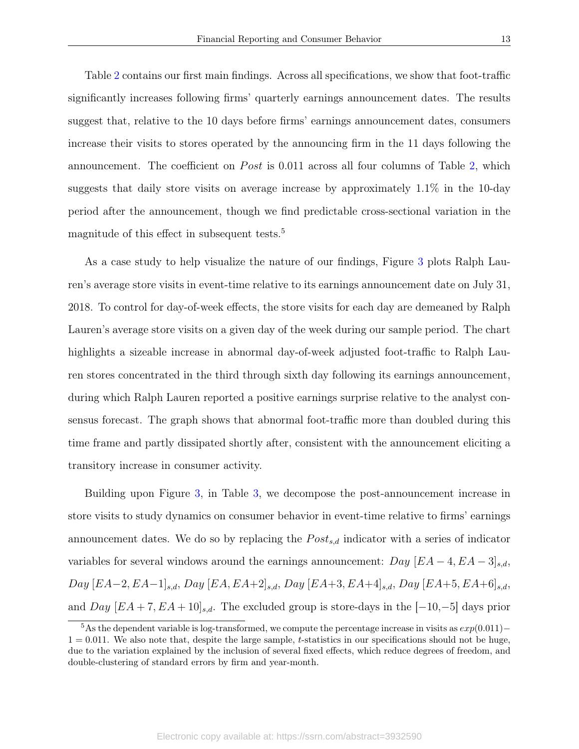Table 2 contains our first main findings. Across all specifications, we show that foot-traffic significantly increases following firms' quarterly earnings announcement dates. The results suggest that, relative to the 10 days before firms' earnings announcement dates, consumers increase their visits to stores operated by the announcing firm in the 11 days following the announcement. The coefficient on *Post* is 0.011 across all four columns of Table 2, which suggests that daily store visits on average increase by approximately 1.1% in the 10-day period after the announcement, though we find predictable cross-sectional variation in the magnitude of this effect in subsequent tests.[5]

As a case study to help visualize the nature of our findings, Figure 3 plots Ralph Lauren's average store visits in event-time relative to its earnings announcement date on July 31, 2018. To control for day-of-week effects, the store visits for each day are demeaned by Ralph Lauren's average store visits on a given day of the week during our sample period. The chart highlights a sizeable increase in abnormal day-of-week adjusted foot-traffic to Ralph Lauren stores concentrated in the third through sixth day following its earnings announcement, during which Ralph Lauren reported a positive earnings surprise relative to the analyst consensus forecast. The graph shows that abnormal foot-traffic more than doubled during this time frame and partly dissipated shortly after, consistent with the announcement eliciting a transitory increase in consumer activity.

Building upon Figure 3, in Table 3, we decompose the post-announcement increase in store visits to study dynamics on consumer behavior in event-time relative to firms' earnings announcement dates. We do so by replacing the $Post_{s,d}$ indicator with a series of indicator variables for several windows around the earnings announcement: $Day\ [EA-4, EA-3]_{s,d}$, $Day\ [EA-2, EA-1]_{s,d}$, $Day\ [EA, EA+2]_{s,d}$, $Day\ [EA+3, EA+4]_{s,d}$, $Day\ [EA+5, EA+6]_{s,d}$, and $Day\ [EA+7, EA+10]_{s,d}$. The excluded group is store-days in the $[-10, -5]$ days prior

[5] As the dependent variable is log-transformed, we compute the percentage increase in visits as $exp(0.011) - 1 = 0.011$. We also note that, despite the large sample, $t$-statistics in our specifications should not be huge, due to the variation explained by the inclusion of several fixed effects, which reduce degrees of freedom, and double-clustering of standard errors by firm and year-month.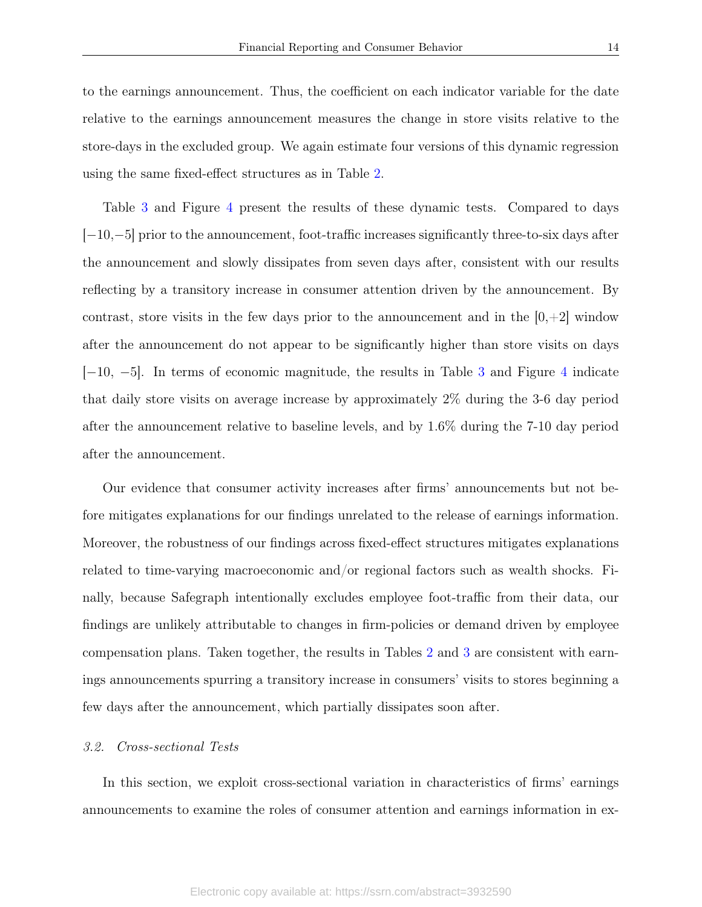to the earnings announcement. Thus, the coefficient on each indicator variable for the date relative to the earnings announcement measures the change in store visits relative to the store-days in the excluded group. We again estimate four versions of this dynamic regression using the same fixed-effect structures as in Table 2.

Table 3 and Figure 4 present the results of these dynamic tests. Compared to days [−10,−5] prior to the announcement, foot-traffic increases significantly three-to-six days after the announcement and slowly dissipates from seven days after, consistent with our results reflecting by a transitory increase in consumer attention driven by the announcement. By contrast, store visits in the few days prior to the announcement and in the [0,+2] window after the announcement do not appear to be significantly higher than store visits on days [−10, −5]. In terms of economic magnitude, the results in Table 3 and Figure 4 indicate that daily store visits on average increase by approximately 2% during the 3-6 day period after the announcement relative to baseline levels, and by 1.6% during the 7-10 day period after the announcement.

Our evidence that consumer activity increases after firms' announcements but not before mitigates explanations for our findings unrelated to the release of earnings information. Moreover, the robustness of our findings across fixed-effect structures mitigates explanations related to time-varying macroeconomic and/or regional factors such as wealth shocks. Finally, because Safegraph intentionally excludes employee foot-traffic from their data, our findings are unlikely attributable to changes in firm-policies or demand driven by employee compensation plans. Taken together, the results in Tables 2 and 3 are consistent with earnings announcements spurring a transitory increase in consumers' visits to stores beginning a few days after the announcement, which partially dissipates soon after.

### *3.2. Cross-sectional Tests*

In this section, we exploit cross-sectional variation in characteristics of firms' earnings announcements to examine the roles of consumer attention and earnings information in ex-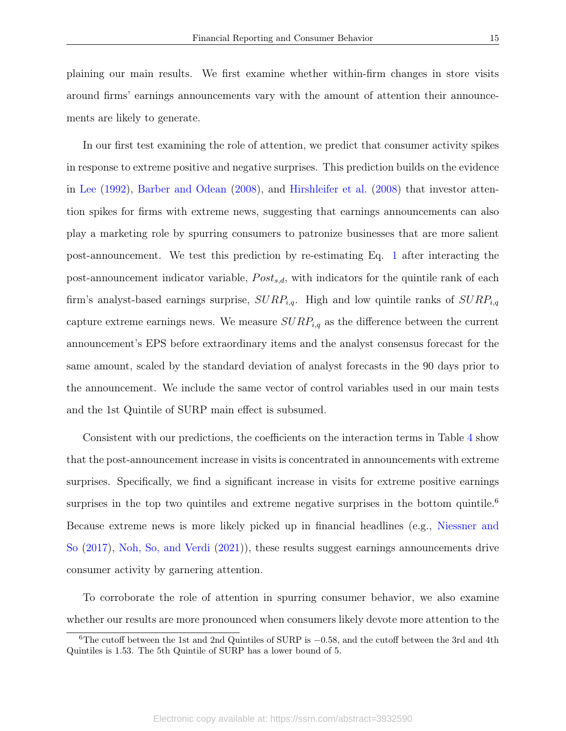plaining our main results. We first examine whether within-firm changes in store visits around firms' earnings announcements vary with the amount of attention their announcements are likely to generate.

In our first test examining the role of attention, we predict that consumer activity spikes in response to extreme positive and negative surprises. This prediction builds on the evidence in Lee (1992), Barber and Odean (2008), and Hirshleifer et al. (2008) that investor attention spikes for firms with extreme news, suggesting that earnings announcements can also play a marketing role by spurring consumers to patronize businesses that are more salient post-announcement. We test this prediction by re-estimating Eq. 1 after interacting the post-announcement indicator variable, $Post_{s,d}$, with indicators for the quintile rank of each firm's analyst-based earnings surprise, $SURP_{i,q}$. High and low quintile ranks of $SURP_{i,q}$ capture extreme earnings news. We measure $SURP_{i,q}$ as the difference between the current announcement's EPS before extraordinary items and the analyst consensus forecast for the same amount, scaled by the standard deviation of analyst forecasts in the 90 days prior to the announcement. We include the same vector of control variables used in our main tests and the 1st Quintile of SURP main effect is subsumed.

Consistent with our predictions, the coefficients on the interaction terms in Table 4 show that the post-announcement increase in visits is concentrated in announcements with extreme surprises. Specifically, we find a significant increase in visits for extreme positive earnings surprises in the top two quintiles and extreme negative surprises in the bottom quintile.[6] Because extreme news is more likely picked up in financial headlines (e.g., Niessner and So (2017), Noh, So, and Verdi (2021)), these results suggest earnings announcements drive consumer activity by garnering attention.

To corroborate the role of attention in spurring consumer behavior, we also examine whether our results are more pronounced when consumers likely devote more attention to the

[6] The cutoff between the 1st and 2nd Quintiles of SURP is $-0.58$, and the cutoff between the 3rd and 4th Quintiles is 1.53. The 5th Quintile of SURP has a lower bound of 5.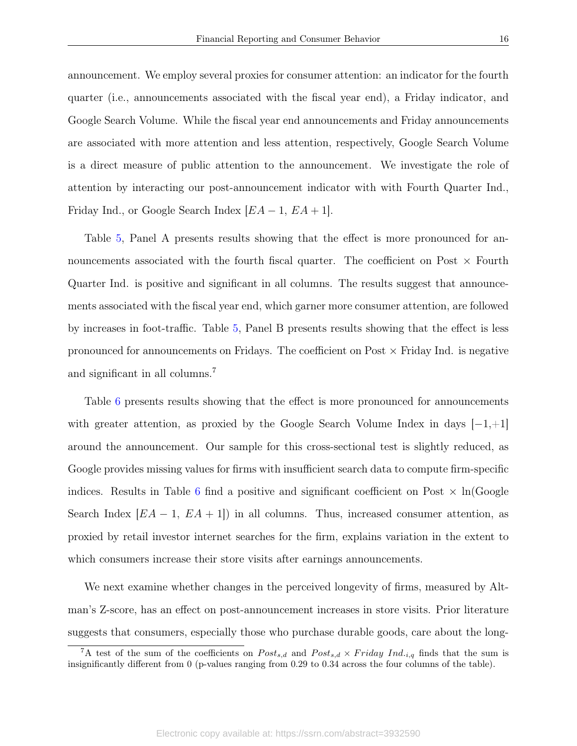announcement. We employ several proxies for consumer attention: an indicator for the fourth quarter (i.e., announcements associated with the fiscal year end), a Friday indicator, and Google Search Volume. While the fiscal year end announcements and Friday announcements are associated with more attention and less attention, respectively, Google Search Volume is a direct measure of public attention to the announcement. We investigate the role of attention by interacting our post-announcement indicator with with Fourth Quarter Ind., Friday Ind., or Google Search Index $[EA-1,\ EA+1]$.

Table 5, Panel A presents results showing that the effect is more pronounced for announcements associated with the fourth fiscal quarter. The coefficient on Post × Fourth Quarter Ind. is positive and significant in all columns. The results suggest that announcements associated with the fiscal year end, which garner more consumer attention, are followed by increases in foot-traffic. Table 5, Panel B presents results showing that the effect is less pronounced for announcements on Fridays. The coefficient on Post × Friday Ind. is negative and significant in all columns.[7]

Table 6 presents results showing that the effect is more pronounced for announcements with greater attention, as proxied by the Google Search Volume Index in days $[-1,+1]$ around the announcement. Our sample for this cross-sectional test is slightly reduced, as Google provides missing values for firms with insufficient search data to compute firm-specific indices. Results in Table 6 find a positive and significant coefficient on Post × ln(Google Search Index $[EA-1,\ EA+1]$) in all columns. Thus, increased consumer attention, as proxied by retail investor internet searches for the firm, explains variation in the extent to which consumers increase their store visits after earnings announcements.

We next examine whether changes in the perceived longevity of firms, measured by Altman's Z-score, has an effect on post-announcement increases in store visits. Prior literature suggests that consumers, especially those who purchase durable goods, care about the long-

[7] A test of the sum of the coefficients on $Post_{s,d}$ and $Post_{s,d} \times Friday\ Ind._{i,q}$ finds that the sum is insignificantly different from 0 (p-values ranging from 0.29 to 0.34 across the four columns of the table).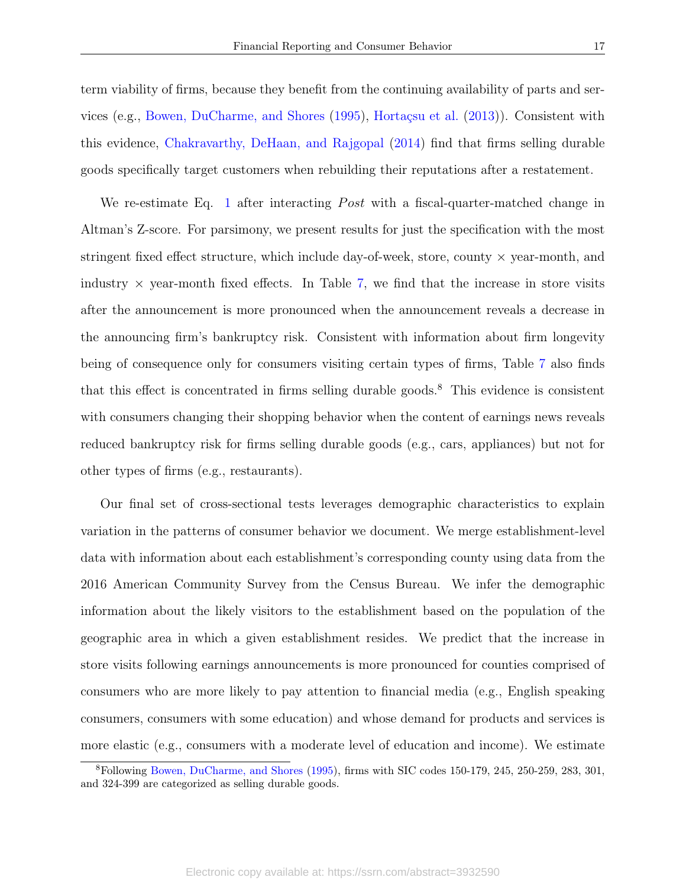term viability of firms, because they benefit from the continuing availability of parts and services (e.g., Bowen, DuCharme, and Shores (1995), Hortaçsu et al. (2013)). Consistent with this evidence, Chakravarthy, DeHaan, and Rajgopal (2014) find that firms selling durable goods specifically target customers when rebuilding their reputations after a restatement.

We re-estimate Eq. 1 after interacting *Post* with a fiscal-quarter-matched change in Altman's Z-score. For parsimony, we present results for just the specification with the most stringent fixed effect structure, which include day-of-week, store, county × year-month, and industry × year-month fixed effects. In Table 7, we find that the increase in store visits after the announcement is more pronounced when the announcement reveals a decrease in the announcing firm's bankruptcy risk. Consistent with information about firm longevity being of consequence only for consumers visiting certain types of firms, Table 7 also finds that this effect is concentrated in firms selling durable goods.[8] This evidence is consistent with consumers changing their shopping behavior when the content of earnings news reveals reduced bankruptcy risk for firms selling durable goods (e.g., cars, appliances) but not for other types of firms (e.g., restaurants).

Our final set of cross-sectional tests leverages demographic characteristics to explain variation in the patterns of consumer behavior we document. We merge establishment-level data with information about each establishment's corresponding county using data from the 2016 American Community Survey from the Census Bureau. We infer the demographic information about the likely visitors to the establishment based on the population of the geographic area in which a given establishment resides. We predict that the increase in store visits following earnings announcements is more pronounced for counties comprised of consumers who are more likely to pay attention to financial media (e.g., English speaking consumers, consumers with some education) and whose demand for products and services is more elastic (e.g., consumers with a moderate level of education and income). We estimate

[8] Following Bowen, DuCharme, and Shores (1995), firms with SIC codes 150-179, 245, 250-259, 283, 301, and 324-399 are categorized as selling durable goods.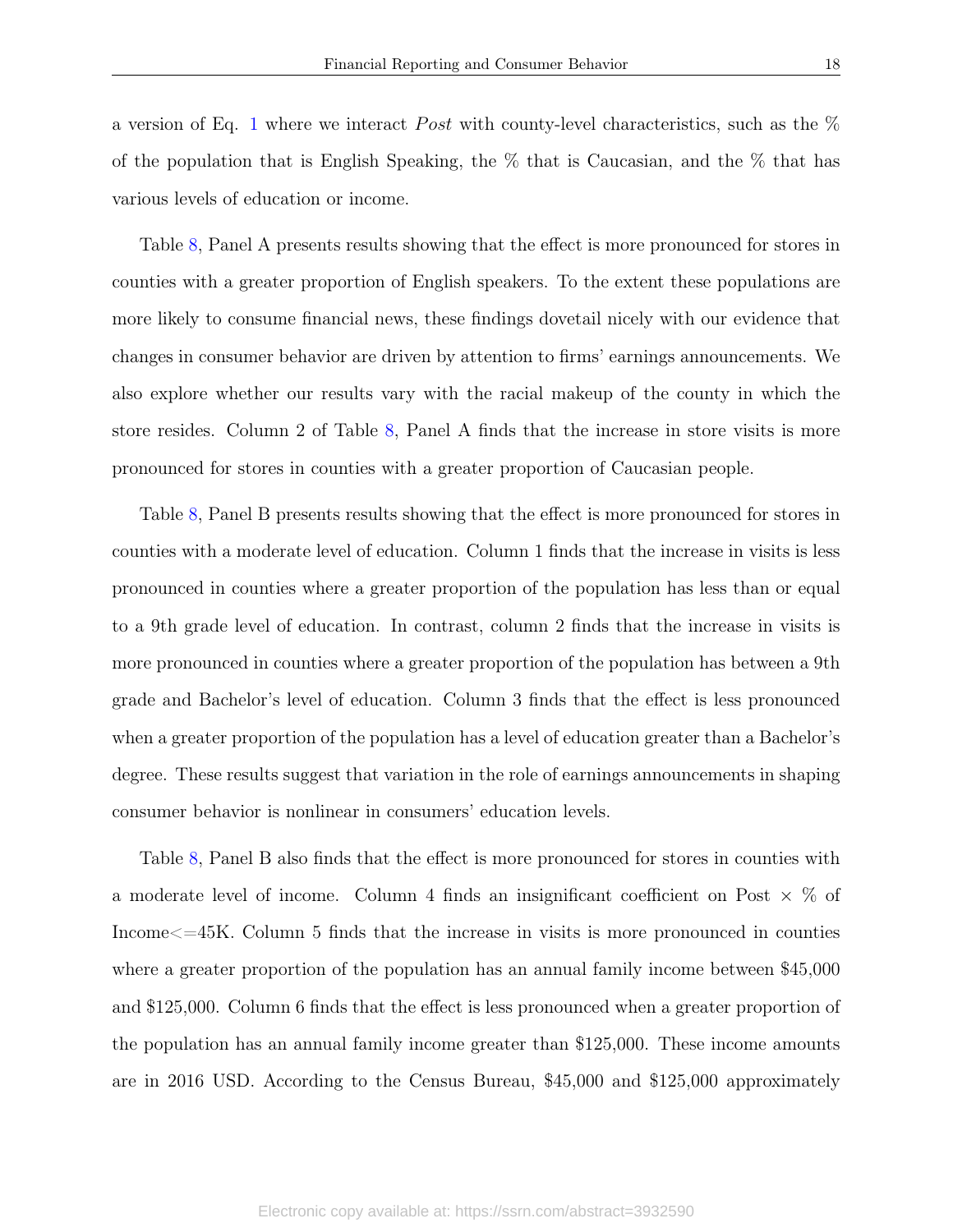a version of Eq. 1 where we interact *Post* with county-level characteristics, such as the % of the population that is English Speaking, the % that is Caucasian, and the % that has various levels of education or income.

Table 8, Panel A presents results showing that the effect is more pronounced for stores in counties with a greater proportion of English speakers. To the extent these populations are more likely to consume financial news, these findings dovetail nicely with our evidence that changes in consumer behavior are driven by attention to firms' earnings announcements. We also explore whether our results vary with the racial makeup of the county in which the store resides. Column 2 of Table 8, Panel A finds that the increase in store visits is more pronounced for stores in counties with a greater proportion of Caucasian people.

Table 8, Panel B presents results showing that the effect is more pronounced for stores in counties with a moderate level of education. Column 1 finds that the increase in visits is less pronounced in counties where a greater proportion of the population has less than or equal to a 9th grade level of education. In contrast, column 2 finds that the increase in visits is more pronounced in counties where a greater proportion of the population has between a 9th grade and Bachelor's level of education. Column 3 finds that the effect is less pronounced when a greater proportion of the population has a level of education greater than a Bachelor's degree. These results suggest that variation in the role of earnings announcements in shaping consumer behavior is nonlinear in consumers' education levels.

Table 8, Panel B also finds that the effect is more pronounced for stores in counties with a moderate level of income. Column 4 finds an insignificant coefficient on Post × % of Income<=45K. Column 5 finds that the increase in visits is more pronounced in counties where a greater proportion of the population has an annual family income between $45,000 and $125,000. Column 6 finds that the effect is less pronounced when a greater proportion of the population has an annual family income greater than $125,000. These income amounts are in 2016 USD. According to the Census Bureau, $45,000 and $125,000 approximately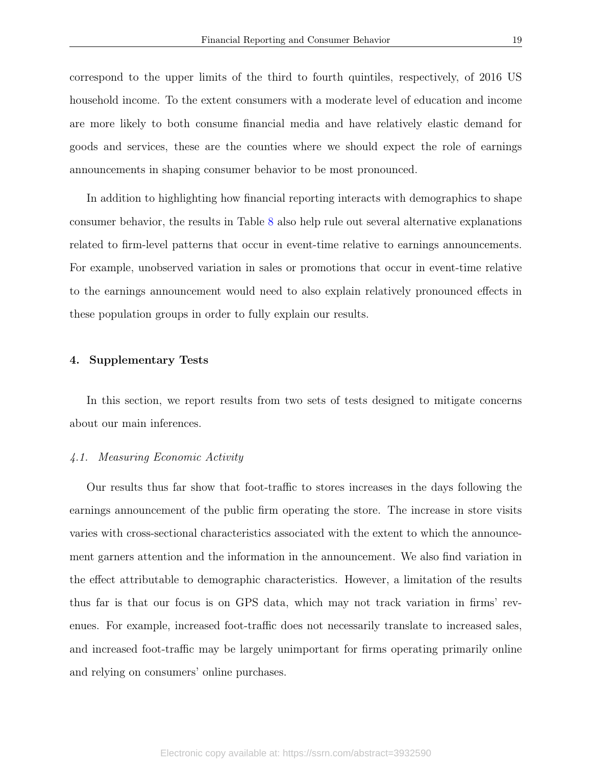correspond to the upper limits of the third to fourth quintiles, respectively, of 2016 US household income. To the extent consumers with a moderate level of education and income are more likely to both consume financial media and have relatively elastic demand for goods and services, these are the counties where we should expect the role of earnings announcements in shaping consumer behavior to be most pronounced.

In addition to highlighting how financial reporting interacts with demographics to shape consumer behavior, the results in Table 8 also help rule out several alternative explanations related to firm-level patterns that occur in event-time relative to earnings announcements. For example, unobserved variation in sales or promotions that occur in event-time relative to the earnings announcement would need to also explain relatively pronounced effects in these population groups in order to fully explain our results.

## 4. Supplementary Tests

In this section, we report results from two sets of tests designed to mitigate concerns about our main inferences.

### *4.1. Measuring Economic Activity*

Our results thus far show that foot-traffic to stores increases in the days following the earnings announcement of the public firm operating the store. The increase in store visits varies with cross-sectional characteristics associated with the extent to which the announcement garners attention and the information in the announcement. We also find variation in the effect attributable to demographic characteristics. However, a limitation of the results thus far is that our focus is on GPS data, which may not track variation in firms' revenues. For example, increased foot-traffic does not necessarily translate to increased sales, and increased foot-traffic may be largely unimportant for firms operating primarily online and relying on consumers' online purchases.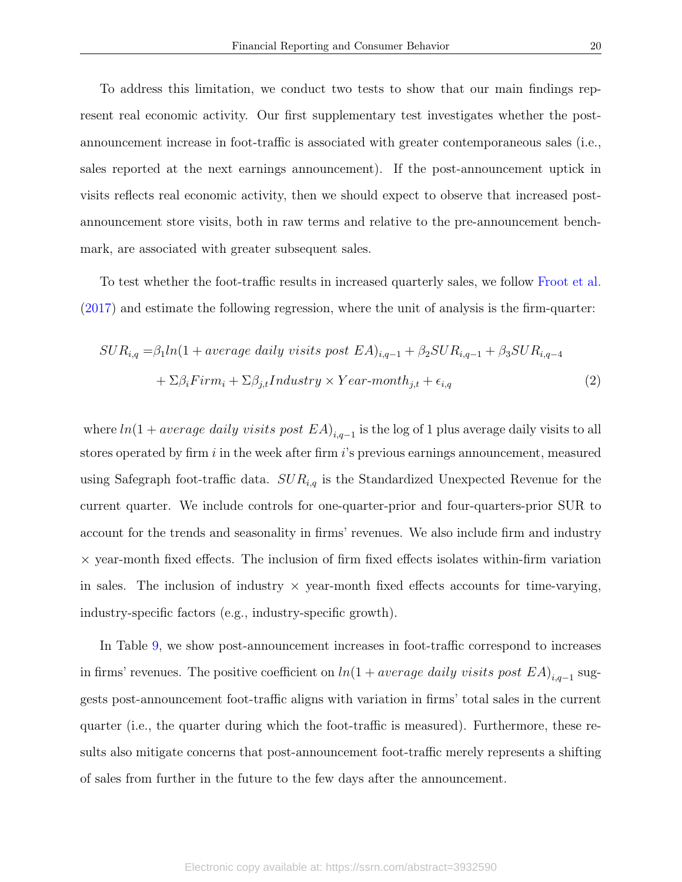To address this limitation, we conduct two tests to show that our main findings represent real economic activity. Our first supplementary test investigates whether the post-announcement increase in foot-traffic is associated with greater contemporaneous sales (i.e., sales reported at the next earnings announcement). If the post-announcement uptick in visits reflects real economic activity, then we should expect to observe that increased post-announcement store visits, both in raw terms and relative to the pre-announcement benchmark, are associated with greater subsequent sales.

To test whether the foot-traffic results in increased quarterly sales, we follow Froot et al. (2017) and estimate the following regression, where the unit of analysis is the firm-quarter:

$$
\begin{aligned}
SUR_{i,q} =& \beta_1 ln(1 + average\ daily\ visits\ post\ EA)_{i,q-1} + \beta_2 SUR_{i,q-1} + \beta_3 SUR_{i,q-4} \\
&+ \Sigma\beta_i Firm_i + \Sigma\beta_{j,t} Industry \times Year\text{-}month_{j,t} + \epsilon_{i,q}
\end{aligned}
\tag{2}
$$

where $ln(1 + average\ daily\ visits\ post\ EA)_{i,q-1}$ is the log of 1 plus average daily visits to all stores operated by firm $i$ in the week after firm $i$'s previous earnings announcement, measured using Safegraph foot-traffic data. $SUR_{i,q}$ is the Standardized Unexpected Revenue for the current quarter. We include controls for one-quarter-prior and four-quarters-prior SUR to account for the trends and seasonality in firms' revenues. We also include firm and industry $\times$ year-month fixed effects. The inclusion of firm fixed effects isolates within-firm variation in sales. The inclusion of industry $\times$ year-month fixed effects accounts for time-varying, industry-specific factors (e.g., industry-specific growth).

In Table 9, we show post-announcement increases in foot-traffic correspond to increases in firms' revenues. The positive coefficient on $ln(1 + average\ daily\ visits\ post\ EA)_{i,q-1}$ suggests post-announcement foot-traffic aligns with variation in firms' total sales in the current quarter (i.e., the quarter during which the foot-traffic is measured). Furthermore, these results also mitigate concerns that post-announcement foot-traffic merely represents a shifting of sales from further in the future to the few days after the announcement.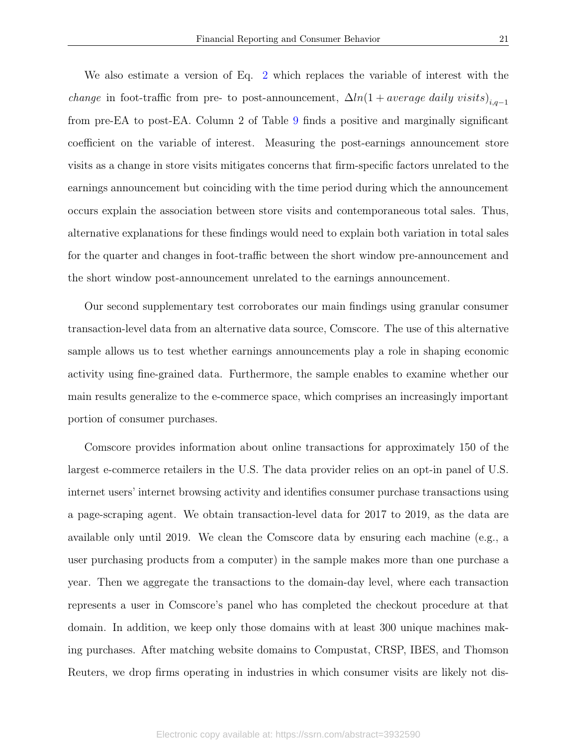We also estimate a version of Eq. 2 which replaces the variable of interest with the *change* in foot-traffic from pre- to post-announcement, $\Delta ln(1 + average\ daily\ visits)_{i,q-1}$ from pre-EA to post-EA. Column 2 of Table 9 finds a positive and marginally significant coefficient on the variable of interest. Measuring the post-earnings announcement store visits as a change in store visits mitigates concerns that firm-specific factors unrelated to the earnings announcement but coinciding with the time period during which the announcement occurs explain the association between store visits and contemporaneous total sales. Thus, alternative explanations for these findings would need to explain both variation in total sales for the quarter and changes in foot-traffic between the short window pre-announcement and the short window post-announcement unrelated to the earnings announcement.

Our second supplementary test corroborates our main findings using granular consumer transaction-level data from an alternative data source, Comscore. The use of this alternative sample allows us to test whether earnings announcements play a role in shaping economic activity using fine-grained data. Furthermore, the sample enables to examine whether our main results generalize to the e-commerce space, which comprises an increasingly important portion of consumer purchases.

Comscore provides information about online transactions for approximately 150 of the largest e-commerce retailers in the U.S. The data provider relies on an opt-in panel of U.S. internet users' internet browsing activity and identifies consumer purchase transactions using a page-scraping agent. We obtain transaction-level data for 2017 to 2019, as the data are available only until 2019. We clean the Comscore data by ensuring each machine (e.g., a user purchasing products from a computer) in the sample makes more than one purchase a year. Then we aggregate the transactions to the domain-day level, where each transaction represents a user in Comscore's panel who has completed the checkout procedure at that domain. In addition, we keep only those domains with at least 300 unique machines making purchases. After matching website domains to Compustat, CRSP, IBES, and Thomson Reuters, we drop firms operating in industries in which consumer visits are likely not dis-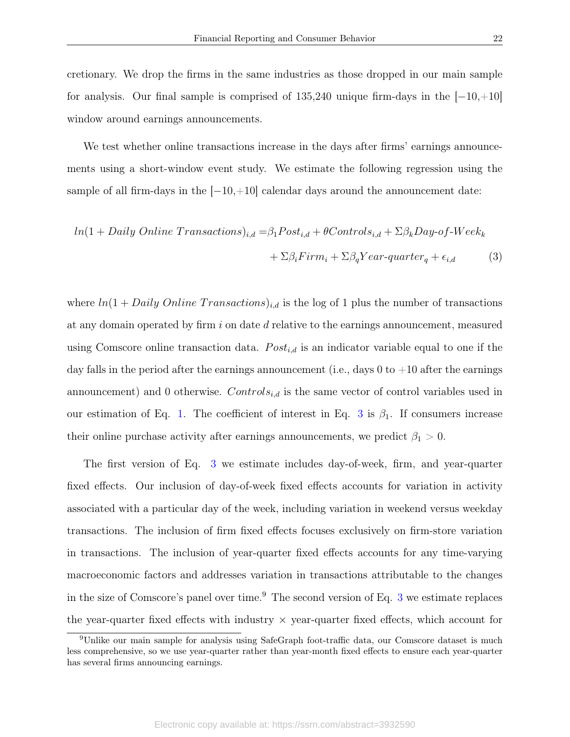cretionary. We drop the firms in the same industries as those dropped in our main sample for analysis. Our final sample is comprised of 135,240 unique firm-days in the [−10,+10] window around earnings announcements.

We test whether online transactions increase in the days after firms' earnings announcements using a short-window event study. We estimate the following regression using the sample of all firm-days in the [−10,+10] calendar days around the announcement date:

$$
\begin{aligned}
ln(1 + Daily\ Online\ Transactions)_{i,d} =& \beta_1 Post_{i,d} + \theta Controls_{i,d} + \Sigma\beta_k Day\text{-}of\text{-}Week_k \\
&+ \Sigma\beta_i Firm_i + \Sigma\beta_q Year\text{-}quarter_q + \epsilon_{i,d} \qquad (3)
\end{aligned}
$$

where $ln(1 + Daily\ Online\ Transactions)_{i,d}$ is the log of 1 plus the number of transactions at any domain operated by firm $i$ on date $d$ relative to the earnings announcement, measured using Comscore online transaction data. $Post_{i,d}$ is an indicator variable equal to one if the day falls in the period after the earnings announcement (i.e., days 0 to +10 after the earnings announcement) and 0 otherwise. $Controls_{i,d}$ is the same vector of control variables used in our estimation of Eq. 1. The coefficient of interest in Eq. 3 is $\beta_1$. If consumers increase their online purchase activity after earnings announcements, we predict $\beta_1 > 0$.

The first version of Eq. 3 we estimate includes day-of-week, firm, and year-quarter fixed effects. Our inclusion of day-of-week fixed effects accounts for variation in activity associated with a particular day of the week, including variation in weekend versus weekday transactions. The inclusion of firm fixed effects focuses exclusively on firm-store variation in transactions. The inclusion of year-quarter fixed effects accounts for any time-varying macroeconomic factors and addresses variation in transactions attributable to the changes in the size of Comscore's panel over time.[9] The second version of Eq. 3 we estimate replaces the year-quarter fixed effects with industry × year-quarter fixed effects, which account for

[9]Unlike our main sample for analysis using SafeGraph foot-traffic data, our Comscore dataset is much less comprehensive, so we use year-quarter rather than year-month fixed effects to ensure each year-quarter has several firms announcing earnings.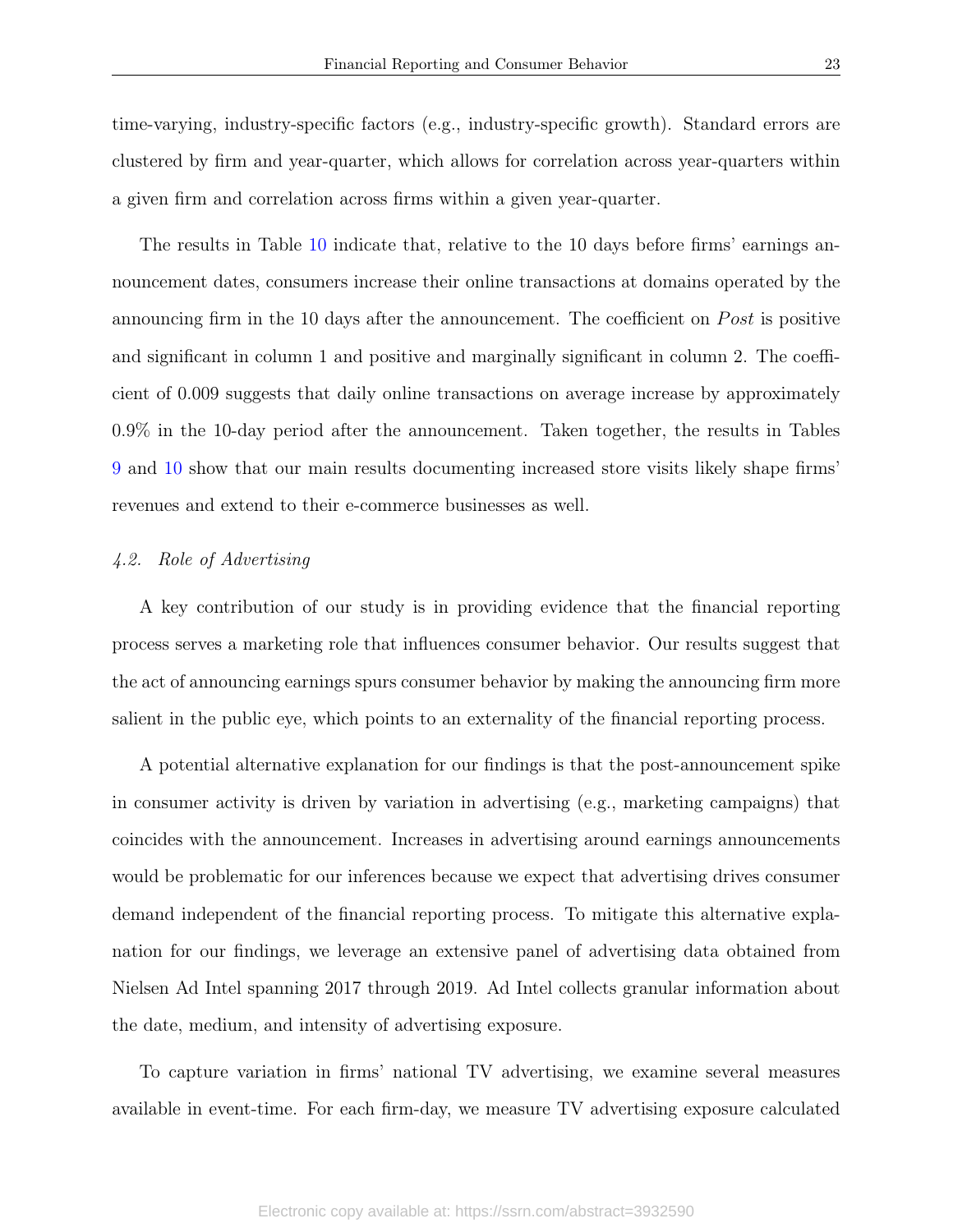time-varying, industry-specific factors (e.g., industry-specific growth). Standard errors are clustered by firm and year-quarter, which allows for correlation across year-quarters within a given firm and correlation across firms within a given year-quarter.

The results in Table 10 indicate that, relative to the 10 days before firms' earnings announcement dates, consumers increase their online transactions at domains operated by the announcing firm in the 10 days after the announcement. The coefficient on *Post* is positive and significant in column 1 and positive and marginally significant in column 2. The coefficient of 0.009 suggests that daily online transactions on average increase by approximately 0.9% in the 10-day period after the announcement. Taken together, the results in Tables 9 and 10 show that our main results documenting increased store visits likely shape firms' revenues and extend to their e-commerce businesses as well.

### *4.2. Role of Advertising*

A key contribution of our study is in providing evidence that the financial reporting process serves a marketing role that influences consumer behavior. Our results suggest that the act of announcing earnings spurs consumer behavior by making the announcing firm more salient in the public eye, which points to an externality of the financial reporting process.

A potential alternative explanation for our findings is that the post-announcement spike in consumer activity is driven by variation in advertising (e.g., marketing campaigns) that coincides with the announcement. Increases in advertising around earnings announcements would be problematic for our inferences because we expect that advertising drives consumer demand independent of the financial reporting process. To mitigate this alternative explanation for our findings, we leverage an extensive panel of advertising data obtained from Nielsen Ad Intel spanning 2017 through 2019. Ad Intel collects granular information about the date, medium, and intensity of advertising exposure.

To capture variation in firms' national TV advertising, we examine several measures available in event-time. For each firm-day, we measure TV advertising exposure calculated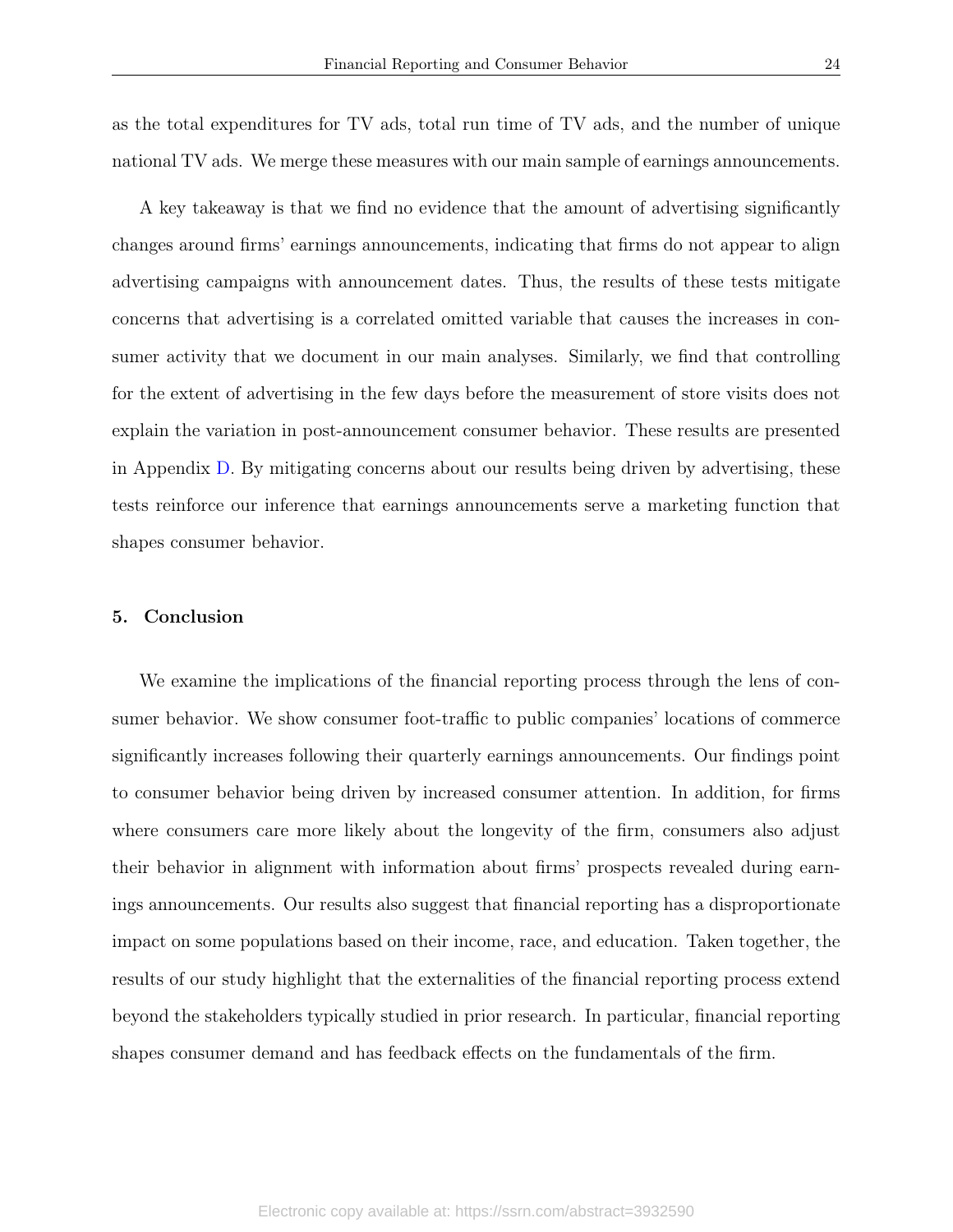as the total expenditures for TV ads, total run time of TV ads, and the number of unique national TV ads. We merge these measures with our main sample of earnings announcements.

A key takeaway is that we find no evidence that the amount of advertising significantly changes around firms' earnings announcements, indicating that firms do not appear to align advertising campaigns with announcement dates. Thus, the results of these tests mitigate concerns that advertising is a correlated omitted variable that causes the increases in consumer activity that we document in our main analyses. Similarly, we find that controlling for the extent of advertising in the few days before the measurement of store visits does not explain the variation in post-announcement consumer behavior. These results are presented in Appendix D. By mitigating concerns about our results being driven by advertising, these tests reinforce our inference that earnings announcements serve a marketing function that shapes consumer behavior.

## 5. Conclusion

We examine the implications of the financial reporting process through the lens of consumer behavior. We show consumer foot-traffic to public companies' locations of commerce significantly increases following their quarterly earnings announcements. Our findings point to consumer behavior being driven by increased consumer attention. In addition, for firms where consumers care more likely about the longevity of the firm, consumers also adjust their behavior in alignment with information about firms' prospects revealed during earnings announcements. Our results also suggest that financial reporting has a disproportionate impact on some populations based on their income, race, and education. Taken together, the results of our study highlight that the externalities of the financial reporting process extend beyond the stakeholders typically studied in prior research. In particular, financial reporting shapes consumer demand and has feedback effects on the fundamentals of the firm.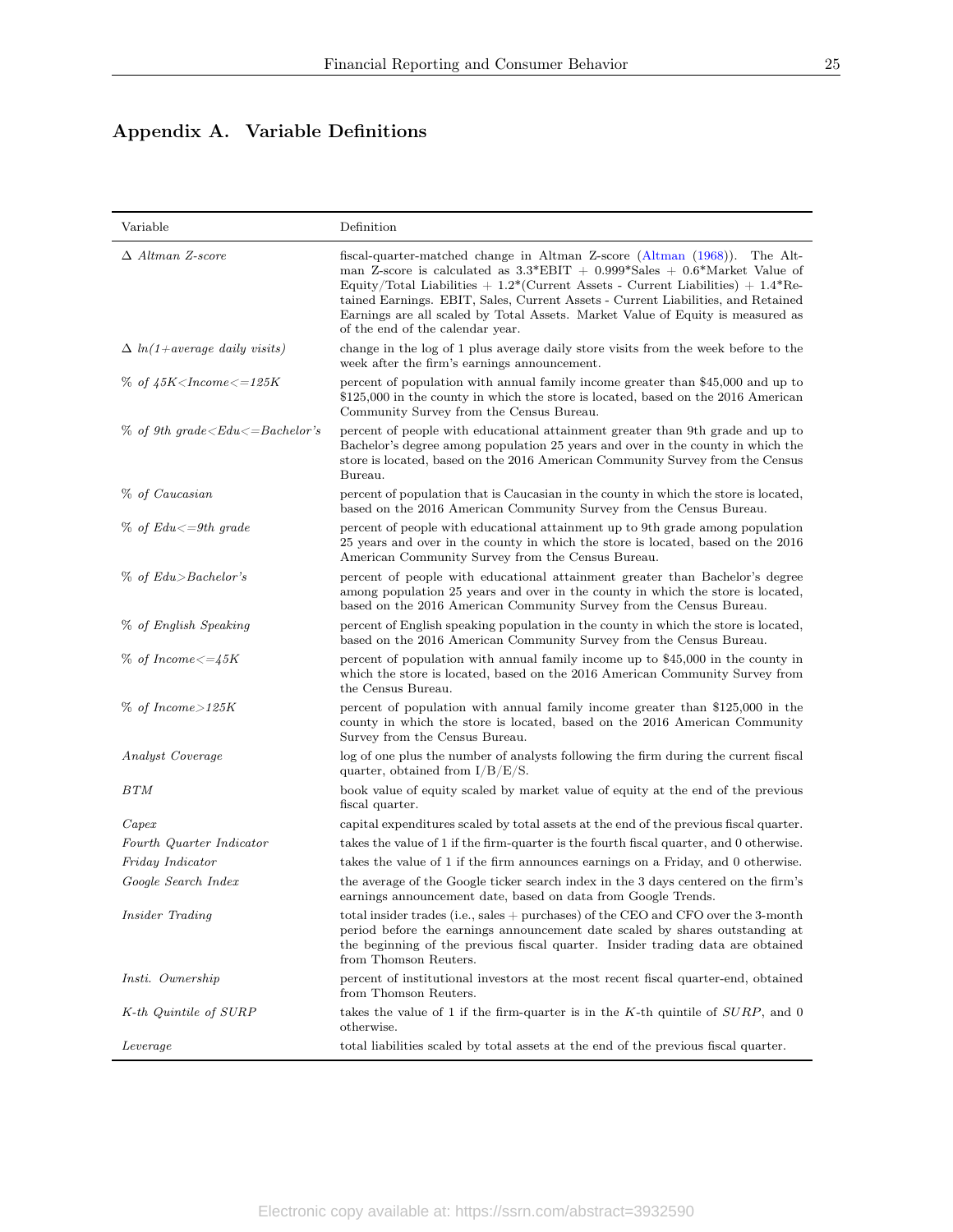## Appendix A. Variable Definitions

| Variable | Definition |
|---|---|
| *Δ Altman Z-score* | fiscal-quarter-matched change in Altman Z-score (Altman (1968)). The Altman Z-score is calculated as 3.3\*EBIT + 0.999\*Sales + 0.6\*Market Value of Equity/Total Liabilities + 1.2\*(Current Assets - Current Liabilities) + 1.4\*Retained Earnings. EBIT, Sales, Current Assets - Current Liabilities, and Retained Earnings are all scaled by Total Assets. Market Value of Equity is measured as of the end of the calendar year. |
| *Δ ln(1+average daily visits)* | change in the log of 1 plus average daily store visits from the week before to the week after the firm's earnings announcement. |
| *% of 45K<Income<=125K* | percent of population with annual family income greater than $45,000 and up to $125,000 in the county in which the store is located, based on the 2016 American Community Survey from the Census Bureau. |
| *% of 9th grade<Edu<=Bachelor's* | percent of people with educational attainment greater than 9th grade and up to Bachelor's degree among population 25 years and over in the county in which the store is located, based on the 2016 American Community Survey from the Census Bureau. |
| *% of Caucasian* | percent of population that is Caucasian in the county in which the store is located, based on the 2016 American Community Survey from the Census Bureau. |
| *% of Edu<=9th grade* | percent of people with educational attainment up to 9th grade among population 25 years and over in the county in which the store is located, based on the 2016 American Community Survey from the Census Bureau. |
| *% of Edu>Bachelor's* | percent of people with educational attainment greater than Bachelor's degree among population 25 years and over in the county in which the store is located, based on the 2016 American Community Survey from the Census Bureau. |
| *% of English Speaking* | percent of English speaking population in the county in which the store is located, based on the 2016 American Community Survey from the Census Bureau. |
| *% of Income<=45K* | percent of population with annual family income up to $45,000 in the county in which the store is located, based on the 2016 American Community Survey from the Census Bureau. |
| *% of Income>125K* | percent of population with annual family income greater than $125,000 in the county in which the store is located, based on the 2016 American Community Survey from the Census Bureau. |
| *Analyst Coverage* | log of one plus the number of analysts following the firm during the current fiscal quarter, obtained from I/B/E/S. |
| *BTM* | book value of equity scaled by market value of equity at the end of the previous fiscal quarter. |
| *Capex* | capital expenditures scaled by total assets at the end of the previous fiscal quarter. |
| *Fourth Quarter Indicator* | takes the value of 1 if the firm-quarter is the fourth fiscal quarter, and 0 otherwise. |
| *Friday Indicator* | takes the value of 1 if the firm announces earnings on a Friday, and 0 otherwise. |
| *Google Search Index* | the average of the Google ticker search index in the 3 days centered on the firm's earnings announcement date, based on data from Google Trends. |
| *Insider Trading* | total insider trades (i.e., sales + purchases) of the CEO and CFO over the 3-month period before the earnings announcement date scaled by shares outstanding at the beginning of the previous fiscal quarter. Insider trading data are obtained from Thomson Reuters. |
| *Insti. Ownership* | percent of institutional investors at the most recent fiscal quarter-end, obtained from Thomson Reuters. |
| *K-th Quintile of SURP* | takes the value of 1 if the firm-quarter is in the $K$-th quintile of *SURP*, and 0 otherwise. |
| *Leverage* | total liabilities scaled by total assets at the end of the previous fiscal quarter. |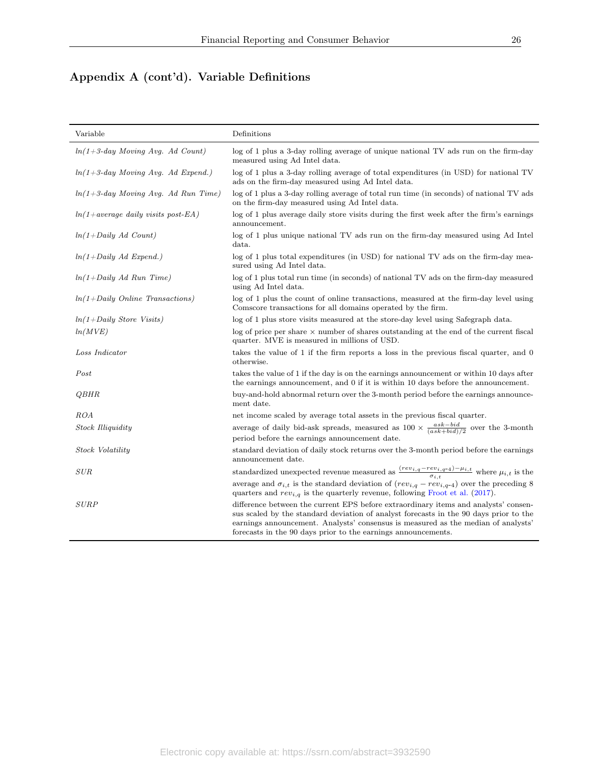## Appendix A (cont'd). Variable Definitions

| Variable | Definitions |
|---|---|
| *ln(1+3-day Moving Avg. Ad Count)* | log of 1 plus a 3-day rolling average of unique national TV ads run on the firm-day measured using Ad Intel data. |
| *ln(1+3-day Moving Avg. Ad Expend.)* | log of 1 plus a 3-day rolling average of total expenditures (in USD) for national TV ads on the firm-day measured using Ad Intel data. |
| *ln(1+3-day Moving Avg. Ad Run Time)* | log of 1 plus a 3-day rolling average of total run time (in seconds) of national TV ads on the firm-day measured using Ad Intel data. |
| *ln(1+average daily visits post-EA)* | log of 1 plus average daily store visits during the first week after the firm's earnings announcement. |
| *ln(1+Daily Ad Count)* | log of 1 plus unique national TV ads run on the firm-day measured using Ad Intel data. |
| *ln(1+Daily Ad Expend.)* | log of 1 plus total expenditures (in USD) for national TV ads on the firm-day measured using Ad Intel data. |
| *ln(1+Daily Ad Run Time)* | log of 1 plus total run time (in seconds) of national TV ads on the firm-day measured using Ad Intel data. |
| *ln(1+Daily Online Transactions)* | log of 1 plus the count of online transactions, measured at the firm-day level using Comscore transactions for all domains operated by the firm. |
| *ln(1+Daily Store Visits)* | log of 1 plus store visits measured at the store-day level using Safegraph data. |
| *ln(MVE)* | log of price per share × number of shares outstanding at the end of the current fiscal quarter. MVE is measured in millions of USD. |
| *Loss Indicator* | takes the value of 1 if the firm reports a loss in the previous fiscal quarter, and 0 otherwise. |
| *Post* | takes the value of 1 if the day is on the earnings announcement or within 10 days after the earnings announcement, and 0 if it is within 10 days before the announcement. |
| *QBHR* | buy-and-hold abnormal return over the 3-month period before the earnings announcement date. |
| *ROA* | net income scaled by average total assets in the previous fiscal quarter. |
| *Stock Illiquidity* | average of daily bid-ask spreads, measured as $100 \times \frac{ask-bid}{(ask+bid)/2}$ over the 3-month period before the earnings announcement date. |
| *Stock Volatility* | standard deviation of daily stock returns over the 3-month period before the earnings announcement date. |
| *SUR* | standardized unexpected revenue measured as $\frac{(rev_{i,q}-rev_{i,q\text{-}4})-\mu_{i,t}}{\sigma_{i,t}}$ where $\mu_{i,t}$ is the average and $\sigma_{i,t}$ is the standard deviation of $(rev_{i,q} - rev_{i,q\text{-}4})$ over the preceding 8 quarters and $rev_{i,q}$ is the quarterly revenue, following Froot et al. (2017). |
| *SURP* | difference between the current EPS before extraordinary items and analysts' consensus scaled by the standard deviation of analyst forecasts in the 90 days prior to the earnings announcement. Analysts' consensus is measured as the median of analysts' forecasts in the 90 days prior to the earnings announcements. |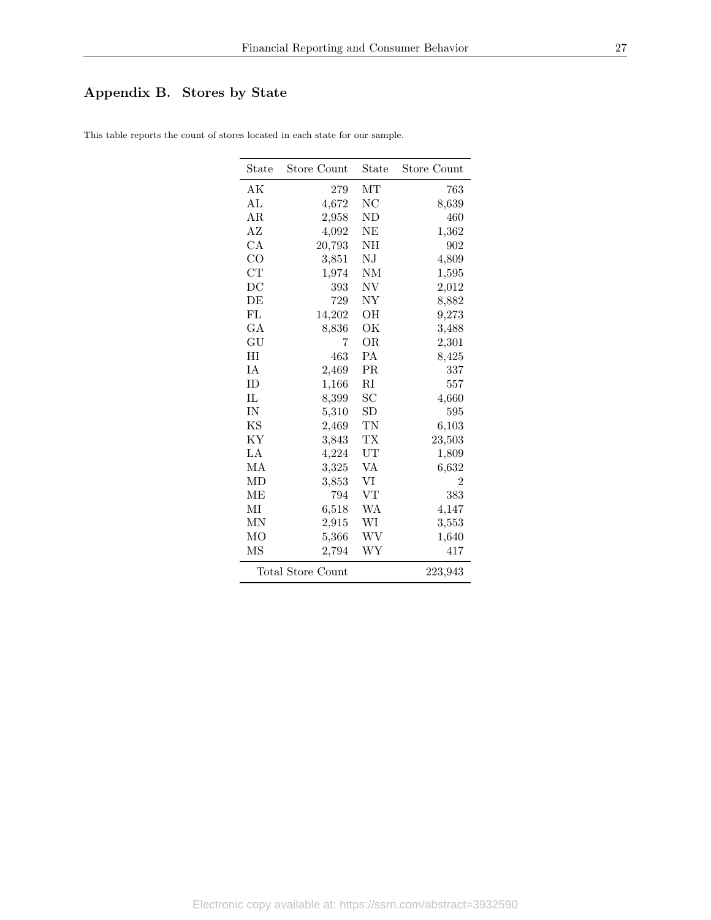## Appendix B. Stores by State

This table reports the count of stores located in each state for our sample.

| State | Store Count | State | Store Count |
|---|---:|---|---:|
| AK | 279 | MT | 763 |
| AL | 4,672 | NC | 8,639 |
| AR | 2,958 | ND | 460 |
| AZ | 4,092 | NE | 1,362 |
| CA | 20,793 | NH | 902 |
| CO | 3,851 | NJ | 4,809 |
| CT | 1,974 | NM | 1,595 |
| DC | 393 | NV | 2,012 |
| DE | 729 | NY | 8,882 |
| FL | 14,202 | OH | 9,273 |
| GA | 8,836 | OK | 3,488 |
| GU | 7 | OR | 2,301 |
| HI | 463 | PA | 8,425 |
| IA | 2,469 | PR | 337 |
| ID | 1,166 | RI | 557 |
| IL | 8,399 | SC | 4,660 |
| IN | 5,310 | SD | 595 |
| KS | 2,469 | TN | 6,103 |
| KY | 3,843 | TX | 23,503 |
| LA | 4,224 | UT | 1,809 |
| MA | 3,325 | VA | 6,632 |
| MD | 3,853 | VI | 2 |
| ME | 794 | VT | 383 |
| MI | 6,518 | WA | 4,147 |
| MN | 2,915 | WI | 3,553 |
| MO | 5,366 | WV | 1,640 |
| MS | 2,794 | WY | 417 |
| Total Store Count | | | 223,943 |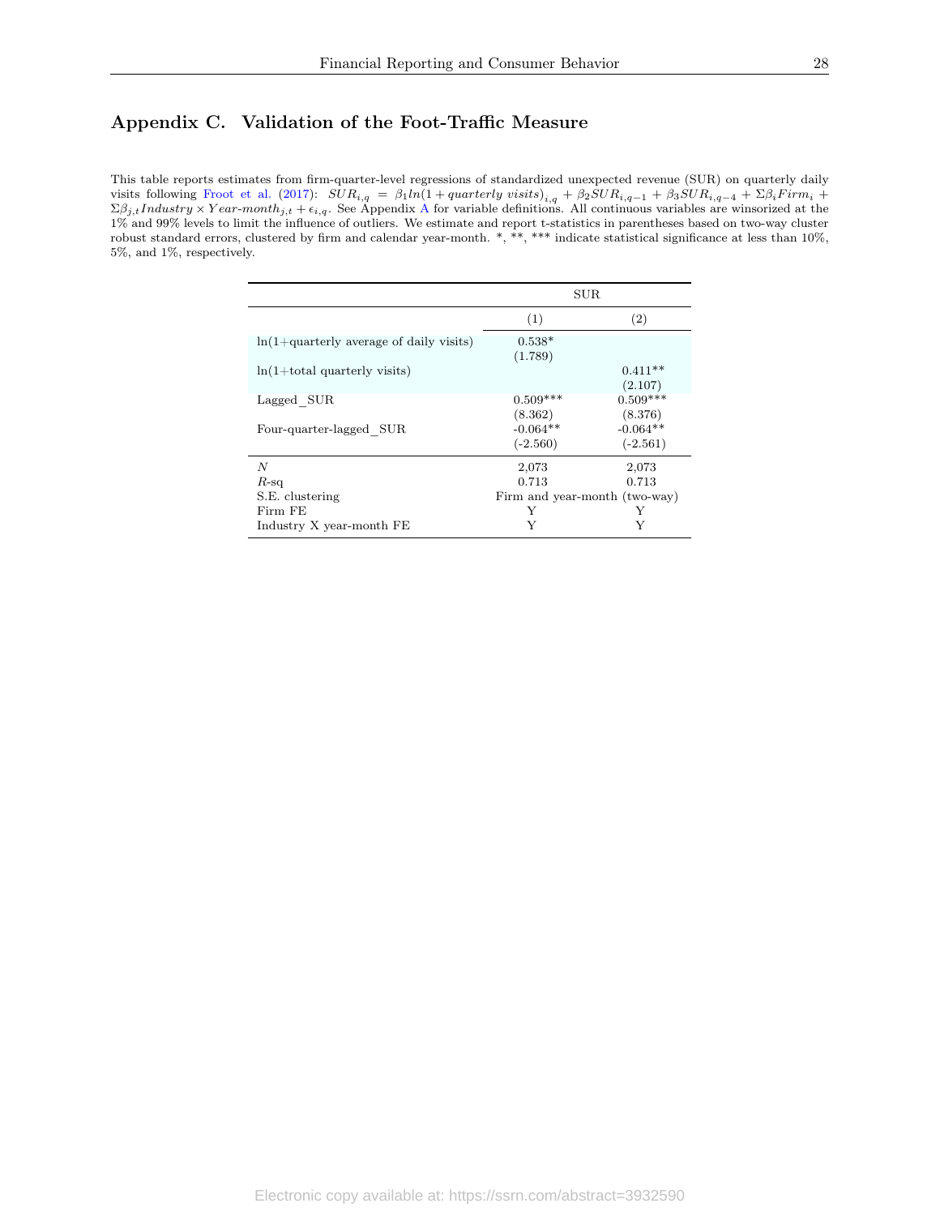## Appendix C. Validation of the Foot-Traffic Measure

This table reports estimates from firm-quarter-level regressions of standardized unexpected revenue (SUR) on quarterly daily visits following Froot et al. (2017): $SUR_{i,q} = \beta_1 ln(1 + quarterly\ visits)_{i,q} + \beta_2 SUR_{i,q-1} + \beta_3 SUR_{i,q-4} + \Sigma\beta_i Firm_i + \Sigma\beta_{j,t} Industry \times Year\text{-}month_{j,t} + \epsilon_{i,q}$. See Appendix A for variable definitions. All continuous variables are winsorized at the 1% and 99% levels to limit the influence of outliers. We estimate and report t-statistics in parentheses based on two-way cluster robust standard errors, clustered by firm and calendar year-month. *, **, *** indicate statistical significance at less than 10%, 5%, and 1%, respectively.

| | SUR | |
|---|---|---|
| | (1) | (2) |
| ln(1+quarterly average of daily visits) | 0.538* | |
| | (1.789) | |
| ln(1+total quarterly visits) | | 0.411** |
| | | (2.107) |
| Lagged_SUR | 0.509*** | 0.509*** |
| | (8.362) | (8.376) |
| Four-quarter-lagged_SUR | -0.064** | -0.064** |
| | (-2.560) | (-2.561) |
| $N$ | 2,073 | 2,073 |
| $R$-sq | 0.713 | 0.713 |
| S.E. clustering | Firm and year-month (two-way) | |
| Firm FE | Y | Y |
| Industry X year-month FE | Y | Y |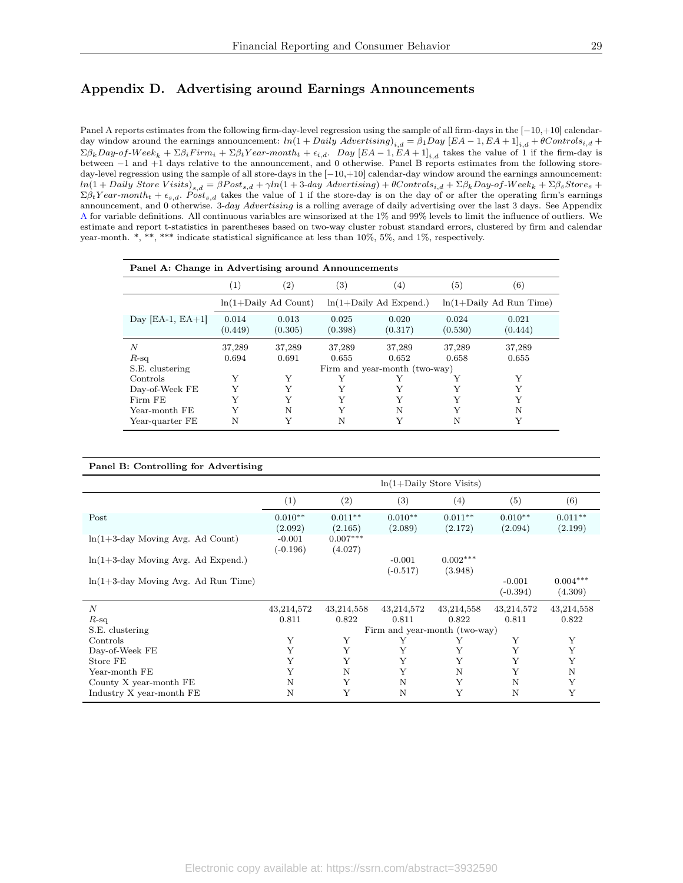## Appendix D. Advertising around Earnings Announcements

Panel A reports estimates from the following firm-day-level regression using the sample of all firm-days in the [−10,+10] calendar-day window around the earnings announcement: $ln(1 + Daily\ Advertising)_{i,d} = \beta_1 Day\ [EA-1, EA+1]_{i,d} + \theta Controls_{i,d} + \Sigma\beta_k Day\text{-}of\text{-}Week_k + \Sigma\beta_i Firm_i + \Sigma\beta_t Year\text{-}month_t + \epsilon_{i,d}$. $Day\ [EA-1, EA+1]_{i,d}$ takes the value of 1 if the firm-day is between −1 and +1 days relative to the announcement, and 0 otherwise. Panel B reports estimates from the following store-day-level regression using the sample of all store-days in the [−10,+10] calendar-day window around the earnings announcement: $ln(1 + Daily\ Store\ Visits)_{s,d} = \beta Post_{s,d} + \gamma ln(1 + 3\text{-}day\ Advertising) + \theta Controls_{i,d} + \Sigma\beta_k Day\text{-}of\text{-}Week_k + \Sigma\beta_s Stores_s + \Sigma\beta_t Year\text{-}month_t + \epsilon_{s,d}$. $Post_{s,d}$ takes the value of 1 if the store-day is on the day of or after the operating firm's earnings announcement, and 0 otherwise. *3-day Advertising* is a rolling average of daily advertising over the last 3 days. See Appendix A for variable definitions. All continuous variables are winsorized at the 1% and 99% levels to limit the influence of outliers. We estimate and report t-statistics in parentheses based on two-way cluster robust standard errors, clustered by firm and calendar year-month. *, **, *** indicate statistical significance at less than 10%, 5%, and 1%, respectively.

**Panel A: Change in Advertising around Announcements**

| | (1) | (2) | (3) | (4) | (5) | (6) |
|---|---|---|---|---|---|---|
| | ln(1+Daily Ad Count) | | ln(1+Daily Ad Expend.) | | ln(1+Daily Ad Run Time) | |
| Day [EA-1, EA+1] | 0.014<br>(0.449) | 0.013<br>(0.305) | 0.025<br>(0.398) | 0.020<br>(0.317) | 0.024<br>(0.530) | 0.021<br>(0.444) |
| $N$ | 37,289 | 37,289 | 37,289 | 37,289 | 37,289 | 37,289 |
| $R$-sq | 0.694 | 0.691 | 0.655 | 0.652 | 0.658 | 0.655 |
| S.E. clustering | Firm and year-month (two-way) | | | | | |
| Controls | Y | Y | Y | Y | Y | Y |
| Day-of-Week FE | Y | Y | Y | Y | Y | Y |
| Firm FE | Y | Y | Y | Y | Y | Y |
| Year-month FE | Y | N | Y | N | Y | N |
| Year-quarter FE | N | Y | N | Y | N | Y |

**Panel B: Controlling for Advertising**

| | ln(1+Daily Store Visits) | | | | | |
|---|---|---|---|---|---|---|
| | (1) | (2) | (3) | (4) | (5) | (6) |
| Post | 0.010**<br>(2.092) | 0.011**<br>(2.165) | 0.010**<br>(2.089) | 0.011**<br>(2.172) | 0.010**<br>(2.094) | 0.011**<br>(2.199) |
| ln(1+3-day Moving Avg. Ad Count) | -0.001<br>(-0.196) | 0.007***<br>(4.027) | | | | |
| ln(1+3-day Moving Avg. Ad Expend.) | | | -0.001<br>(-0.517) | 0.002***<br>(3.948) | | |
| ln(1+3-day Moving Avg. Ad Run Time) | | | | | -0.001<br>(-0.394) | 0.004***<br>(4.309) |
| $N$ | 43,214,572 | 43,214,558 | 43,214,572 | 43,214,558 | 43,214,572 | 43,214,558 |
| $R$-sq | 0.811 | 0.822 | 0.811 | 0.822 | 0.811 | 0.822 |
| S.E. clustering | Firm and year-month (two-way) | | | | | |
| Controls | Y | Y | Y | Y | Y | Y |
| Day-of-Week FE | Y | Y | Y | Y | Y | Y |
| Store FE | Y | Y | Y | Y | Y | Y |
| Year-month FE | Y | N | Y | N | Y | N |
| County X year-month FE | N | Y | N | Y | N | Y |
| Industry X year-month FE | N | Y | N | Y | N | Y |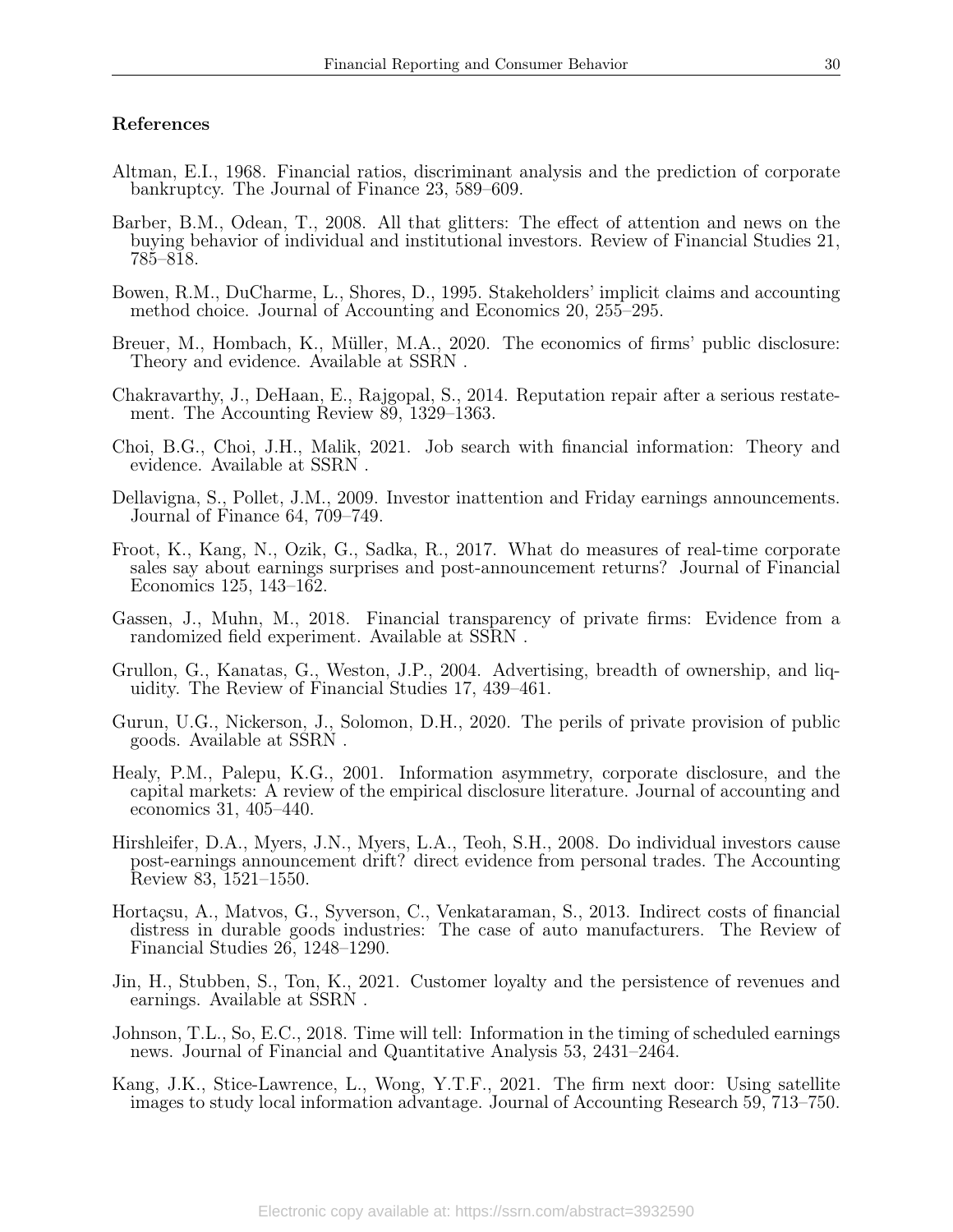## References

Altman, E.I., 1968. Financial ratios, discriminant analysis and the prediction of corporate bankruptcy. The Journal of Finance 23, 589–609.

Barber, B.M., Odean, T., 2008. All that glitters: The effect of attention and news on the buying behavior of individual and institutional investors. Review of Financial Studies 21, 785–818.

Bowen, R.M., DuCharme, L., Shores, D., 1995. Stakeholders' implicit claims and accounting method choice. Journal of Accounting and Economics 20, 255–295.

Breuer, M., Hombach, K., Müller, M.A., 2020. The economics of firms' public disclosure: Theory and evidence. Available at SSRN .

Chakravarthy, J., DeHaan, E., Rajgopal, S., 2014. Reputation repair after a serious restatement. The Accounting Review 89, 1329–1363.

Choi, B.G., Choi, J.H., Malik, 2021. Job search with financial information: Theory and evidence. Available at SSRN .

Dellavigna, S., Pollet, J.M., 2009. Investor inattention and Friday earnings announcements. Journal of Finance 64, 709–749.

Froot, K., Kang, N., Ozik, G., Sadka, R., 2017. What do measures of real-time corporate sales say about earnings surprises and post-announcement returns? Journal of Financial Economics 125, 143–162.

Gassen, J., Muhn, M., 2018. Financial transparency of private firms: Evidence from a randomized field experiment. Available at SSRN .

Grullon, G., Kanatas, G., Weston, J.P., 2004. Advertising, breadth of ownership, and liquidity. The Review of Financial Studies 17, 439–461.

Gurun, U.G., Nickerson, J., Solomon, D.H., 2020. The perils of private provision of public goods. Available at SSRN .

Healy, P.M., Palepu, K.G., 2001. Information asymmetry, corporate disclosure, and the capital markets: A review of the empirical disclosure literature. Journal of accounting and economics 31, 405–440.

Hirshleifer, D.A., Myers, J.N., Myers, L.A., Teoh, S.H., 2008. Do individual investors cause post-earnings announcement drift? direct evidence from personal trades. The Accounting Review 83, 1521–1550.

Hortaçsu, A., Matvos, G., Syverson, C., Venkataraman, S., 2013. Indirect costs of financial distress in durable goods industries: The case of auto manufacturers. The Review of Financial Studies 26, 1248–1290.

Jin, H., Stubben, S., Ton, K., 2021. Customer loyalty and the persistence of revenues and earnings. Available at SSRN .

Johnson, T.L., So, E.C., 2018. Time will tell: Information in the timing of scheduled earnings news. Journal of Financial and Quantitative Analysis 53, 2431–2464.

Kang, J.K., Stice-Lawrence, L., Wong, Y.T.F., 2021. The firm next door: Using satellite images to study local information advantage. Journal of Accounting Research 59, 713–750.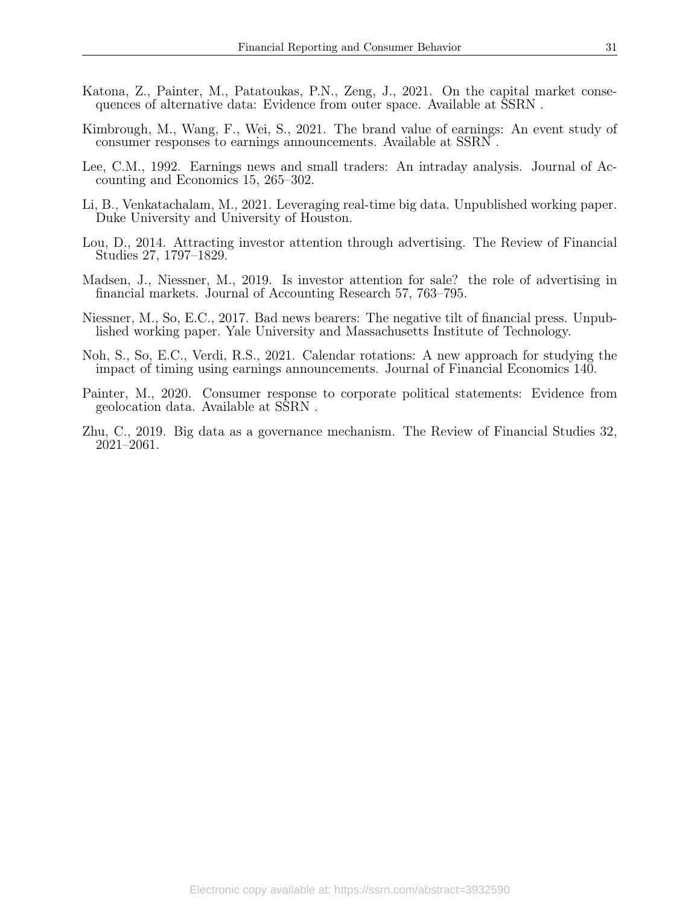Katona, Z., Painter, M., Patatoukas, P.N., Zeng, J., 2021. On the capital market consequences of alternative data: Evidence from outer space. Available at SSRN .

Kimbrough, M., Wang, F., Wei, S., 2021. The brand value of earnings: An event study of consumer responses to earnings announcements. Available at SSRN .

Lee, C.M., 1992. Earnings news and small traders: An intraday analysis. Journal of Accounting and Economics 15, 265–302.

Li, B., Venkatachalam, M., 2021. Leveraging real-time big data. Unpublished working paper. Duke University and University of Houston.

Lou, D., 2014. Attracting investor attention through advertising. The Review of Financial Studies 27, 1797–1829.

Madsen, J., Niessner, M., 2019. Is investor attention for sale? the role of advertising in financial markets. Journal of Accounting Research 57, 763–795.

Niessner, M., So, E.C., 2017. Bad news bearers: The negative tilt of financial press. Unpublished working paper. Yale University and Massachusetts Institute of Technology.

Noh, S., So, E.C., Verdi, R.S., 2021. Calendar rotations: A new approach for studying the impact of timing using earnings announcements. Journal of Financial Economics 140.

Painter, M., 2020. Consumer response to corporate political statements: Evidence from geolocation data. Available at SSRN .

Zhu, C., 2019. Big data as a governance mechanism. The Review of Financial Studies 32, 2021–2061.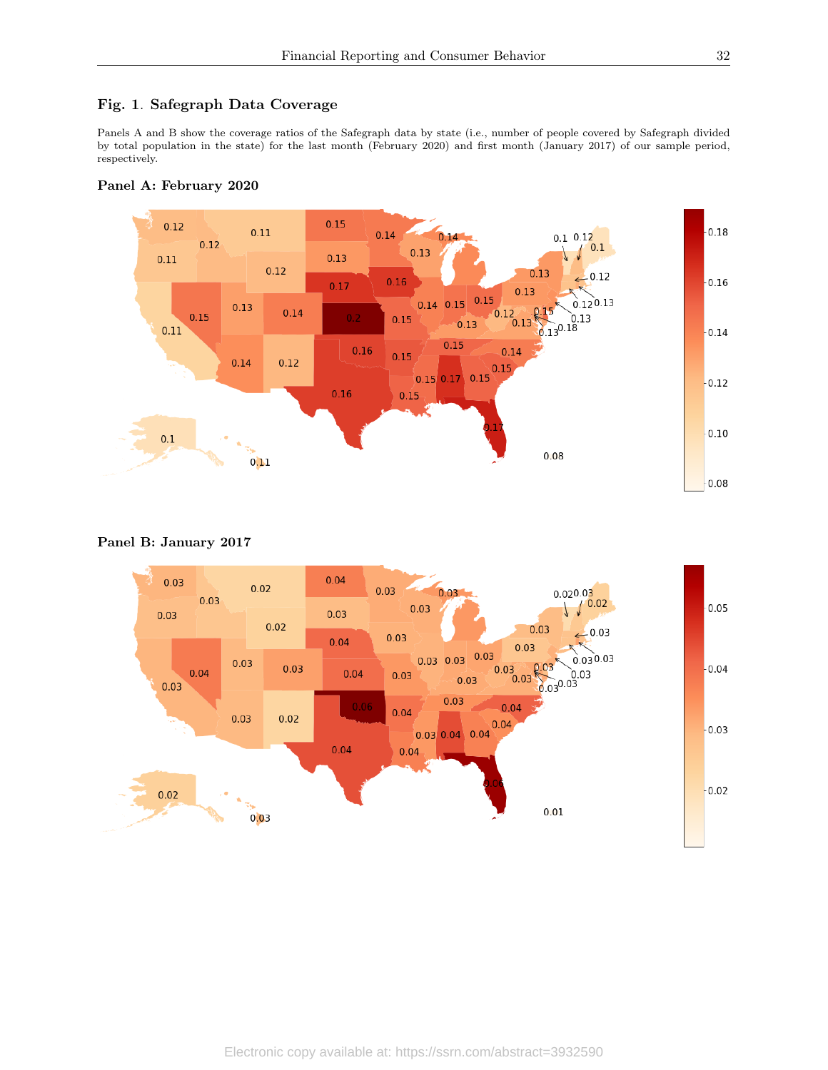## Fig. 1. Safegraph Data Coverage

Panels A and B show the coverage ratios of the Safegraph data by state (i.e., number of people covered by Safegraph divided by total population in the state) for the last month (February 2020) and first month (January 2017) of our sample period, respectively.

**Panel A: February 2020**

**Panel B: January 2017**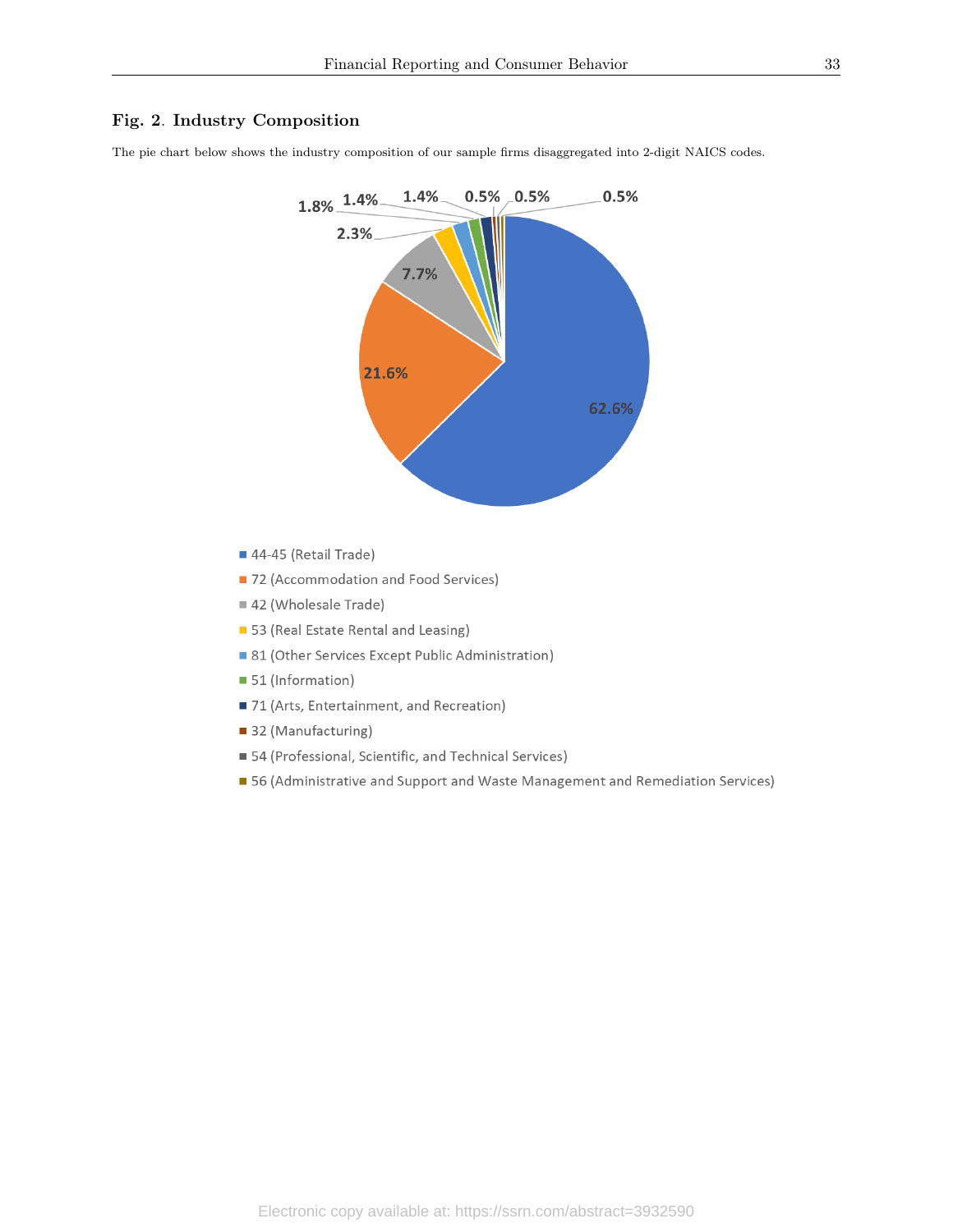**Fig. 2. Industry Composition**

The pie chart below shows the industry composition of our sample firms disaggregated into 2-digit NAICS codes.

| NAICS Code | Share |
|---|---|
| 44-45 (Retail Trade) | 62.6% |
| 72 (Accommodation and Food Services) | 21.6% |
| 42 (Wholesale Trade) | 7.7% |
| 53 (Real Estate Rental and Leasing) | 2.3% |
| 81 (Other Services Except Public Administration) | 1.8% |
| 51 (Information) | 1.4% |
| 71 (Arts, Entertainment, and Recreation) | 1.4% |
| 32 (Manufacturing) | 0.5% |
| 54 (Professional, Scientific, and Technical Services) | 0.5% |
| 56 (Administrative and Support and Waste Management and Remediation Services) | 0.5% |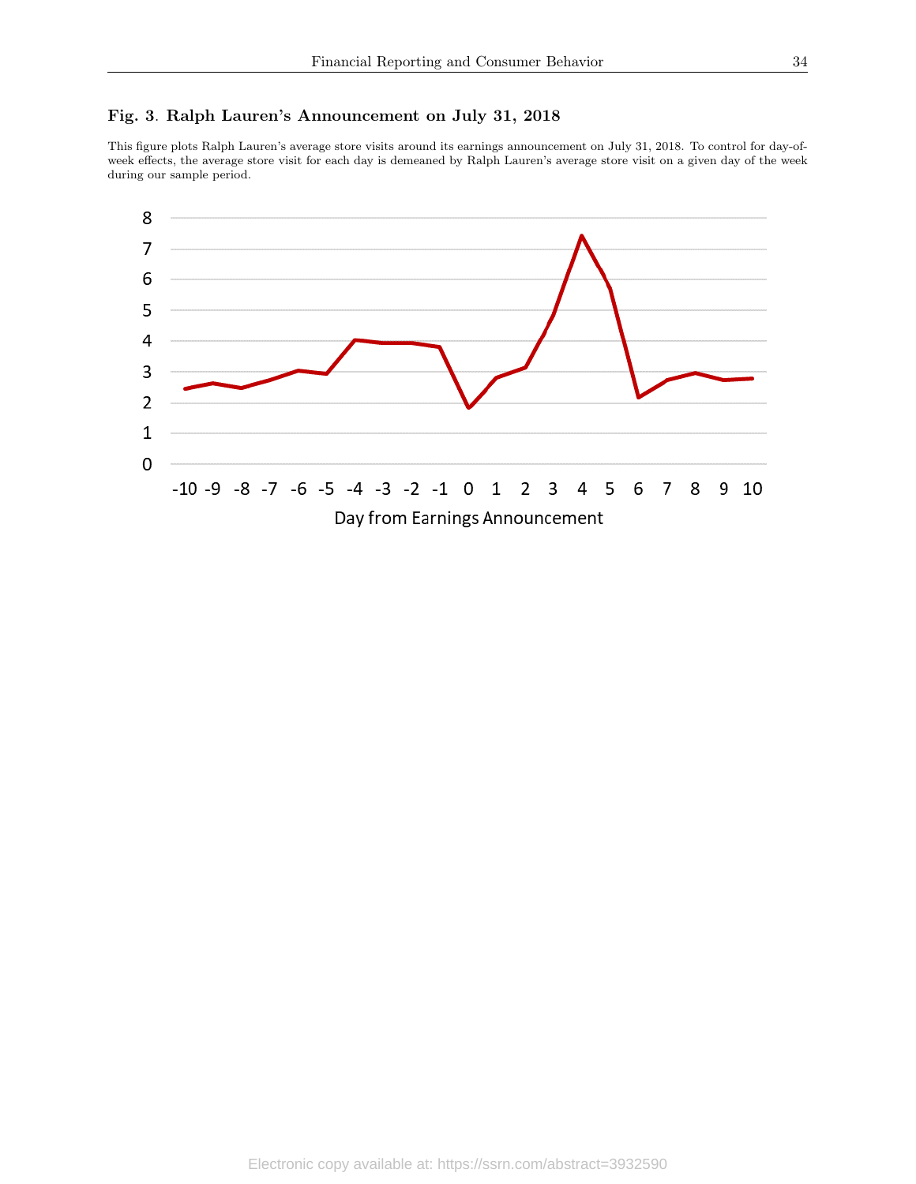**Fig. 3**. **Ralph Lauren's Announcement on July 31, 2018**

This figure plots Ralph Lauren's average store visits around its earnings announcement on July 31, 2018. To control for day-of-week effects, the average store visit for each day is demeaned by Ralph Lauren's average store visit on a given day of the week during our sample period.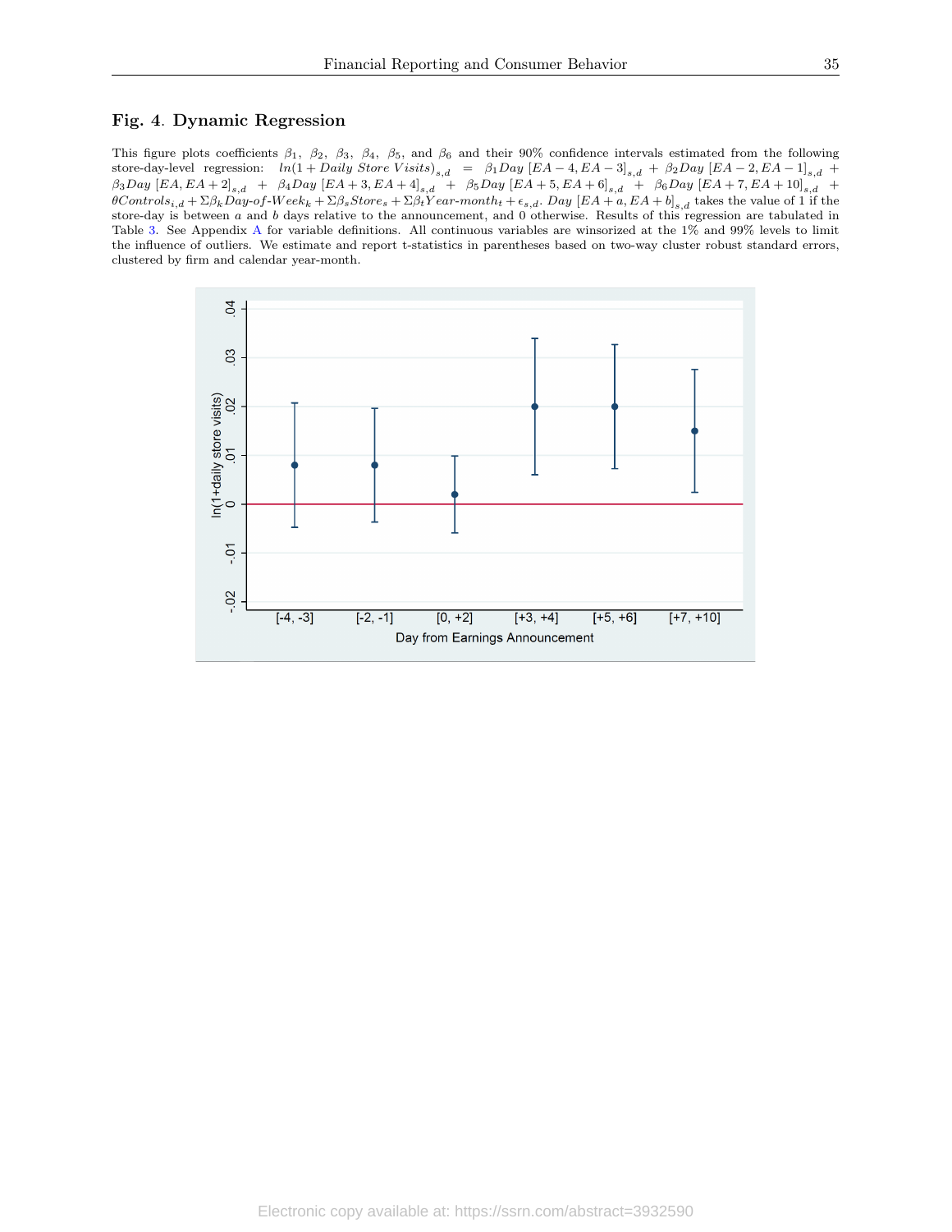### Fig. 4. Dynamic Regression

This figure plots coefficients $\beta_1$, $\beta_2$, $\beta_3$, $\beta_4$, $\beta_5$, and $\beta_6$ and their 90% confidence intervals estimated from the following store-day-level regression: $ln(1 + Daily\ Store\ Visits)_{s,d} = \beta_1 Day\ [EA-4, EA-3]_{s,d} + \beta_2 Day\ [EA-2, EA-1]_{s,d} + \beta_3 Day\ [EA, EA+2]_{s,d} + \beta_4 Day\ [EA+3, EA+4]_{s,d} + \beta_5 Day\ [EA+5, EA+6]_{s,d} + \beta_6 Day\ [EA+7, EA+10]_{s,d} + \theta Controls_{i,d} + \Sigma\beta_k Day\text{-}of\text{-}Week_k + \Sigma\beta_s Stores_s + \Sigma\beta_t Year\text{-}month_t + \epsilon_{s,d}$. $Day\ [EA+a, EA+b]_{s,d}$ takes the value of 1 if the store-day is between $a$ and $b$ days relative to the announcement, and 0 otherwise. Results of this regression are tabulated in Table 3. See Appendix A for variable definitions. All continuous variables are winsorized at the 1% and 99% levels to limit the influence of outliers. We estimate and report t-statistics in parentheses based on two-way cluster robust standard errors, clustered by firm and calendar year-month.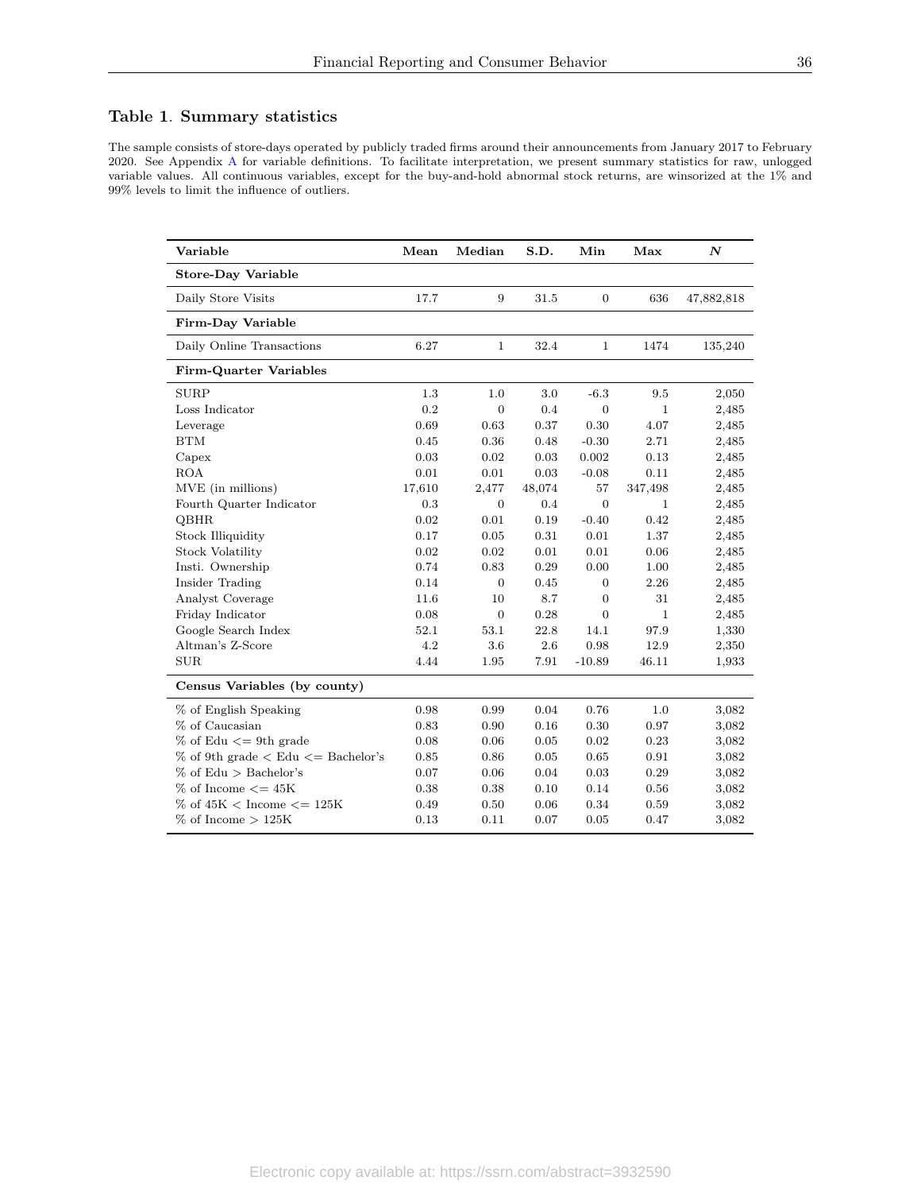## Table 1. Summary statistics

The sample consists of store-days operated by publicly traded firms around their announcements from January 2017 to February 2020. See Appendix A for variable definitions. To facilitate interpretation, we present summary statistics for raw, unlogged variable values. All continuous variables, except for the buy-and-hold abnormal stock returns, are winsorized at the 1% and 99% levels to limit the influence of outliers.

| Variable | Mean | Median | S.D. | Min | Max | *N* |
|---|---|---|---|---|---|---|
| **Store-Day Variable** | | | | | | |
| Daily Store Visits | 17.7 | 9 | 31.5 | 0 | 636 | 47,882,818 |
| **Firm-Day Variable** | | | | | | |
| Daily Online Transactions | 6.27 | 1 | 32.4 | 1 | 1474 | 135,240 |
| **Firm-Quarter Variables** | | | | | | |
| SURP | 1.3 | 1.0 | 3.0 | -6.3 | 9.5 | 2,050 |
| Loss Indicator | 0.2 | 0 | 0.4 | 0 | 1 | 2,485 |
| Leverage | 0.69 | 0.63 | 0.37 | 0.30 | 4.07 | 2,485 |
| BTM | 0.45 | 0.36 | 0.48 | -0.30 | 2.71 | 2,485 |
| Capex | 0.03 | 0.02 | 0.03 | 0.002 | 0.13 | 2,485 |
| ROA | 0.01 | 0.01 | 0.03 | -0.08 | 0.11 | 2,485 |
| MVE (in millions) | 17,610 | 2,477 | 48,074 | 57 | 347,498 | 2,485 |
| Fourth Quarter Indicator | 0.3 | 0 | 0.4 | 0 | 1 | 2,485 |
| QBHR | 0.02 | 0.01 | 0.19 | -0.40 | 0.42 | 2,485 |
| Stock Illiquidity | 0.17 | 0.05 | 0.31 | 0.01 | 1.37 | 2,485 |
| Stock Volatility | 0.02 | 0.02 | 0.01 | 0.01 | 0.06 | 2,485 |
| Insti. Ownership | 0.74 | 0.83 | 0.29 | 0.00 | 1.00 | 2,485 |
| Insider Trading | 0.14 | 0 | 0.45 | 0 | 2.26 | 2,485 |
| Analyst Coverage | 11.6 | 10 | 8.7 | 0 | 31 | 2,485 |
| Friday Indicator | 0.08 | 0 | 0.28 | 0 | 1 | 2,485 |
| Google Search Index | 52.1 | 53.1 | 22.8 | 14.1 | 97.9 | 1,330 |
| Altman's Z-Score | 4.2 | 3.6 | 2.6 | 0.98 | 12.9 | 2,350 |
| SUR | 4.44 | 1.95 | 7.91 | -10.89 | 46.11 | 1,933 |
| **Census Variables (by county)** | | | | | | |
| % of English Speaking | 0.98 | 0.99 | 0.04 | 0.76 | 1.0 | 3,082 |
| % of Caucasian | 0.83 | 0.90 | 0.16 | 0.30 | 0.97 | 3,082 |
| % of Edu <= 9th grade | 0.08 | 0.06 | 0.05 | 0.02 | 0.23 | 3,082 |
| % of 9th grade < Edu <= Bachelor's | 0.85 | 0.86 | 0.05 | 0.65 | 0.91 | 3,082 |
| % of Edu > Bachelor's | 0.07 | 0.06 | 0.04 | 0.03 | 0.29 | 3,082 |
| % of Income <= 45K | 0.38 | 0.38 | 0.10 | 0.14 | 0.56 | 3,082 |
| % of 45K < Income <= 125K | 0.49 | 0.50 | 0.06 | 0.34 | 0.59 | 3,082 |
| % of Income > 125K | 0.13 | 0.11 | 0.07 | 0.05 | 0.47 | 3,082 |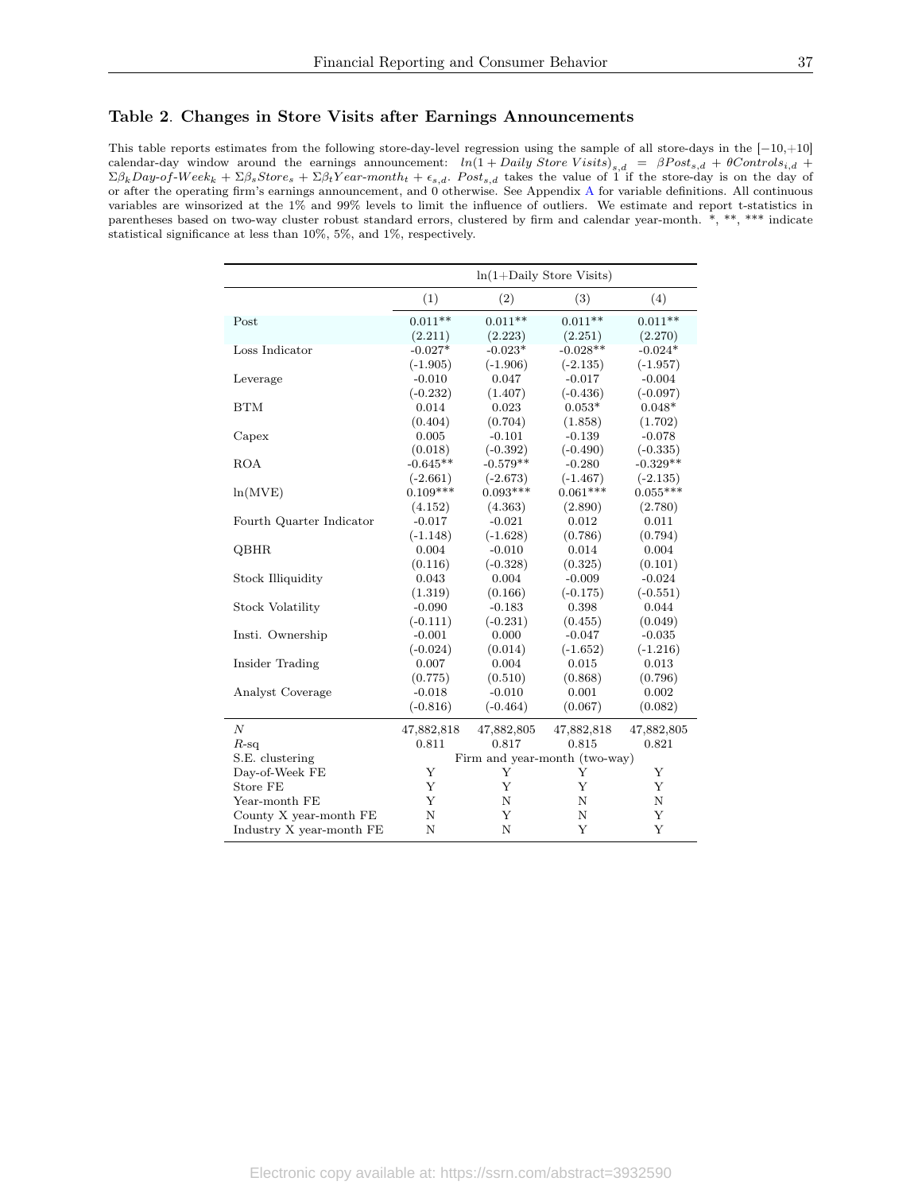### Table 2. Changes in Store Visits after Earnings Announcements

This table reports estimates from the following store-day-level regression using the sample of all store-days in the [−10,+10] calendar-day window around the earnings announcement: $ln(1 + Daily\ Store\ Visits)_{s,d} = \beta Post_{s,d} + \theta Controls_{i,d} + \Sigma\beta_k Day\text{-}of\text{-}Week_k + \Sigma\beta_s Store_s + \Sigma\beta_t Year\text{-}month_t + \epsilon_{s,d}$. $Post_{s,d}$ takes the value of 1 if the store-day is on the day of or after the operating firm's earnings announcement, and 0 otherwise. See Appendix A for variable definitions. All continuous variables are winsorized at the 1% and 99% levels to limit the influence of outliers. We estimate and report t-statistics in parentheses based on two-way cluster robust standard errors, clustered by firm and calendar year-month. *, **, *** indicate statistical significance at less than 10%, 5%, and 1%, respectively.

| | ln(1+Daily Store Visits) | | | |
|---|---|---|---|---|
| | (1) | (2) | (3) | (4) |
| Post | 0.011** | 0.011** | 0.011** | 0.011** |
| | (2.211) | (2.223) | (2.251) | (2.270) |
| Loss Indicator | -0.027* | -0.023* | -0.028** | -0.024* |
| | (-1.905) | (-1.906) | (-2.135) | (-1.957) |
| Leverage | -0.010 | 0.047 | -0.017 | -0.004 |
| | (-0.232) | (1.407) | (-0.436) | (-0.097) |
| BTM | 0.014 | 0.023 | 0.053* | 0.048* |
| | (0.404) | (0.704) | (1.858) | (1.702) |
| Capex | 0.005 | -0.101 | -0.139 | -0.078 |
| | (0.018) | (-0.392) | (-0.490) | (-0.335) |
| ROA | -0.645** | -0.579** | -0.280 | -0.329** |
| | (-2.661) | (-2.673) | (-1.467) | (-2.135) |
| ln(MVE) | 0.109*** | 0.093*** | 0.061*** | 0.055*** |
| | (4.152) | (4.363) | (2.890) | (2.780) |
| Fourth Quarter Indicator | -0.017 | -0.021 | 0.012 | 0.011 |
| | (-1.148) | (-1.628) | (0.786) | (0.794) |
| QBHR | 0.004 | -0.010 | 0.014 | 0.004 |
| | (0.116) | (-0.328) | (0.325) | (0.101) |
| Stock Illiquidity | 0.043 | 0.004 | -0.009 | -0.024 |
| | (1.319) | (0.166) | (-0.175) | (-0.551) |
| Stock Volatility | -0.090 | -0.183 | 0.398 | 0.044 |
| | (-0.111) | (-0.231) | (0.455) | (0.049) |
| Insti. Ownership | -0.001 | 0.000 | -0.047 | -0.035 |
| | (-0.024) | (0.014) | (-1.652) | (-1.216) |
| Insider Trading | 0.007 | 0.004 | 0.015 | 0.013 |
| | (0.775) | (0.510) | (0.868) | (0.796) |
| Analyst Coverage | -0.018 | -0.010 | 0.001 | 0.002 |
| | (-0.816) | (-0.464) | (0.067) | (0.082) |
| $N$ | 47,882,818 | 47,882,805 | 47,882,818 | 47,882,805 |
| $R$-sq | 0.811 | 0.817 | 0.815 | 0.821 |
| S.E. clustering | Firm and year-month (two-way) | | | |
| Day-of-Week FE | Y | Y | Y | Y |
| Store FE | Y | Y | Y | Y |
| Year-month FE | Y | N | N | N |
| County X year-month FE | N | Y | N | Y |
| Industry X year-month FE | N | N | Y | Y |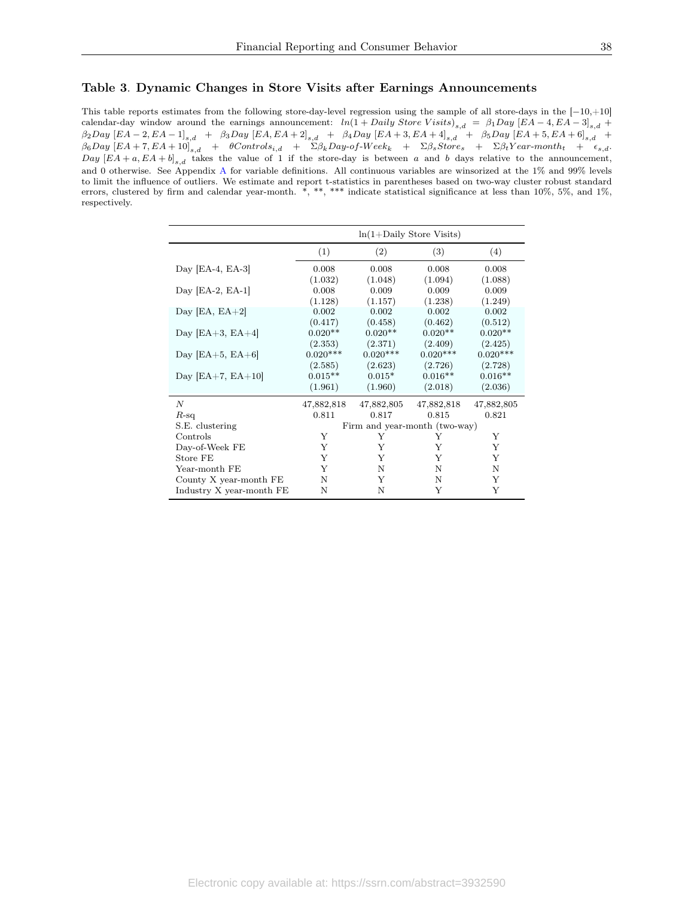### Table 3. Dynamic Changes in Store Visits after Earnings Announcements

This table reports estimates from the following store-day-level regression using the sample of all store-days in the [−10,+10] calendar-day window around the earnings announcement: $ln(1 + Daily\ Store\ Visits)_{s,d} = \beta_1 Day\ [EA-4, EA-3]_{s,d} + \beta_2 Day\ [EA-2, EA-1]_{s,d} + \beta_3 Day\ [EA, EA+2]_{s,d} + \beta_4 Day\ [EA+3, EA+4]_{s,d} + \beta_5 Day\ [EA+5, EA+6]_{s,d} + \beta_6 Day\ [EA+7, EA+10]_{s,d} + \theta Controls_{i,d} + \Sigma\beta_k Day\text{-}of\text{-}Week_k + \Sigma\beta_s Stores_s + \Sigma\beta_t Year\text{-}month_t + \epsilon_{s,d}$. $Day\ [EA+a, EA+b]_{s,d}$ takes the value of 1 if the store-day is between $a$ and $b$ days relative to the announcement, and 0 otherwise. See Appendix A for variable definitions. All continuous variables are winsorized at the 1% and 99% levels to limit the influence of outliers. We estimate and report t-statistics in parentheses based on two-way cluster robust standard errors, clustered by firm and calendar year-month. *, **, *** indicate statistical significance at less than 10%, 5%, and 1%, respectively.

| | ln(1+Daily Store Visits) | | | |
|---|---|---|---|---|
| | (1) | (2) | (3) | (4) |
| Day [EA-4, EA-3] | 0.008 | 0.008 | 0.008 | 0.008 |
| | (1.032) | (1.048) | (1.094) | (1.088) |
| Day [EA-2, EA-1] | 0.008 | 0.009 | 0.009 | 0.009 |
| | (1.128) | (1.157) | (1.238) | (1.249) |
| Day [EA, EA+2] | 0.002 | 0.002 | 0.002 | 0.002 |
| | (0.417) | (0.458) | (0.462) | (0.512) |
| Day [EA+3, EA+4] | 0.020** | 0.020** | 0.020** | 0.020** |
| | (2.353) | (2.371) | (2.409) | (2.425) |
| Day [EA+5, EA+6] | 0.020*** | 0.020*** | 0.020*** | 0.020*** |
| | (2.585) | (2.623) | (2.726) | (2.728) |
| Day [EA+7, EA+10] | 0.015** | 0.015* | 0.016** | 0.016** |
| | (1.961) | (1.960) | (2.018) | (2.036) |
| $N$ | 47,882,818 | 47,882,805 | 47,882,818 | 47,882,805 |
| $R$-sq | 0.811 | 0.817 | 0.815 | 0.821 |
| S.E. clustering | Firm and year-month (two-way) | | | |
| Controls | Y | Y | Y | Y |
| Day-of-Week FE | Y | Y | Y | Y |
| Store FE | Y | Y | Y | Y |
| Year-month FE | Y | N | N | N |
| County X year-month FE | N | Y | N | Y |
| Industry X year-month FE | N | N | Y | Y |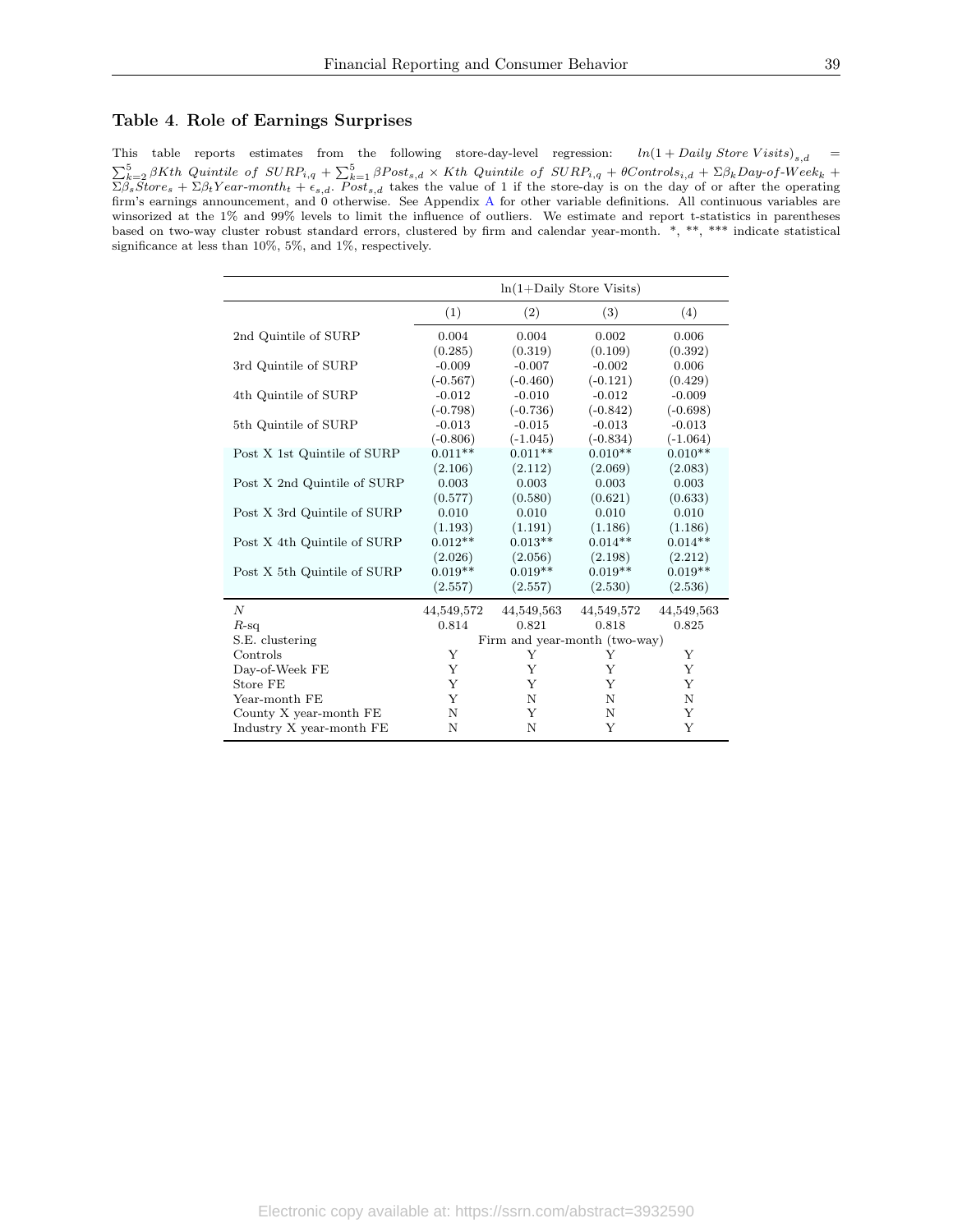### Table 4. Role of Earnings Surprises

This table reports estimates from the following store-day-level regression: $ln(1 + Daily\ Store\ Visits)_{s,d} = \sum_{k=2}^{5} \beta Kth\ Quintile\ of\ SURP_{i,q} + \sum_{k=1}^{5} \beta Post_{s,d} \times Kth\ Quintile\ of\ SURP_{i,q} + \theta Controls_{i,d} + \Sigma\beta_k Day\text{-}of\text{-}Week_k + \Sigma\beta_s Store_s + \Sigma\beta_t Year\text{-}month_t + \epsilon_{s,d}$. $Post_{s,d}$ takes the value of 1 if the store-day is on the day of or after the operating firm's earnings announcement, and 0 otherwise. See Appendix A for other variable definitions. All continuous variables are winsorized at the 1% and 99% levels to limit the influence of outliers. We estimate and report t-statistics in parentheses based on two-way cluster robust standard errors, clustered by firm and calendar year-month. *, **, *** indicate statistical significance at less than 10%, 5%, and 1%, respectively.

| | ln(1+Daily Store Visits) | | | |
|---|---|---|---|---|
| | (1) | (2) | (3) | (4) |
| 2nd Quintile of SURP | 0.004 | 0.004 | 0.002 | 0.006 |
| | (0.285) | (0.319) | (0.109) | (0.392) |
| 3rd Quintile of SURP | -0.009 | -0.007 | -0.002 | 0.006 |
| | (-0.567) | (-0.460) | (-0.121) | (0.429) |
| 4th Quintile of SURP | -0.012 | -0.010 | -0.012 | -0.009 |
| | (-0.798) | (-0.736) | (-0.842) | (-0.698) |
| 5th Quintile of SURP | -0.013 | -0.015 | -0.013 | -0.013 |
| | (-0.806) | (-1.045) | (-0.834) | (-1.064) |
| Post X 1st Quintile of SURP | 0.011** | 0.011** | 0.010** | 0.010** |
| | (2.106) | (2.112) | (2.069) | (2.083) |
| Post X 2nd Quintile of SURP | 0.003 | 0.003 | 0.003 | 0.003 |
| | (0.577) | (0.580) | (0.621) | (0.633) |
| Post X 3rd Quintile of SURP | 0.010 | 0.010 | 0.010 | 0.010 |
| | (1.193) | (1.191) | (1.186) | (1.186) |
| Post X 4th Quintile of SURP | 0.012** | 0.013** | 0.014** | 0.014** |
| | (2.026) | (2.056) | (2.198) | (2.212) |
| Post X 5th Quintile of SURP | 0.019** | 0.019** | 0.019** | 0.019** |
| | (2.557) | (2.557) | (2.530) | (2.536) |
| $N$ | 44,549,572 | 44,549,563 | 44,549,572 | 44,549,563 |
| $R$-sq | 0.814 | 0.821 | 0.818 | 0.825 |
| S.E. clustering | Firm and year-month (two-way) | | | |
| Controls | Y | Y | Y | Y |
| Day-of-Week FE | Y | Y | Y | Y |
| Store FE | Y | Y | Y | Y |
| Year-month FE | Y | N | N | N |
| County X year-month FE | N | Y | N | Y |
| Industry X year-month FE | N | N | Y | Y |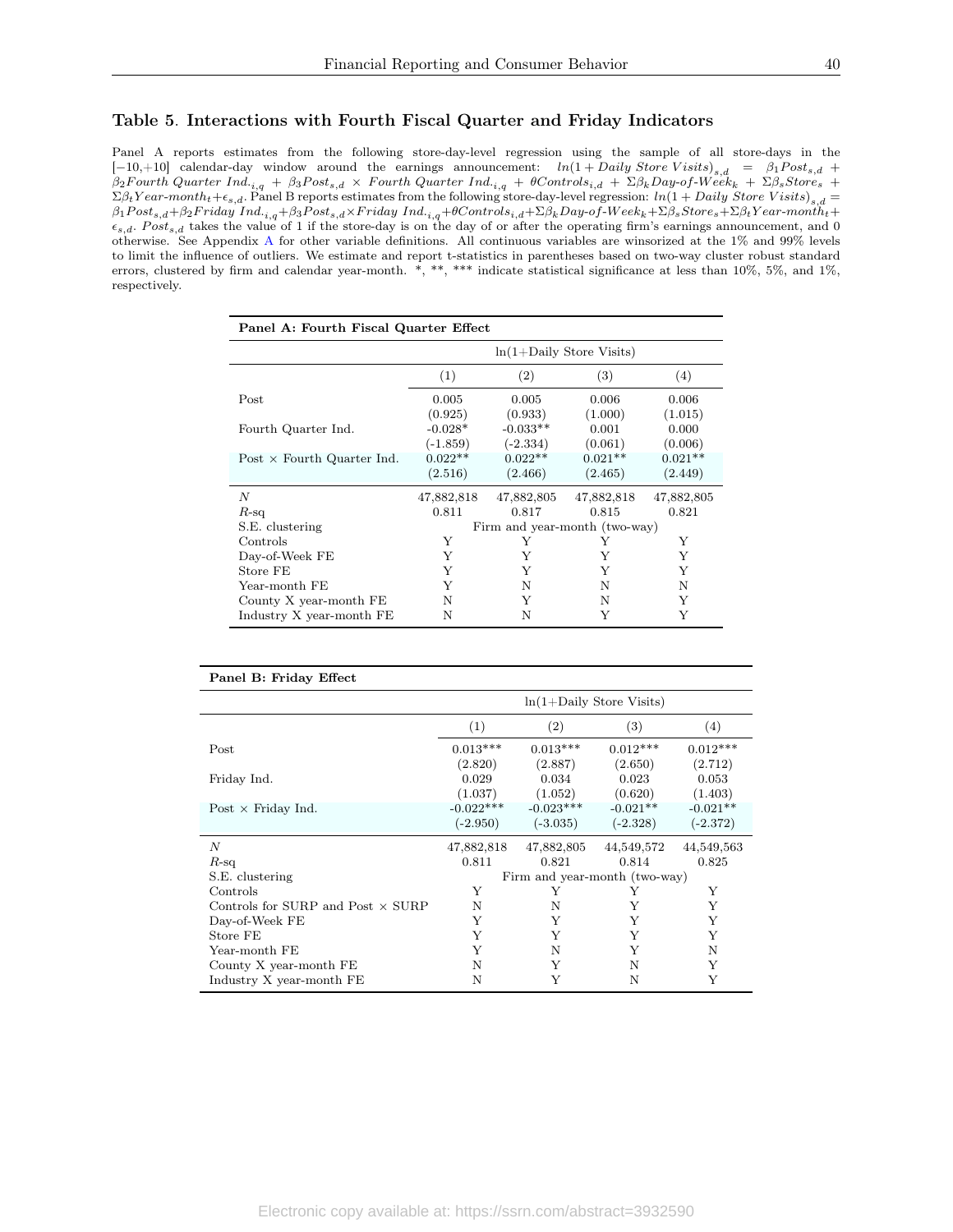### Table 5. Interactions with Fourth Fiscal Quarter and Friday Indicators

Panel A reports estimates from the following store-day-level regression using the sample of all store-days in the $[-10,+10]$ calendar-day window around the earnings announcement: $ln(1 + Daily\ Store\ Visits)_{s,d} = \beta_1 Post_{s,d} + \beta_2 Fourth\ Quarter\ Ind._{i,q} + \beta_3 Post_{s,d} \times Fourth\ Quarter\ Ind._{i,q} + \theta Controls_{i,d} + \Sigma\beta_k Day\text{-}of\text{-}Week_k + \Sigma\beta_s Stores_s + \Sigma\beta_t Year\text{-}month_t + \epsilon_{s,d}$. Panel B reports estimates from the following store-day-level regression: $ln(1 + Daily\ Store\ Visits)_{s,d} = \beta_1 Post_{s,d} + \beta_2 Friday\ Ind._{i,q} + \beta_3 Post_{s,d} \times Friday\ Ind._{i,q} + \theta Controls_{i,d} + \Sigma\beta_k Day\text{-}of\text{-}Week_k + \Sigma\beta_s Stores_s + \Sigma\beta_t Year\text{-}month_t + \epsilon_{s,d}$. $Post_{s,d}$ takes the value of 1 if the store-day is on the day of or after the operating firm's earnings announcement, and 0 otherwise. See Appendix A for other variable definitions. All continuous variables are winsorized at the 1% and 99% levels to limit the influence of outliers. We estimate and report t-statistics in parentheses based on two-way cluster robust standard errors, clustered by firm and calendar year-month. *, **, *** indicate statistical significance at less than 10%, 5%, and 1%, respectively.

**Panel A: Fourth Fiscal Quarter Effect**

| | ln(1+Daily Store Visits) | | | |
|---|---|---|---|---|
| | (1) | (2) | (3) | (4) |
| Post | 0.005 | 0.005 | 0.006 | 0.006 |
| | (0.925) | (0.933) | (1.000) | (1.015) |
| Fourth Quarter Ind. | -0.028* | -0.033** | 0.001 | 0.000 |
| | (-1.859) | (-2.334) | (0.061) | (0.006) |
| Post × Fourth Quarter Ind. | 0.022** | 0.022** | 0.021** | 0.021** |
| | (2.516) | (2.466) | (2.465) | (2.449) |
| $N$ | 47,882,818 | 47,882,805 | 47,882,818 | 47,882,805 |
| $R$-sq | 0.811 | 0.817 | 0.815 | 0.821 |
| S.E. clustering | Firm and year-month (two-way) | | | |
| Controls | Y | Y | Y | Y |
| Day-of-Week FE | Y | Y | Y | Y |
| Store FE | Y | Y | Y | Y |
| Year-month FE | Y | N | N | N |
| County X year-month FE | N | Y | N | Y |
| Industry X year-month FE | N | N | Y | Y |

**Panel B: Friday Effect**

| | ln(1+Daily Store Visits) | | | |
|---|---|---|---|---|
| | (1) | (2) | (3) | (4) |
| Post | 0.013*** | 0.013*** | 0.012*** | 0.012*** |
| | (2.820) | (2.887) | (2.650) | (2.712) |
| Friday Ind. | 0.029 | 0.034 | 0.023 | 0.053 |
| | (1.037) | (1.052) | (0.620) | (1.403) |
| Post × Friday Ind. | -0.022*** | -0.023*** | -0.021** | -0.021** |
| | (-2.950) | (-3.035) | (-2.328) | (-2.372) |
| $N$ | 47,882,818 | 47,882,805 | 44,549,572 | 44,549,563 |
| $R$-sq | 0.811 | 0.821 | 0.814 | 0.825 |
| S.E. clustering | Firm and year-month (two-way) | | | |
| Controls | Y | Y | Y | Y |
| Controls for SURP and Post × SURP | N | N | Y | Y |
| Day-of-Week FE | Y | Y | Y | Y |
| Store FE | Y | Y | Y | Y |
| Year-month FE | Y | N | Y | N |
| County X year-month FE | N | Y | N | Y |
| Industry X year-month FE | N | Y | N | Y |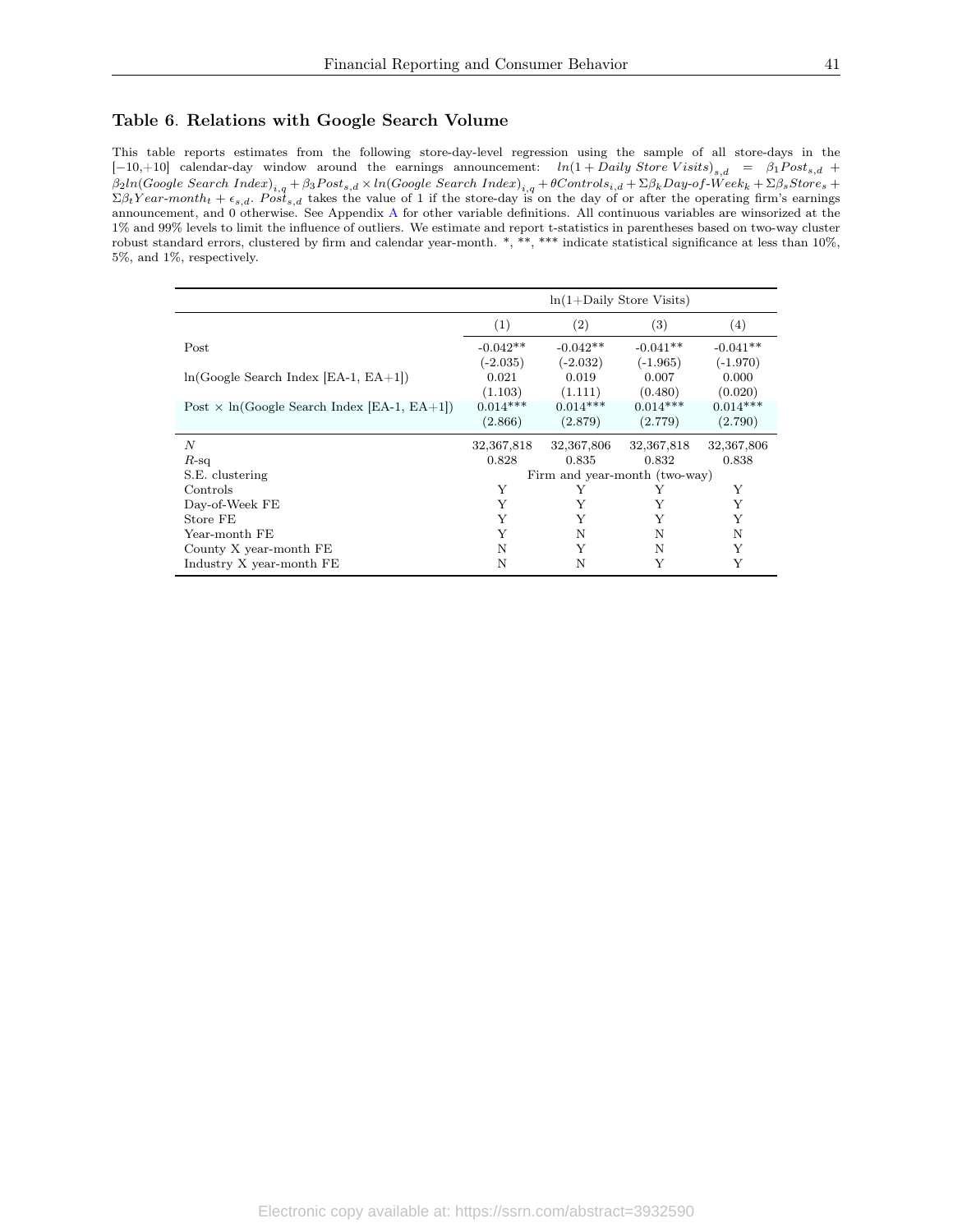### Table 6. Relations with Google Search Volume

This table reports estimates from the following store-day-level regression using the sample of all store-days in the $[-10,+10]$ calendar-day window around the earnings announcement: $ln(1 + Daily\ Store\ Visits)_{s,d} = \beta_1 Post_{s,d} + \beta_2 ln(Google\ Search\ Index)_{i,q} + \beta_3 Post_{s,d} \times ln(Google\ Search\ Index)_{i,q} + \theta Controls_{i,d} + \Sigma\beta_k Day\text{-}of\text{-}Week_k + \Sigma\beta_s Store_s + \Sigma\beta_t Year\text{-}month_t + \epsilon_{s,d}$. $Post_{s,d}$ takes the value of 1 if the store-day is on the day of or after the operating firm's earnings announcement, and 0 otherwise. See Appendix A for other variable definitions. All continuous variables are winsorized at the 1% and 99% levels to limit the influence of outliers. We estimate and report t-statistics in parentheses based on two-way cluster robust standard errors, clustered by firm and calendar year-month. *, **, *** indicate statistical significance at less than 10%, 5%, and 1%, respectively.

| | ln(1+Daily Store Visits) | | | |
|---|---|---|---|---|
| | (1) | (2) | (3) | (4) |
| Post | -0.042** | -0.042** | -0.041** | -0.041** |
| | (-2.035) | (-2.032) | (-1.965) | (-1.970) |
| ln(Google Search Index [EA-1, EA+1]) | 0.021 | 0.019 | 0.007 | 0.000 |
| | (1.103) | (1.111) | (0.480) | (0.020) |
| Post × ln(Google Search Index [EA-1, EA+1]) | 0.014*** | 0.014*** | 0.014*** | 0.014*** |
| | (2.866) | (2.879) | (2.779) | (2.790) |
| $N$ | 32,367,818 | 32,367,806 | 32,367,818 | 32,367,806 |
| $R$-sq | 0.828 | 0.835 | 0.832 | 0.838 |
| S.E. clustering | Firm and year-month (two-way) | | | |
| Controls | Y | Y | Y | Y |
| Day-of-Week FE | Y | Y | Y | Y |
| Store FE | Y | Y | Y | Y |
| Year-month FE | Y | N | N | N |
| County X year-month FE | N | Y | N | Y |
| Industry X year-month FE | N | N | Y | Y |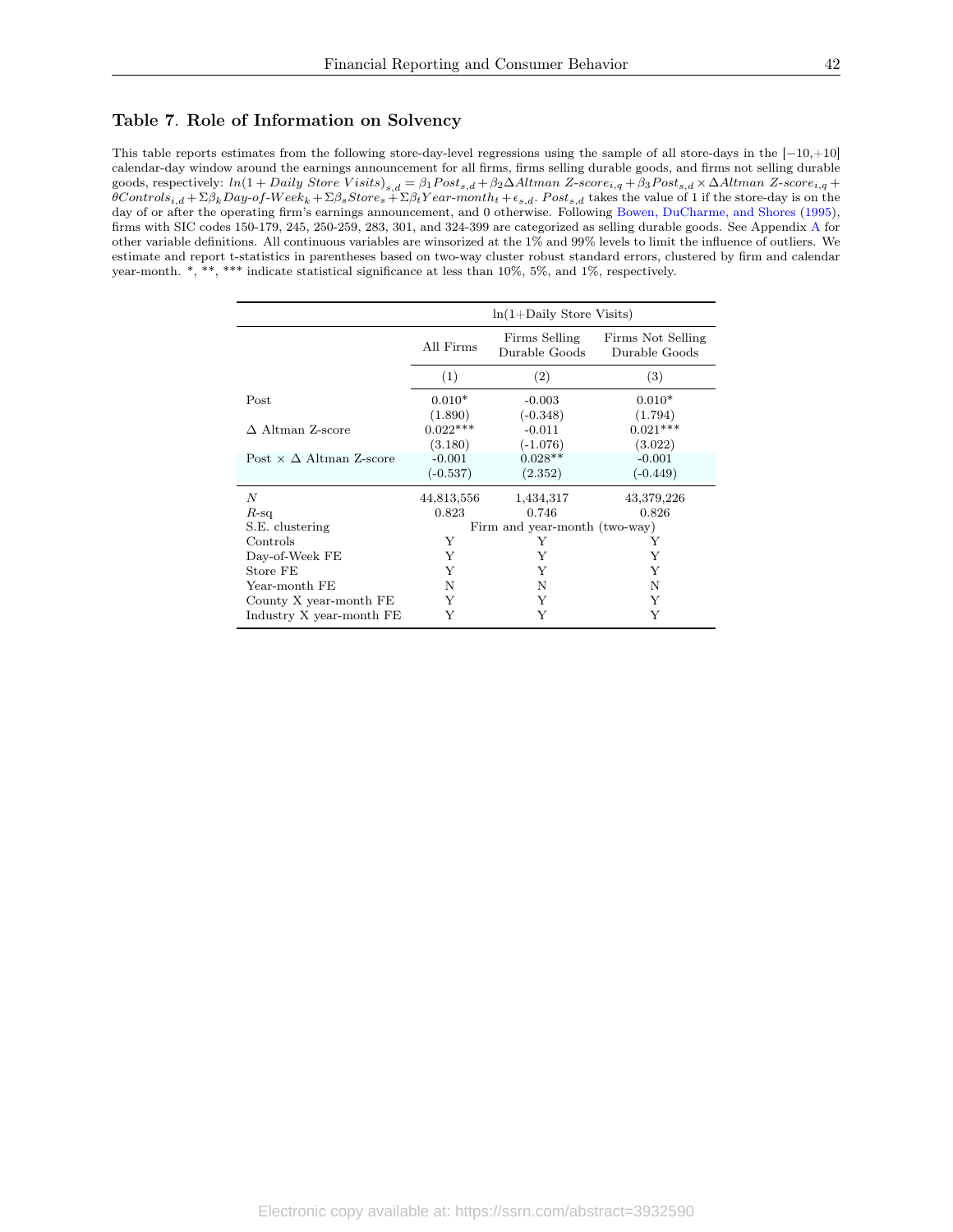## Table 7. Role of Information on Solvency

This table reports estimates from the following store-day-level regressions using the sample of all store-days in the [−10,+10] calendar-day window around the earnings announcement for all firms, firms selling durable goods, and firms not selling durable goods, respectively: $ln(1 + Daily\ Store\ Visits)_{s,d} = \beta_1 Post_{s,d} + \beta_2 \Delta Altman\ Z\text{-}score_{i,q} + \beta_3 Post_{s,d} \times \Delta Altman\ Z\text{-}score_{i,q} + \theta Controls_{i,d} + \Sigma\beta_k Day\text{-}of\text{-}Week_k + \Sigma\beta_s Stores_s + \Sigma\beta_t Year\text{-}month_t + \epsilon_{s,d}$. $Post_{s,d}$ takes the value of 1 if the store-day is on the day of or after the operating firm's earnings announcement, and 0 otherwise. Following Bowen, DuCharme, and Shores (1995), firms with SIC codes 150-179, 245, 250-259, 283, 301, and 324-399 are categorized as selling durable goods. See Appendix A for other variable definitions. All continuous variables are winsorized at the 1% and 99% levels to limit the influence of outliers. We estimate and report t-statistics in parentheses based on two-way cluster robust standard errors, clustered by firm and calendar year-month. *, **, *** indicate statistical significance at less than 10%, 5%, and 1%, respectively.

| | ln(1+Daily Store Visits) | | |
|---|---|---|---|
| | All Firms | Firms Selling Durable Goods | Firms Not Selling Durable Goods |
| | (1) | (2) | (3) |
| Post | 0.010* | -0.003 | 0.010* |
| | (1.890) | (-0.348) | (1.794) |
| Δ Altman Z-score | 0.022*** | -0.011 | 0.021*** |
| | (3.180) | (-1.076) | (3.022) |
| Post × Δ Altman Z-score | -0.001 | 0.028** | -0.001 |
| | (-0.537) | (2.352) | (-0.449) |
| $N$ | 44,813,556 | 1,434,317 | 43,379,226 |
| $R$-sq | 0.823 | 0.746 | 0.826 |
| S.E. clustering | Firm and year-month (two-way) | | |
| Controls | Y | Y | Y |
| Day-of-Week FE | Y | Y | Y |
| Store FE | Y | Y | Y |
| Year-month FE | N | N | N |
| County X year-month FE | Y | Y | Y |
| Industry X year-month FE | Y | Y | Y |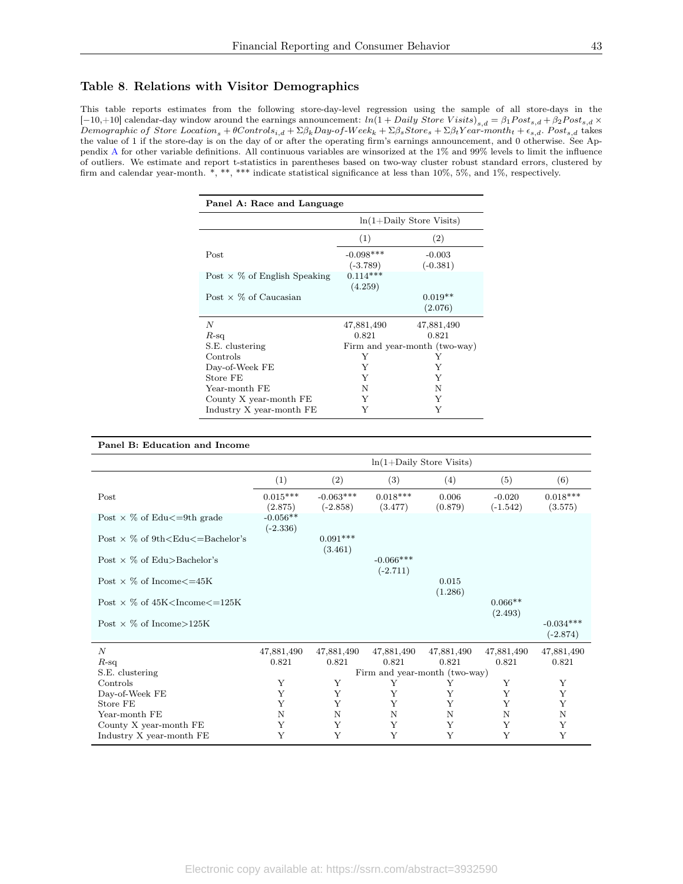## Table 8. Relations with Visitor Demographics

This table reports estimates from the following store-day-level regression using the sample of all store-days in the $[-10,+10]$ calendar-day window around the earnings announcement: $ln(1 + Daily\ Store\ Visits)_{s,d} = \beta_1 Post_{s,d} + \beta_2 Post_{s,d} \times Demographic\ of\ Store\ Location_s + \theta Controls_{i,d} + \Sigma\beta_k Day\text{-}of\text{-}Week_k + \Sigma\beta_s Stores_s + \Sigma\beta_t Year\text{-}month_t + \epsilon_{s,d}$. $Post_{s,d}$ takes the value of 1 if the store-day is on the day of or after the operating firm's earnings announcement, and 0 otherwise. See Appendix A for other variable definitions. All continuous variables are winsorized at the 1% and 99% levels to limit the influence of outliers. We estimate and report t-statistics in parentheses based on two-way cluster robust standard errors, clustered by firm and calendar year-month. \*, \*\*, \*\*\* indicate statistical significance at less than 10%, 5%, and 1%, respectively.

**Panel A: Race and Language**

| | ln(1+Daily Store Visits) | |
|---|---|---|
| | (1) | (2) |
| Post | -0.098*** | -0.003 |
| | (-3.789) | (-0.381) |
| Post × % of English Speaking | 0.114*** | |
| | (4.259) | |
| Post × % of Caucasian | | 0.019** |
| | | (2.076) |
| $N$ | 47,881,490 | 47,881,490 |
| $R$-sq | 0.821 | 0.821 |
| S.E. clustering | Firm and year-month (two-way) | |
| Controls | Y | Y |
| Day-of-Week FE | Y | Y |
| Store FE | Y | Y |
| Year-month FE | N | N |
| County X year-month FE | Y | Y |
| Industry X year-month FE | Y | Y |

**Panel B: Education and Income**

| | ln(1+Daily Store Visits) | | | | | |
|---|---|---|---|---|---|---|
| | (1) | (2) | (3) | (4) | (5) | (6) |
| Post | 0.015*** | -0.063*** | 0.018*** | 0.006 | -0.020 | 0.018*** |
| | (2.875) | (-2.858) | (3.477) | (0.879) | (-1.542) | (3.575) |
| Post × % of Edu<=9th grade | -0.056** | | | | | |
| | (-2.336) | | | | | |
| Post × % of 9th<Edu<=Bachelor's | | 0.091*** | | | | |
| | | (3.461) | | | | |
| Post × % of Edu>Bachelor's | | | -0.066*** | | | |
| | | | (-2.711) | | | |
| Post × % of Income<=45K | | | | 0.015 | | |
| | | | | (1.286) | | |
| Post × % of 45K<Income<=125K | | | | | 0.066** | |
| | | | | | (2.493) | |
| Post × % of Income>125K | | | | | | -0.034*** |
| | | | | | | (-2.874) |
| $N$ | 47,881,490 | 47,881,490 | 47,881,490 | 47,881,490 | 47,881,490 | 47,881,490 |
| $R$-sq | 0.821 | 0.821 | 0.821 | 0.821 | 0.821 | 0.821 |
| S.E. clustering | Firm and year-month (two-way) | | | | | |
| Controls | Y | Y | Y | Y | Y | Y |
| Day-of-Week FE | Y | Y | Y | Y | Y | Y |
| Store FE | Y | Y | Y | Y | Y | Y |
| Year-month FE | N | N | N | N | N | N |
| County X year-month FE | Y | Y | Y | Y | Y | Y |
| Industry X year-month FE | Y | Y | Y | Y | Y | Y |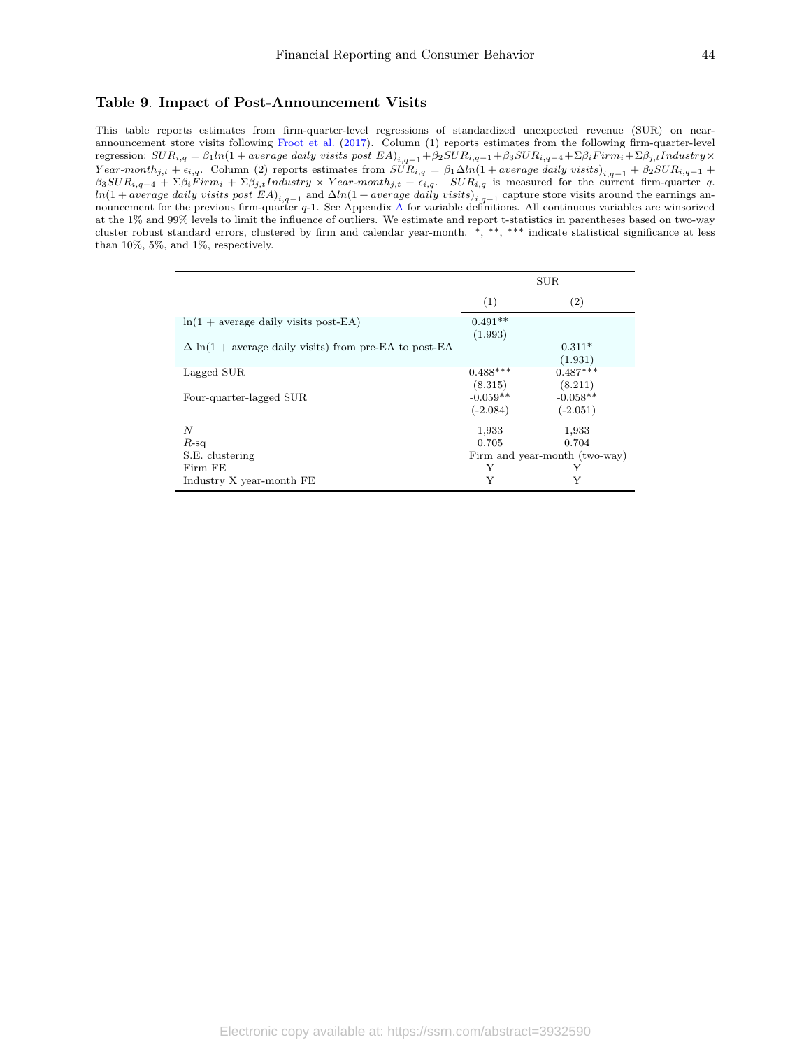### Table 9. Impact of Post-Announcement Visits

This table reports estimates from firm-quarter-level regressions of standardized unexpected revenue (SUR) on near-announcement store visits following Froot et al. (2017). Column (1) reports estimates from the following firm-quarter-level regression: $SUR_{i,q} = \beta_1 ln(1 + average\ daily\ visits\ post\ EA)_{i,q-1} + \beta_2 SUR_{i,q-1} + \beta_3 SUR_{i,q-4} + \Sigma\beta_i Firm_i + \Sigma\beta_{j,t} Industry \times Year\text{-}month_{j,t} + \epsilon_{i,q}$. Column (2) reports estimates from $SUR_{i,q} = \beta_1 \Delta ln(1 + average\ daily\ visits)_{i,q-1} + \beta_2 SUR_{i,q-1} + \beta_3 SUR_{i,q-4} + \Sigma\beta_i Firm_i + \Sigma\beta_{j,t} Industry \times Year\text{-}month_{j,t} + \epsilon_{i,q}$. $SUR_{i,q}$ is measured for the current firm-quarter $q$. $ln(1 + average\ daily\ visits\ post\ EA)_{i,q-1}$ and $\Delta ln(1 + average\ daily\ visits)_{i,q-1}$ capture store visits around the earnings announcement for the previous firm-quarter $q$-1. See Appendix A for variable definitions. All continuous variables are winsorized at the 1% and 99% levels to limit the influence of outliers. We estimate and report t-statistics in parentheses based on two-way cluster robust standard errors, clustered by firm and calendar year-month. *, **, *** indicate statistical significance at less than 10%, 5%, and 1%, respectively.

| | SUR | |
|---|---|---|
| | (1) | (2) |
| ln(1 + average daily visits post-EA) | 0.491** | |
| | (1.993) | |
| Δ ln(1 + average daily visits) from pre-EA to post-EA | | 0.311* |
| | | (1.931) |
| Lagged SUR | 0.488*** | 0.487*** |
| | (8.315) | (8.211) |
| Four-quarter-lagged SUR | -0.059** | -0.058** |
| | (-2.084) | (-2.051) |
| $N$ | 1,933 | 1,933 |
| $R$-sq | 0.705 | 0.704 |
| S.E. clustering | Firm and year-month (two-way) | |
| Firm FE | Y | Y |
| Industry X year-month FE | Y | Y |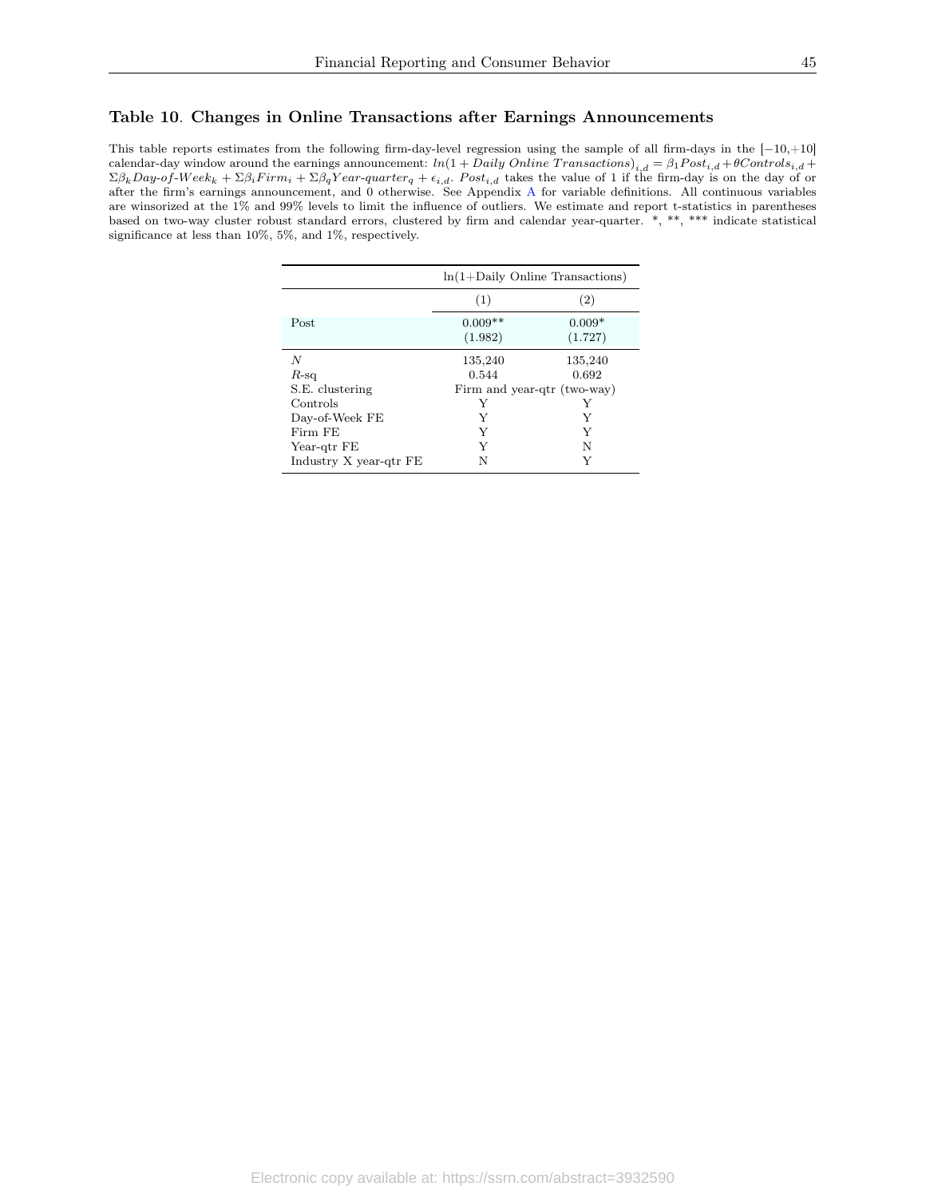### Table 10. Changes in Online Transactions after Earnings Announcements

This table reports estimates from the following firm-day-level regression using the sample of all firm-days in the [−10,+10] calendar-day window around the earnings announcement: $ln(1 + Daily\ Online\ Transactions)_{i,d} = \beta_1 Post_{i,d} + \theta Controls_{i,d} + \Sigma\beta_k Day\text{-}of\text{-}Week_k + \Sigma\beta_i Firm_i + \Sigma\beta_q Year\text{-}quarter_q + \epsilon_{i,d}$. $Post_{i,d}$ takes the value of 1 if the firm-day is on the day of or after the firm's earnings announcement, and 0 otherwise. See Appendix A for variable definitions. All continuous variables are winsorized at the 1% and 99% levels to limit the influence of outliers. We estimate and report t-statistics in parentheses based on two-way cluster robust standard errors, clustered by firm and calendar year-quarter. *, **, *** indicate statistical significance at less than 10%, 5%, and 1%, respectively.

| | ln(1+Daily Online Transactions) | |
|---|---|---|
| | (1) | (2) |
| Post | 0.009** | 0.009* |
| | (1.982) | (1.727) |
| $N$ | 135,240 | 135,240 |
| $R$-sq | 0.544 | 0.692 |
| S.E. clustering | Firm and year-qtr (two-way) | |
| Controls | Y | Y |
| Day-of-Week FE | Y | Y |
| Firm FE | Y | Y |
| Year-qtr FE | Y | N |
| Industry X year-qtr FE | N | Y |